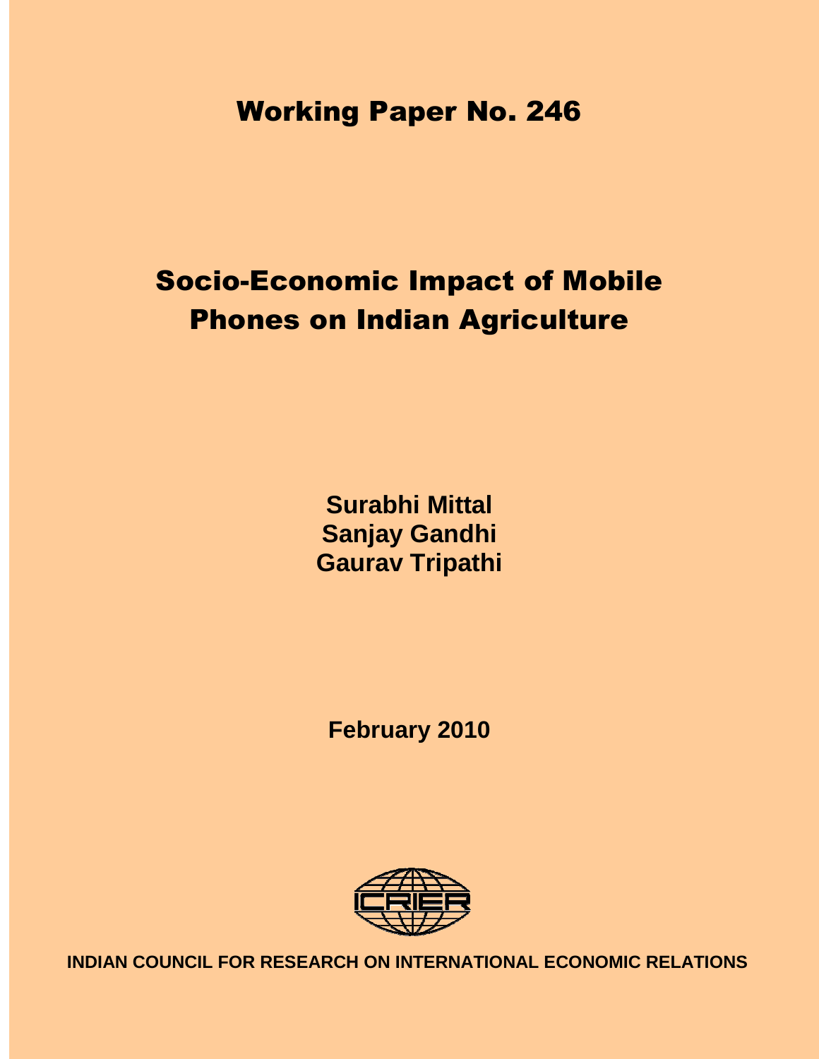# Working Paper No. 246

# Socio-Economic Impact of Mobile Phones on Indian Agriculture

**Surabhi Mittal**
**Sanjay Gandhi**
**Gaurav Tripathi**

**February 2010**

ICRIER

**INDIAN COUNCIL FOR RESEARCH ON INTERNATIONAL ECONOMIC RELATIONS**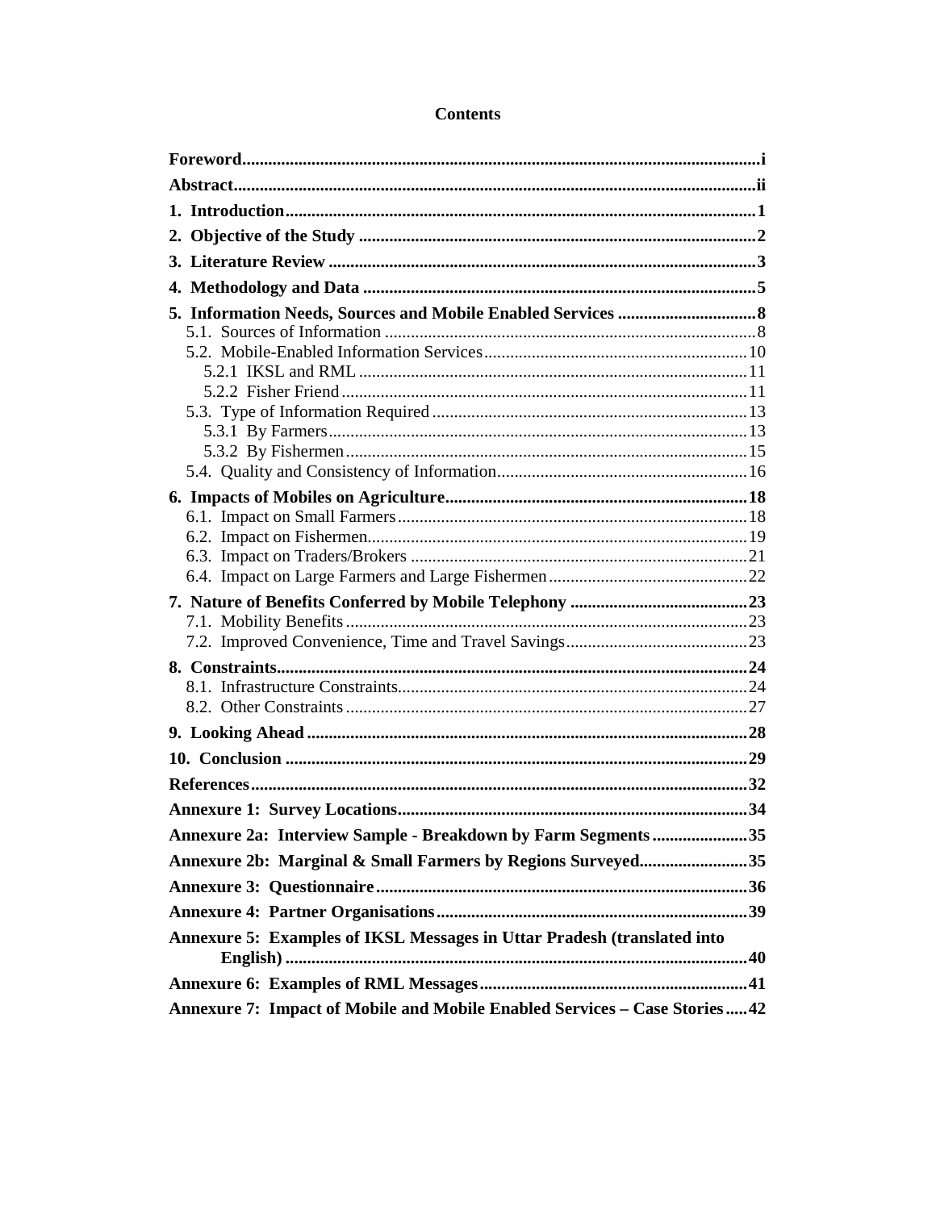# Contents

**Foreword** ..... i

**Abstract** ..... ii

**1. Introduction** ..... 1

**2. Objective of the Study** ..... 2

**3. Literature Review** ..... 3

**4. Methodology and Data** ..... 5

**5. Information Needs, Sources and Mobile Enabled Services** ..... 8

- 5.1. Sources of Information ..... 8
- 5.2. Mobile-Enabled Information Services ..... 10
  - 5.2.1 IKSL and RML ..... 11
  - 5.2.2 Fisher Friend ..... 11
- 5.3. Type of Information Required ..... 13
  - 5.3.1 By Farmers ..... 13
  - 5.3.2 By Fishermen ..... 15
- 5.4. Quality and Consistency of Information ..... 16

**6. Impacts of Mobiles on Agriculture** ..... 18

- 6.1. Impact on Small Farmers ..... 18
- 6.2. Impact on Fishermen ..... 19
- 6.3. Impact on Traders/Brokers ..... 21
- 6.4. Impact on Large Farmers and Large Fishermen ..... 22

**7. Nature of Benefits Conferred by Mobile Telephony** ..... 23

- 7.1. Mobility Benefits ..... 23
- 7.2. Improved Convenience, Time and Travel Savings ..... 23

**8. Constraints** ..... 24

- 8.1. Infrastructure Constraints ..... 24
- 8.2. Other Constraints ..... 27

**9. Looking Ahead** ..... 28

**10. Conclusion** ..... 29

**References** ..... 32

**Annexure 1: Survey Locations** ..... 34

**Annexure 2a: Interview Sample - Breakdown by Farm Segments** ..... 35

**Annexure 2b: Marginal & Small Farmers by Regions Surveyed** ..... 35

**Annexure 3: Questionnaire** ..... 36

**Annexure 4: Partner Organisations** ..... 39

**Annexure 5: Examples of IKSL Messages in Uttar Pradesh (translated into English)** ..... 40

**Annexure 6: Examples of RML Messages** ..... 41

**Annexure 7: Impact of Mobile and Mobile Enabled Services – Case Stories** ..... 42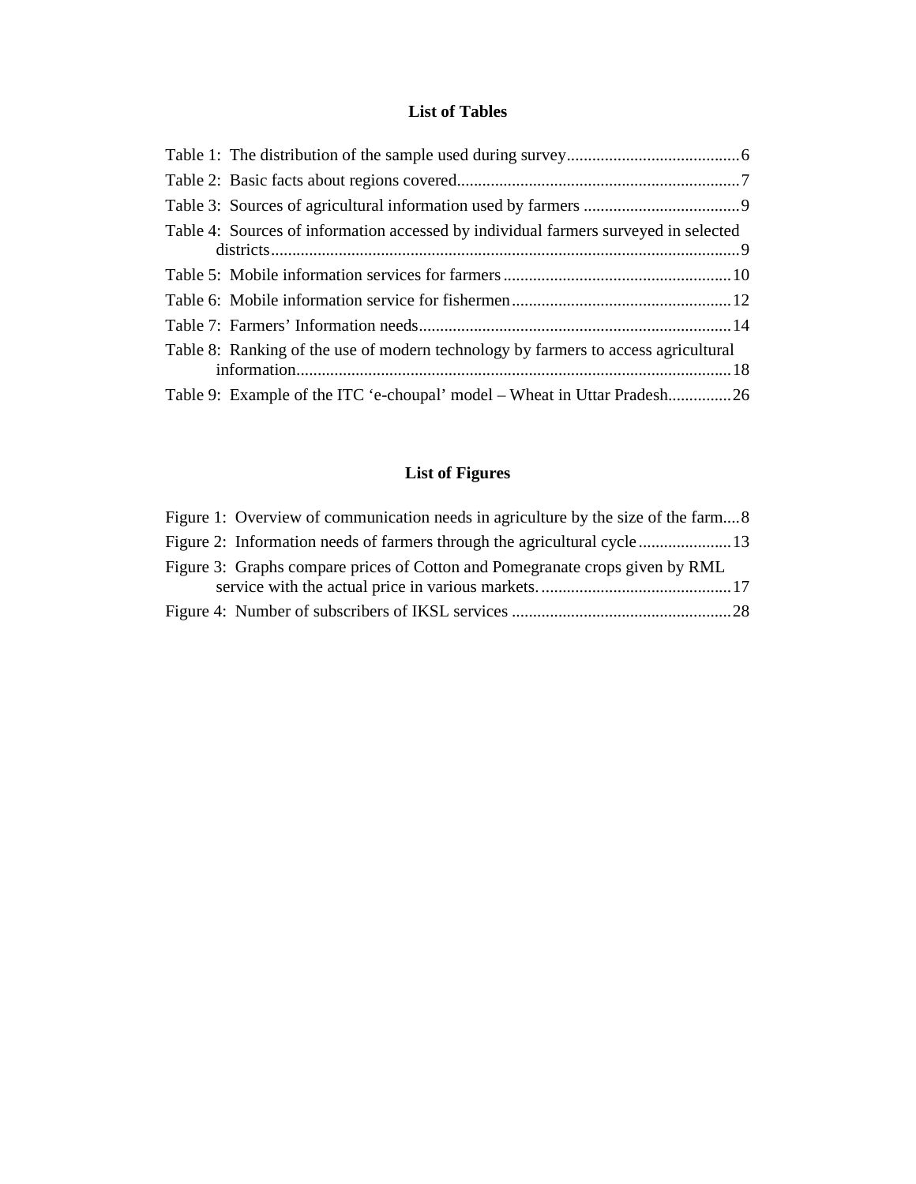## List of Tables

Table 1: The distribution of the sample used during survey.........................................6
Table 2: Basic facts about regions covered...................................................................7
Table 3: Sources of agricultural information used by farmers .....................................9
Table 4: Sources of information accessed by individual farmers surveyed in selected districts...............................................................................................................9
Table 5: Mobile information services for farmers ......................................................10
Table 6: Mobile information service for fishermen....................................................12
Table 7: Farmers' Information needs..........................................................................14
Table 8: Ranking of the use of modern technology by farmers to access agricultural information.......................................................................................................18
Table 9: Example of the ITC 'e-choupal' model – Wheat in Uttar Pradesh...............26

## List of Figures

Figure 1: Overview of communication needs in agriculture by the size of the farm....8
Figure 2: Information needs of farmers through the agricultural cycle......................13
Figure 3: Graphs compare prices of Cotton and Pomegranate crops given by RML service with the actual price in various markets. .............................................17
Figure 4: Number of subscribers of IKSL services ....................................................28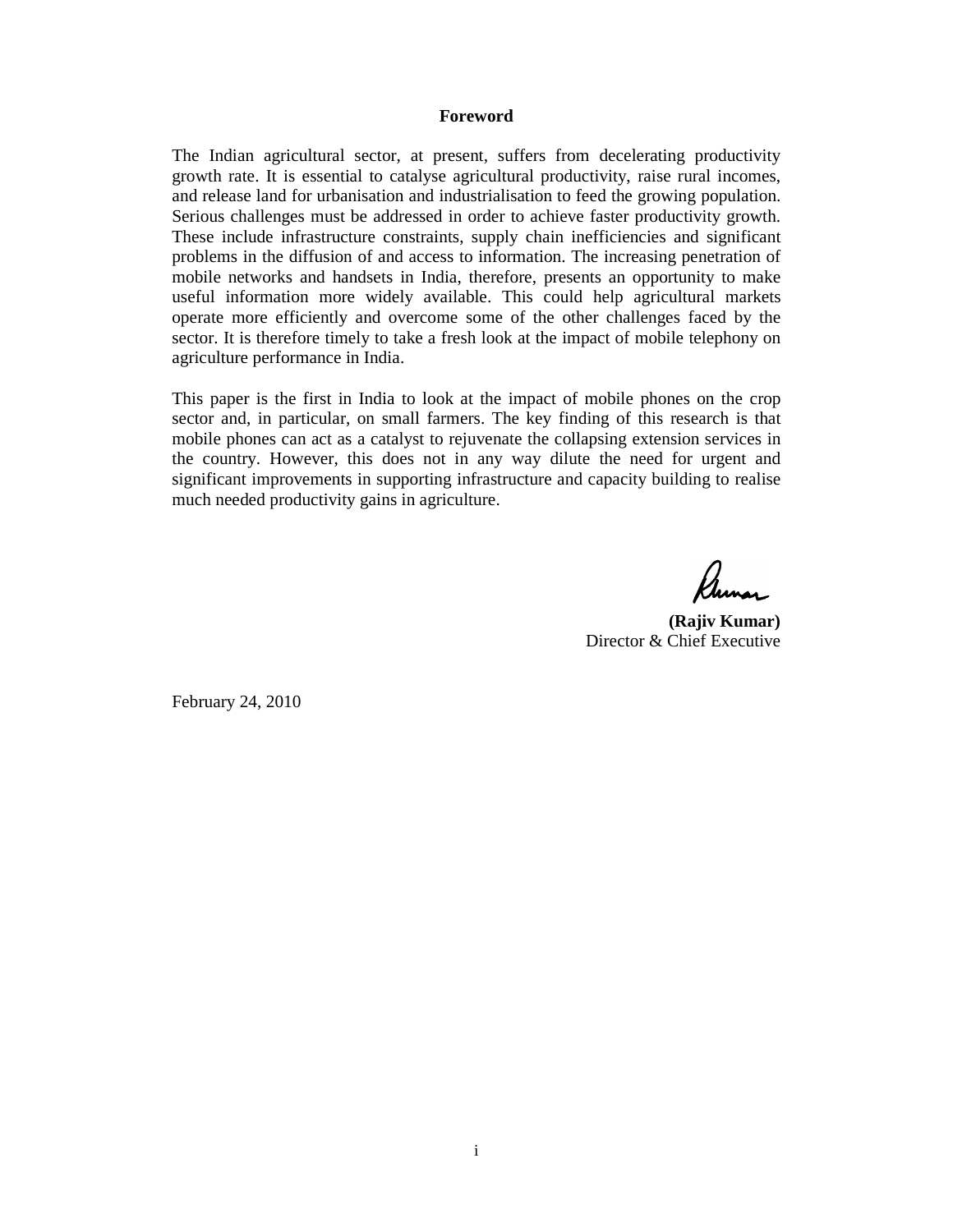# Foreword

The Indian agricultural sector, at present, suffers from decelerating productivity growth rate. It is essential to catalyse agricultural productivity, raise rural incomes, and release land for urbanisation and industrialisation to feed the growing population. Serious challenges must be addressed in order to achieve faster productivity growth. These include infrastructure constraints, supply chain inefficiencies and significant problems in the diffusion of and access to information. The increasing penetration of mobile networks and handsets in India, therefore, presents an opportunity to make useful information more widely available. This could help agricultural markets operate more efficiently and overcome some of the other challenges faced by the sector. It is therefore timely to take a fresh look at the impact of mobile telephony on agriculture performance in India.

This paper is the first in India to look at the impact of mobile phones on the crop sector and, in particular, on small farmers. The key finding of this research is that mobile phones can act as a catalyst to rejuvenate the collapsing extension services in the country. However, this does not in any way dilute the need for urgent and significant improvements in supporting infrastructure and capacity building to realise much needed productivity gains in agriculture.

**(Rajiv Kumar)**
Director & Chief Executive

February 24, 2010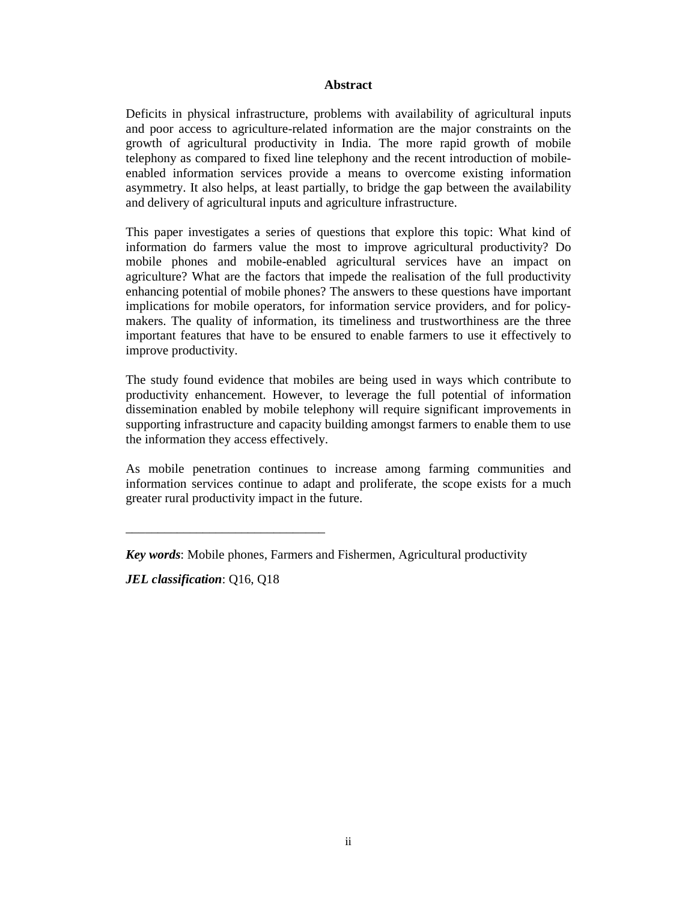## Abstract

Deficits in physical infrastructure, problems with availability of agricultural inputs and poor access to agriculture-related information are the major constraints on the growth of agricultural productivity in India. The more rapid growth of mobile telephony as compared to fixed line telephony and the recent introduction of mobile-enabled information services provide a means to overcome existing information asymmetry. It also helps, at least partially, to bridge the gap between the availability and delivery of agricultural inputs and agriculture infrastructure.

This paper investigates a series of questions that explore this topic: What kind of information do farmers value the most to improve agricultural productivity? Do mobile phones and mobile-enabled agricultural services have an impact on agriculture? What are the factors that impede the realisation of the full productivity enhancing potential of mobile phones? The answers to these questions have important implications for mobile operators, for information service providers, and for policy-makers. The quality of information, its timeliness and trustworthiness are the three important features that have to be ensured to enable farmers to use it effectively to improve productivity.

The study found evidence that mobiles are being used in ways which contribute to productivity enhancement. However, to leverage the full potential of information dissemination enabled by mobile telephony will require significant improvements in supporting infrastructure and capacity building amongst farmers to enable them to use the information they access effectively.

As mobile penetration continues to increase among farming communities and information services continue to adapt and proliferate, the scope exists for a much greater rural productivity impact in the future.

---

***Key words***: Mobile phones, Farmers and Fishermen, Agricultural productivity

***JEL classification***: Q16, Q18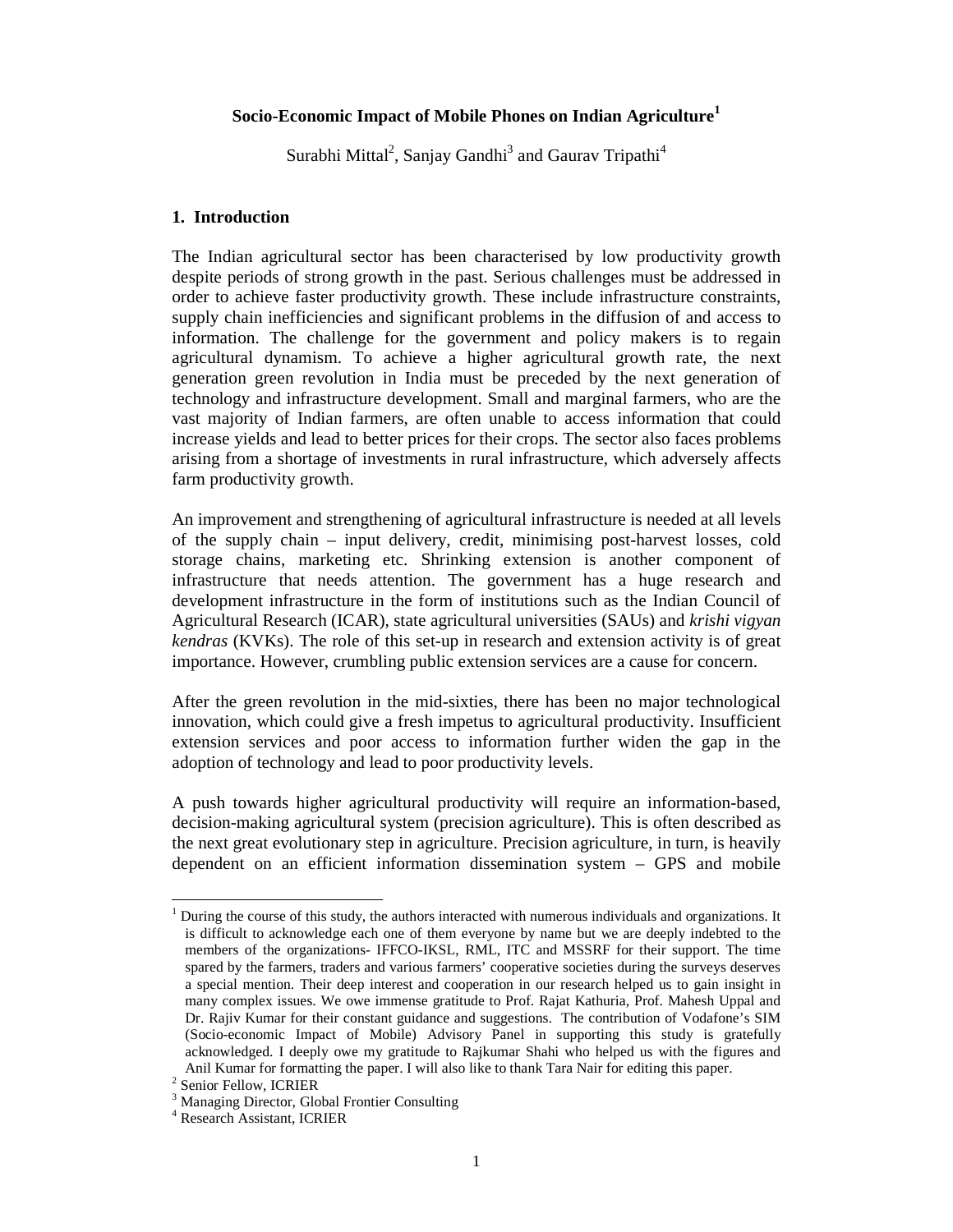**Socio-Economic Impact of Mobile Phones on Indian Agriculture[1]**

Surabhi Mittal[2], Sanjay Gandhi[3] and Gaurav Tripathi[4]

## 1. Introduction

The Indian agricultural sector has been characterised by low productivity growth despite periods of strong growth in the past. Serious challenges must be addressed in order to achieve faster productivity growth. These include infrastructure constraints, supply chain inefficiencies and significant problems in the diffusion of and access to information. The challenge for the government and policy makers is to regain agricultural dynamism. To achieve a higher agricultural growth rate, the next generation green revolution in India must be preceded by the next generation of technology and infrastructure development. Small and marginal farmers, who are the vast majority of Indian farmers, are often unable to access information that could increase yields and lead to better prices for their crops. The sector also faces problems arising from a shortage of investments in rural infrastructure, which adversely affects farm productivity growth.

An improvement and strengthening of agricultural infrastructure is needed at all levels of the supply chain – input delivery, credit, minimising post-harvest losses, cold storage chains, marketing etc. Shrinking extension is another component of infrastructure that needs attention. The government has a huge research and development infrastructure in the form of institutions such as the Indian Council of Agricultural Research (ICAR), state agricultural universities (SAUs) and *krishi vigyan kendras* (KVKs). The role of this set-up in research and extension activity is of great importance. However, crumbling public extension services are a cause for concern.

After the green revolution in the mid-sixties, there has been no major technological innovation, which could give a fresh impetus to agricultural productivity. Insufficient extension services and poor access to information further widen the gap in the adoption of technology and lead to poor productivity levels.

A push towards higher agricultural productivity will require an information-based, decision-making agricultural system (precision agriculture). This is often described as the next great evolutionary step in agriculture. Precision agriculture, in turn, is heavily dependent on an efficient information dissemination system – GPS and mobile

---

[1] During the course of this study, the authors interacted with numerous individuals and organizations. It is difficult to acknowledge each one of them everyone by name but we are deeply indebted to the members of the organizations- IFFCO-IKSL, RML, ITC and MSSRF for their support. The time spared by the farmers, traders and various farmers' cooperative societies during the surveys deserves a special mention. Their deep interest and cooperation in our research helped us to gain insight in many complex issues. We owe immense gratitude to Prof. Rajat Kathuria, Prof. Mahesh Uppal and Dr. Rajiv Kumar for their constant guidance and suggestions. The contribution of Vodafone's SIM (Socio-economic Impact of Mobile) Advisory Panel in supporting this study is gratefully acknowledged. I deeply owe my gratitude to Rajkumar Shahi who helped us with the figures and Anil Kumar for formatting the paper. I will also like to thank Tara Nair for editing this paper.

[2] Senior Fellow, ICRIER

[3] Managing Director, Global Frontier Consulting

[4] Research Assistant, ICRIER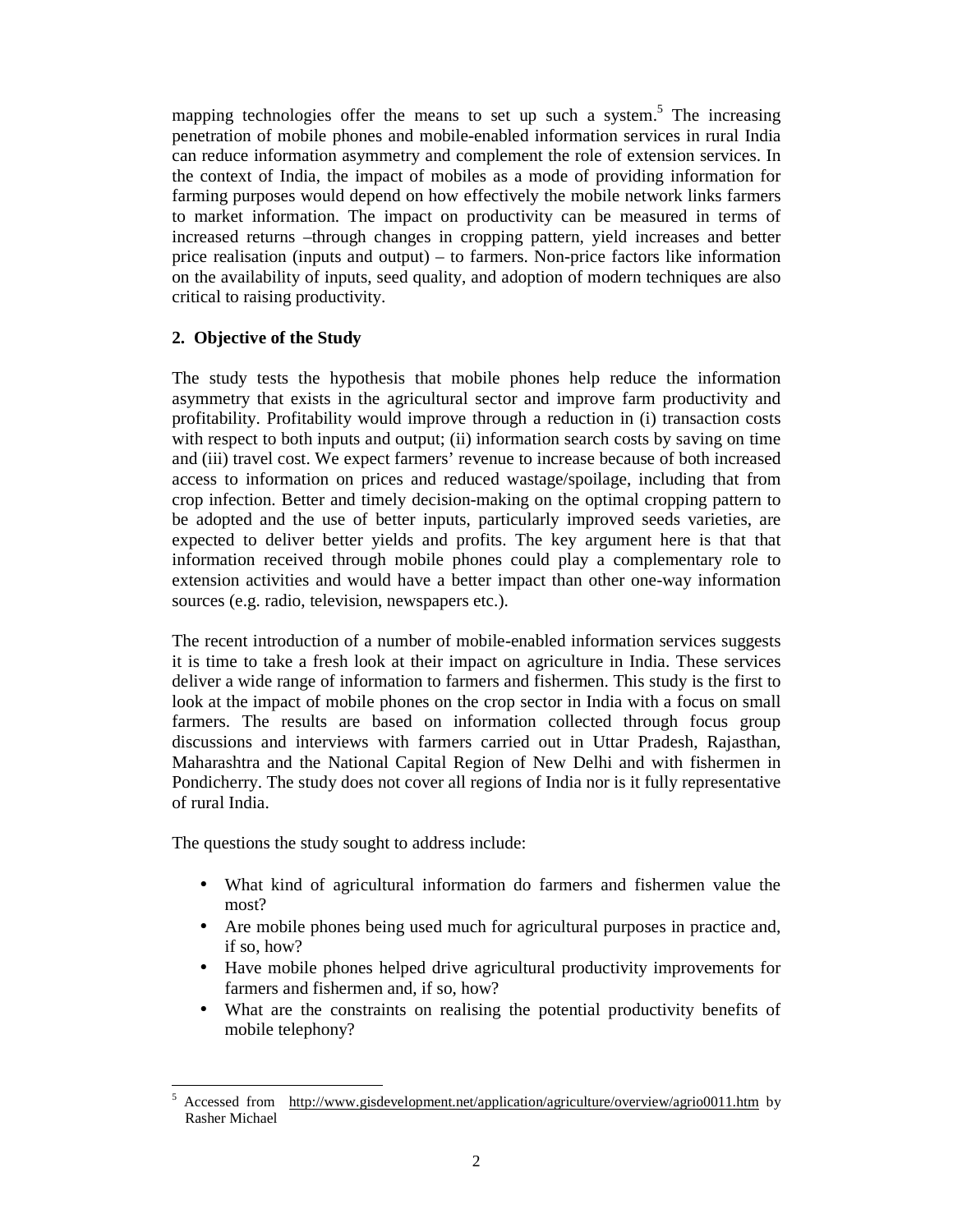mapping technologies offer the means to set up such a system.[5] The increasing penetration of mobile phones and mobile-enabled information services in rural India can reduce information asymmetry and complement the role of extension services. In the context of India, the impact of mobiles as a mode of providing information for farming purposes would depend on how effectively the mobile network links farmers to market information. The impact on productivity can be measured in terms of increased returns –through changes in cropping pattern, yield increases and better price realisation (inputs and output) – to farmers. Non-price factors like information on the availability of inputs, seed quality, and adoption of modern techniques are also critical to raising productivity.

## 2. Objective of the Study

The study tests the hypothesis that mobile phones help reduce the information asymmetry that exists in the agricultural sector and improve farm productivity and profitability. Profitability would improve through a reduction in (i) transaction costs with respect to both inputs and output; (ii) information search costs by saving on time and (iii) travel cost. We expect farmers' revenue to increase because of both increased access to information on prices and reduced wastage/spoilage, including that from crop infection. Better and timely decision-making on the optimal cropping pattern to be adopted and the use of better inputs, particularly improved seeds varieties, are expected to deliver better yields and profits. The key argument here is that that information received through mobile phones could play a complementary role to extension activities and would have a better impact than other one-way information sources (e.g. radio, television, newspapers etc.).

The recent introduction of a number of mobile-enabled information services suggests it is time to take a fresh look at their impact on agriculture in India. These services deliver a wide range of information to farmers and fishermen. This study is the first to look at the impact of mobile phones on the crop sector in India with a focus on small farmers. The results are based on information collected through focus group discussions and interviews with farmers carried out in Uttar Pradesh, Rajasthan, Maharashtra and the National Capital Region of New Delhi and with fishermen in Pondicherry. The study does not cover all regions of India nor is it fully representative of rural India.

The questions the study sought to address include:

- What kind of agricultural information do farmers and fishermen value the most?
- Are mobile phones being used much for agricultural purposes in practice and, if so, how?
- Have mobile phones helped drive agricultural productivity improvements for farmers and fishermen and, if so, how?
- What are the constraints on realising the potential productivity benefits of mobile telephony?

---

[5] Accessed from http://www.gisdevelopment.net/application/agriculture/overview/agrio0011.htm by Rasher Michael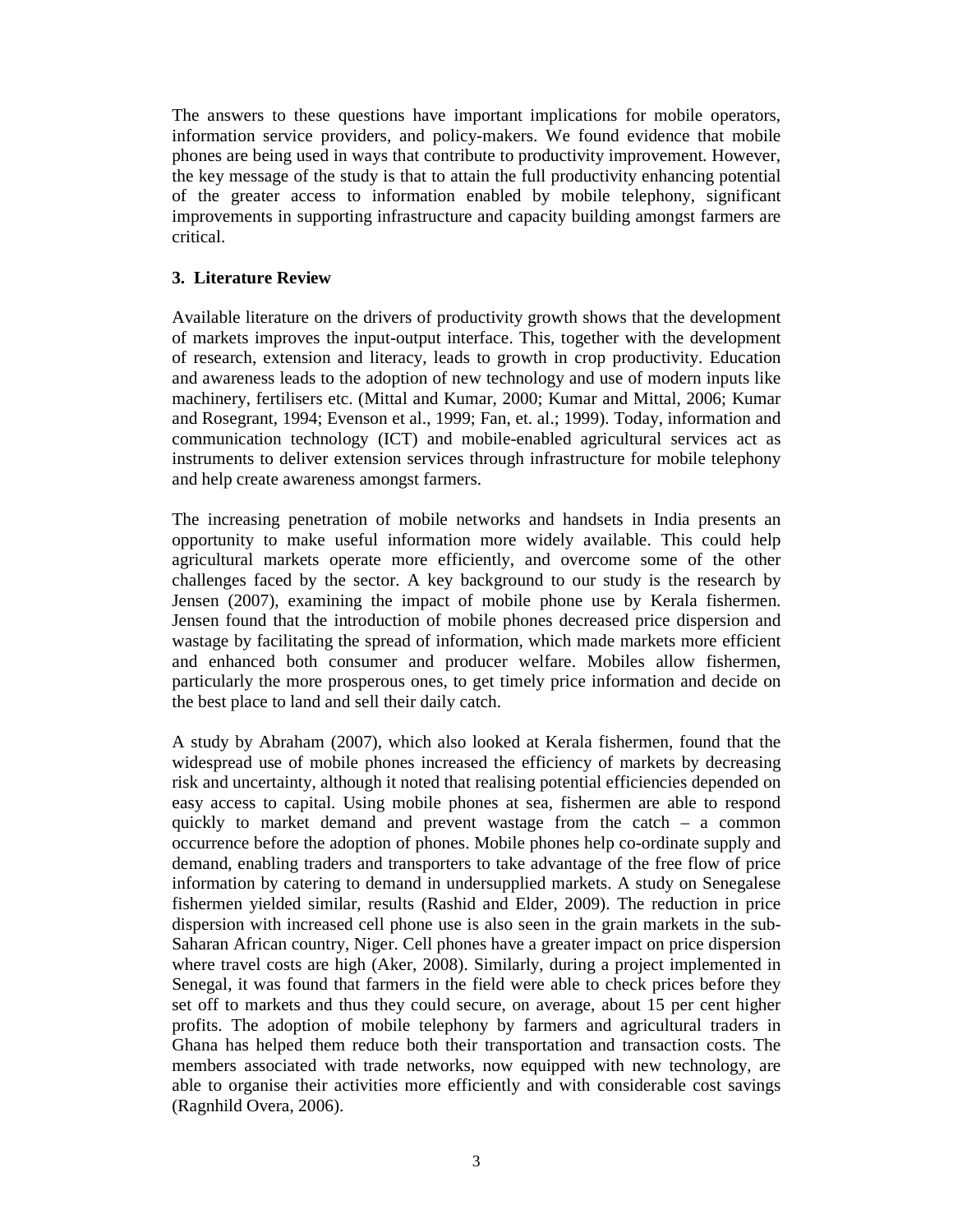The answers to these questions have important implications for mobile operators, information service providers, and policy-makers. We found evidence that mobile phones are being used in ways that contribute to productivity improvement. However, the key message of the study is that to attain the full productivity enhancing potential of the greater access to information enabled by mobile telephony, significant improvements in supporting infrastructure and capacity building amongst farmers are critical.

## 3. Literature Review

Available literature on the drivers of productivity growth shows that the development of markets improves the input-output interface. This, together with the development of research, extension and literacy, leads to growth in crop productivity. Education and awareness leads to the adoption of new technology and use of modern inputs like machinery, fertilisers etc. (Mittal and Kumar, 2000; Kumar and Mittal, 2006; Kumar and Rosegrant, 1994; Evenson et al., 1999; Fan, et. al.; 1999). Today, information and communication technology (ICT) and mobile-enabled agricultural services act as instruments to deliver extension services through infrastructure for mobile telephony and help create awareness amongst farmers.

The increasing penetration of mobile networks and handsets in India presents an opportunity to make useful information more widely available. This could help agricultural markets operate more efficiently, and overcome some of the other challenges faced by the sector. A key background to our study is the research by Jensen (2007), examining the impact of mobile phone use by Kerala fishermen. Jensen found that the introduction of mobile phones decreased price dispersion and wastage by facilitating the spread of information, which made markets more efficient and enhanced both consumer and producer welfare. Mobiles allow fishermen, particularly the more prosperous ones, to get timely price information and decide on the best place to land and sell their daily catch.

A study by Abraham (2007), which also looked at Kerala fishermen, found that the widespread use of mobile phones increased the efficiency of markets by decreasing risk and uncertainty, although it noted that realising potential efficiencies depended on easy access to capital. Using mobile phones at sea, fishermen are able to respond quickly to market demand and prevent wastage from the catch – a common occurrence before the adoption of phones. Mobile phones help co-ordinate supply and demand, enabling traders and transporters to take advantage of the free flow of price information by catering to demand in undersupplied markets. A study on Senegalese fishermen yielded similar, results (Rashid and Elder, 2009). The reduction in price dispersion with increased cell phone use is also seen in the grain markets in the sub-Saharan African country, Niger. Cell phones have a greater impact on price dispersion where travel costs are high (Aker, 2008). Similarly, during a project implemented in Senegal, it was found that farmers in the field were able to check prices before they set off to markets and thus they could secure, on average, about 15 per cent higher profits. The adoption of mobile telephony by farmers and agricultural traders in Ghana has helped them reduce both their transportation and transaction costs. The members associated with trade networks, now equipped with new technology, are able to organise their activities more efficiently and with considerable cost savings (Ragnhild Overa, 2006).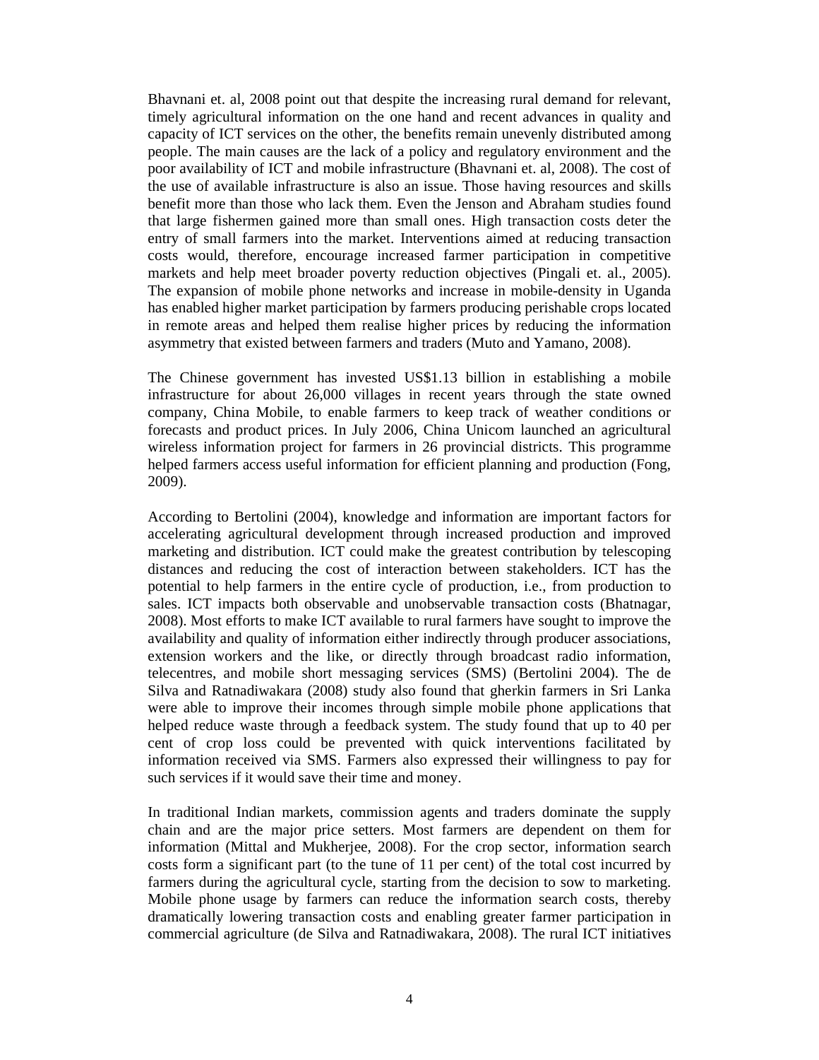Bhavnani et. al, 2008 point out that despite the increasing rural demand for relevant, timely agricultural information on the one hand and recent advances in quality and capacity of ICT services on the other, the benefits remain unevenly distributed among people. The main causes are the lack of a policy and regulatory environment and the poor availability of ICT and mobile infrastructure (Bhavnani et. al, 2008). The cost of the use of available infrastructure is also an issue. Those having resources and skills benefit more than those who lack them. Even the Jenson and Abraham studies found that large fishermen gained more than small ones. High transaction costs deter the entry of small farmers into the market. Interventions aimed at reducing transaction costs would, therefore, encourage increased farmer participation in competitive markets and help meet broader poverty reduction objectives (Pingali et. al., 2005). The expansion of mobile phone networks and increase in mobile-density in Uganda has enabled higher market participation by farmers producing perishable crops located in remote areas and helped them realise higher prices by reducing the information asymmetry that existed between farmers and traders (Muto and Yamano, 2008).

The Chinese government has invested US$1.13 billion in establishing a mobile infrastructure for about 26,000 villages in recent years through the state owned company, China Mobile, to enable farmers to keep track of weather conditions or forecasts and product prices. In July 2006, China Unicom launched an agricultural wireless information project for farmers in 26 provincial districts. This programme helped farmers access useful information for efficient planning and production (Fong, 2009).

According to Bertolini (2004), knowledge and information are important factors for accelerating agricultural development through increased production and improved marketing and distribution. ICT could make the greatest contribution by telescoping distances and reducing the cost of interaction between stakeholders. ICT has the potential to help farmers in the entire cycle of production, i.e., from production to sales. ICT impacts both observable and unobservable transaction costs (Bhatnagar, 2008). Most efforts to make ICT available to rural farmers have sought to improve the availability and quality of information either indirectly through producer associations, extension workers and the like, or directly through broadcast radio information, telecentres, and mobile short messaging services (SMS) (Bertolini 2004). The de Silva and Ratnadiwakara (2008) study also found that gherkin farmers in Sri Lanka were able to improve their incomes through simple mobile phone applications that helped reduce waste through a feedback system. The study found that up to 40 per cent of crop loss could be prevented with quick interventions facilitated by information received via SMS. Farmers also expressed their willingness to pay for such services if it would save their time and money.

In traditional Indian markets, commission agents and traders dominate the supply chain and are the major price setters. Most farmers are dependent on them for information (Mittal and Mukherjee, 2008). For the crop sector, information search costs form a significant part (to the tune of 11 per cent) of the total cost incurred by farmers during the agricultural cycle, starting from the decision to sow to marketing. Mobile phone usage by farmers can reduce the information search costs, thereby dramatically lowering transaction costs and enabling greater farmer participation in commercial agriculture (de Silva and Ratnadiwakara, 2008). The rural ICT initiatives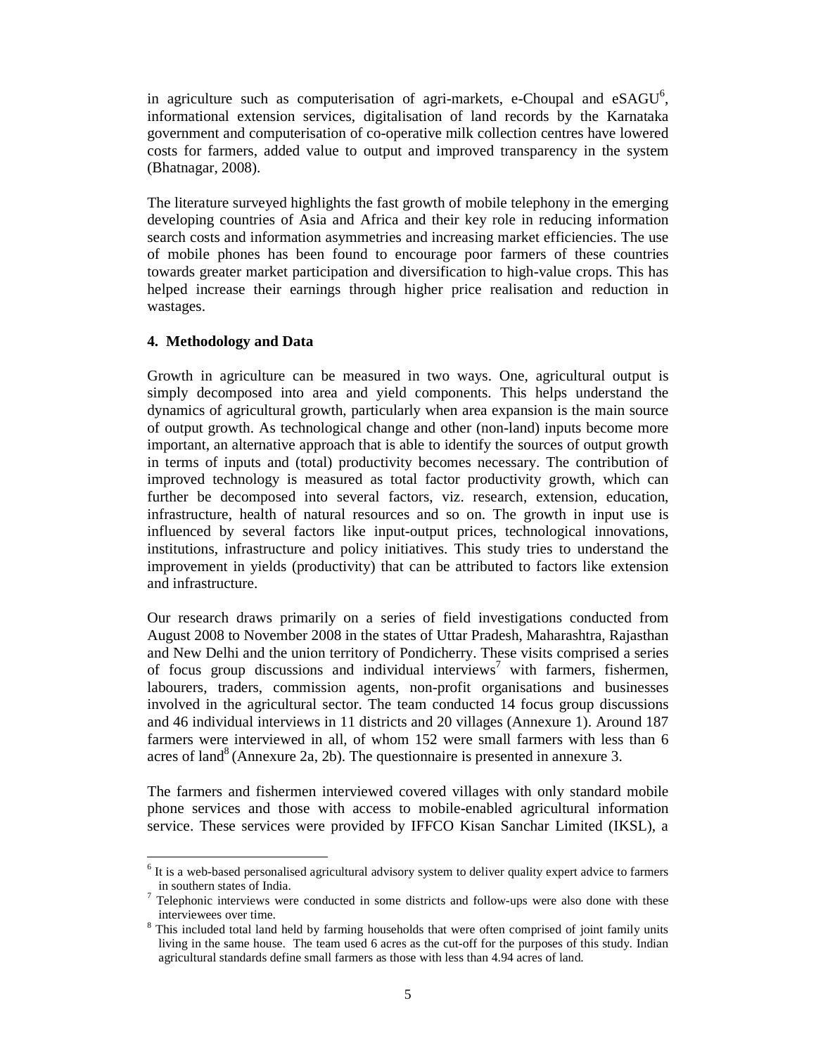in agriculture such as computerisation of agri-markets, e-Choupal and eSAGU[6], informational extension services, digitalisation of land records by the Karnataka government and computerisation of co-operative milk collection centres have lowered costs for farmers, added value to output and improved transparency in the system (Bhatnagar, 2008).

The literature surveyed highlights the fast growth of mobile telephony in the emerging developing countries of Asia and Africa and their key role in reducing information search costs and information asymmetries and increasing market efficiencies. The use of mobile phones has been found to encourage poor farmers of these countries towards greater market participation and diversification to high-value crops. This has helped increase their earnings through higher price realisation and reduction in wastages.

## 4. Methodology and Data

Growth in agriculture can be measured in two ways. One, agricultural output is simply decomposed into area and yield components. This helps understand the dynamics of agricultural growth, particularly when area expansion is the main source of output growth. As technological change and other (non-land) inputs become more important, an alternative approach that is able to identify the sources of output growth in terms of inputs and (total) productivity becomes necessary. The contribution of improved technology is measured as total factor productivity growth, which can further be decomposed into several factors, viz. research, extension, education, infrastructure, health of natural resources and so on. The growth in input use is influenced by several factors like input-output prices, technological innovations, institutions, infrastructure and policy initiatives. This study tries to understand the improvement in yields (productivity) that can be attributed to factors like extension and infrastructure.

Our research draws primarily on a series of field investigations conducted from August 2008 to November 2008 in the states of Uttar Pradesh, Maharashtra, Rajasthan and New Delhi and the union territory of Pondicherry. These visits comprised a series of focus group discussions and individual interviews[7] with farmers, fishermen, labourers, traders, commission agents, non-profit organisations and businesses involved in the agricultural sector. The team conducted 14 focus group discussions and 46 individual interviews in 11 districts and 20 villages (Annexure 1). Around 187 farmers were interviewed in all, of whom 152 were small farmers with less than 6 acres of land[8] (Annexure 2a, 2b). The questionnaire is presented in annexure 3.

The farmers and fishermen interviewed covered villages with only standard mobile phone services and those with access to mobile-enabled agricultural information service. These services were provided by IFFCO Kisan Sanchar Limited (IKSL), a

---

[6] It is a web-based personalised agricultural advisory system to deliver quality expert advice to farmers in southern states of India.

[7] Telephonic interviews were conducted in some districts and follow-ups were also done with these interviewees over time.

[8] This included total land held by farming households that were often comprised of joint family units living in the same house. The team used 6 acres as the cut-off for the purposes of this study. Indian agricultural standards define small farmers as those with less than 4.94 acres of land.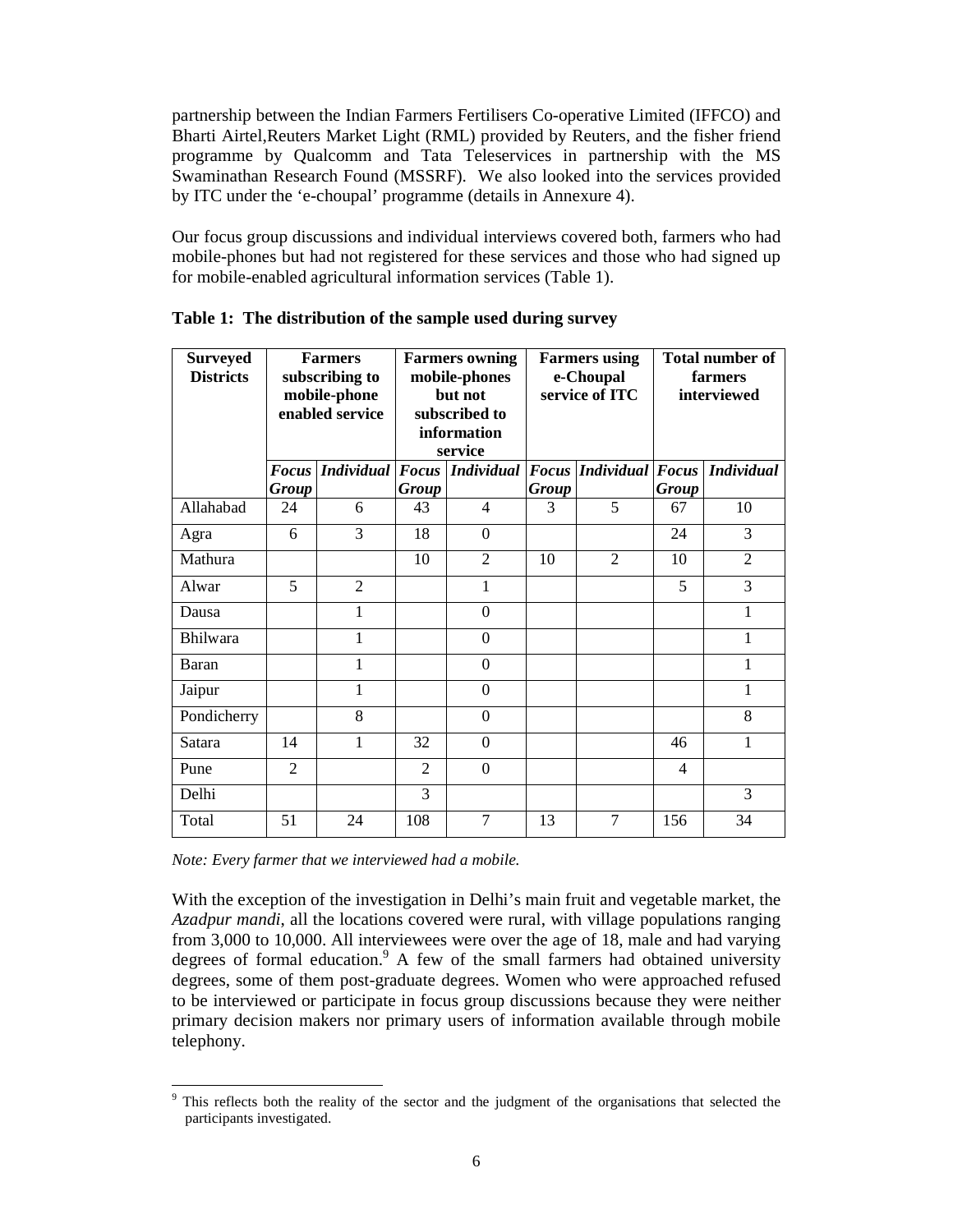partnership between the Indian Farmers Fertilisers Co-operative Limited (IFFCO) and Bharti Airtel,Reuters Market Light (RML) provided by Reuters, and the fisher friend programme by Qualcomm and Tata Teleservices in partnership with the MS Swaminathan Research Found (MSSRF). We also looked into the services provided by ITC under the 'e-choupal' programme (details in Annexure 4).

Our focus group discussions and individual interviews covered both, farmers who had mobile-phones but had not registered for these services and those who had signed up for mobile-enabled agricultural information services (Table 1).

**Table 1: The distribution of the sample used during survey**

| Surveyed Districts | Farmers subscribing to mobile-phone enabled service | | Farmers owning mobile-phones but not subscribed to information service | | Farmers using e-Choupal service of ITC | | Total number of farmers interviewed | |
|---|---|---|---|---|---|---|---|---|
| | *Focus Group* | *Individual* | *Focus Group* | *Individual* | *Focus Group* | *Individual* | *Focus Group* | *Individual* |
| Allahabad | 24 | 6 | 43 | 4 | 3 | 5 | 67 | 10 |
| Agra | 6 | 3 | 18 | 0 | | | 24 | 3 |
| Mathura | | | 10 | 2 | 10 | 2 | 10 | 2 |
| Alwar | 5 | 2 | | 1 | | | 5 | 3 |
| Dausa | | 1 | | 0 | | | | 1 |
| Bhilwara | | 1 | | 0 | | | | 1 |
| Baran | | 1 | | 0 | | | | 1 |
| Jaipur | | 1 | | 0 | | | | 1 |
| Pondicherry | | 8 | | 0 | | | | 8 |
| Satara | 14 | 1 | 32 | 0 | | | 46 | 1 |
| Pune | 2 | | 2 | 0 | | | 4 | |
| Delhi | | | 3 | | | | | 3 |
| Total | 51 | 24 | 108 | 7 | 13 | 7 | 156 | 34 |

*Note: Every farmer that we interviewed had a mobile.*

With the exception of the investigation in Delhi's main fruit and vegetable market, the *Azadpur mandi*, all the locations covered were rural, with village populations ranging from 3,000 to 10,000. All interviewees were over the age of 18, male and had varying degrees of formal education.[9] A few of the small farmers had obtained university degrees, some of them post-graduate degrees. Women who were approached refused to be interviewed or participate in focus group discussions because they were neither primary decision makers nor primary users of information available through mobile telephony.

[9] This reflects both the reality of the sector and the judgment of the organisations that selected the participants investigated.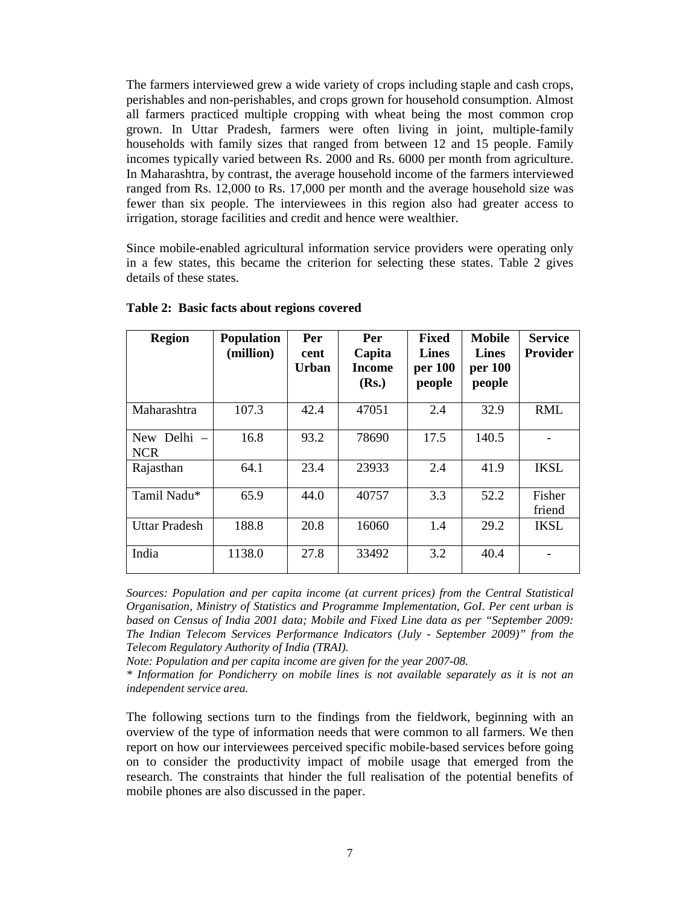The farmers interviewed grew a wide variety of crops including staple and cash crops, perishables and non-perishables, and crops grown for household consumption. Almost all farmers practiced multiple cropping with wheat being the most common crop grown. In Uttar Pradesh, farmers were often living in joint, multiple-family households with family sizes that ranged from between 12 and 15 people. Family incomes typically varied between Rs. 2000 and Rs. 6000 per month from agriculture. In Maharashtra, by contrast, the average household income of the farmers interviewed ranged from Rs. 12,000 to Rs. 17,000 per month and the average household size was fewer than six people. The interviewees in this region also had greater access to irrigation, storage facilities and credit and hence were wealthier.

Since mobile-enabled agricultural information service providers were operating only in a few states, this became the criterion for selecting these states. Table 2 gives details of these states.

**Table 2: Basic facts about regions covered**

| Region | Population (million) | Per cent Urban | Per Capita Income (Rs.) | Fixed Lines per 100 people | Mobile Lines per 100 people | Service Provider |
|---|---|---|---|---|---|---|
| Maharashtra | 107.3 | 42.4 | 47051 | 2.4 | 32.9 | RML |
| New Delhi – NCR | 16.8 | 93.2 | 78690 | 17.5 | 140.5 | - |
| Rajasthan | 64.1 | 23.4 | 23933 | 2.4 | 41.9 | IKSL |
| Tamil Nadu* | 65.9 | 44.0 | 40757 | 3.3 | 52.2 | Fisher friend |
| Uttar Pradesh | 188.8 | 20.8 | 16060 | 1.4 | 29.2 | IKSL |
| India | 1138.0 | 27.8 | 33492 | 3.2 | 40.4 | - |

*Sources: Population and per capita income (at current prices) from the Central Statistical Organisation, Ministry of Statistics and Programme Implementation, GoI. Per cent urban is based on Census of India 2001 data; Mobile and Fixed Line data as per "September 2009: The Indian Telecom Services Performance Indicators (July - September 2009)" from the Telecom Regulatory Authority of India (TRAI).*

*Note: Population and per capita income are given for the year 2007-08.*

*\* Information for Pondicherry on mobile lines is not available separately as it is not an independent service area.*

The following sections turn to the findings from the fieldwork, beginning with an overview of the type of information needs that were common to all farmers. We then report on how our interviewees perceived specific mobile-based services before going on to consider the productivity impact of mobile usage that emerged from the research. The constraints that hinder the full realisation of the potential benefits of mobile phones are also discussed in the paper.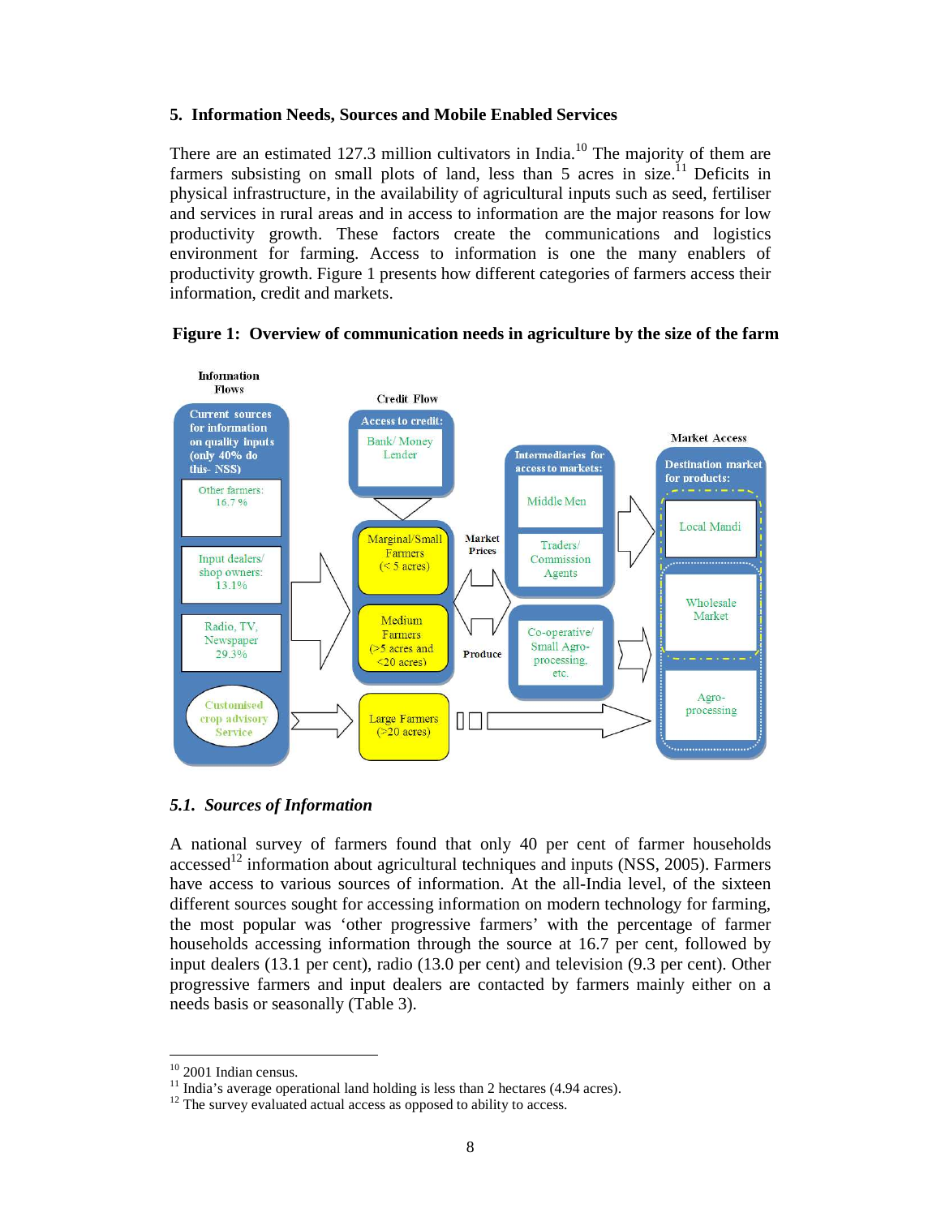## 5. Information Needs, Sources and Mobile Enabled Services

There are an estimated 127.3 million cultivators in India.[10] The majority of them are farmers subsisting on small plots of land, less than 5 acres in size.[11] Deficits in physical infrastructure, in the availability of agricultural inputs such as seed, fertiliser and services in rural areas and in access to information are the major reasons for low productivity growth. These factors create the communications and logistics environment for farming. Access to information is one the many enablers of productivity growth. Figure 1 presents how different categories of farmers access their information, credit and markets.

**Figure 1: Overview of communication needs in agriculture by the size of the farm**

Information Flows

Current sources for information on quality inputs (only 40% do this- NSS)

Other farmers: 16.7 %

Input dealers/ shop owners: 13.1%

Radio, TV, Newspaper 29.3%

Customised crop advisory Service

Credit Flow

Access to credit:

Bank/ Money Lender

Marginal/Small Farmers (< 5 acres)

Medium Farmers (>5 acres and <20 acres)

Large Farmers (>20 acres)

Market Prices

Produce

Intermediaries for access to markets:

Middle Men

Traders/ Commission Agents

Co-operative/ Small Agro-processing, etc.

Market Access

Destination market for products:

Local Mandi

Wholesale Market

Agro-processing

### *5.1. Sources of Information*

A national survey of farmers found that only 40 per cent of farmer households accessed[12] information about agricultural techniques and inputs (NSS, 2005). Farmers have access to various sources of information. At the all-India level, of the sixteen different sources sought for accessing information on modern technology for farming, the most popular was 'other progressive farmers' with the percentage of farmer households accessing information through the source at 16.7 per cent, followed by input dealers (13.1 per cent), radio (13.0 per cent) and television (9.3 per cent). Other progressive farmers and input dealers are contacted by farmers mainly either on a needs basis or seasonally (Table 3).

---

[10] 2001 Indian census.

[11] India's average operational land holding is less than 2 hectares (4.94 acres).

[12] The survey evaluated actual access as opposed to ability to access.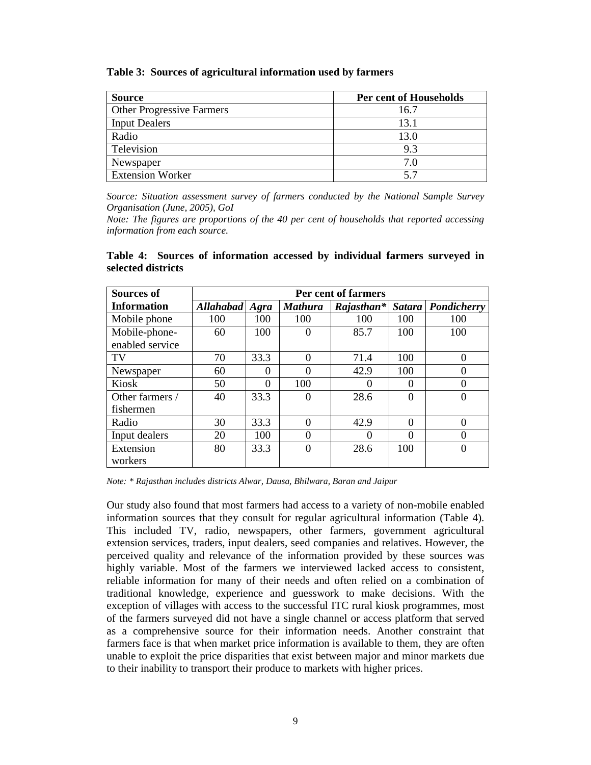**Table 3: Sources of agricultural information used by farmers**

| Source | Per cent of Households |
|---|---|
| Other Progressive Farmers | 16.7 |
| Input Dealers | 13.1 |
| Radio | 13.0 |
| Television | 9.3 |
| Newspaper | 7.0 |
| Extension Worker | 5.7 |

*Source: Situation assessment survey of farmers conducted by the National Sample Survey Organisation (June, 2005), GoI*

*Note: The figures are proportions of the 40 per cent of households that reported accessing information from each source.*

**Table 4: Sources of information accessed by individual farmers surveyed in selected districts**

| Sources of Information | Per cent of farmers | | | | | |
|---|---|---|---|---|---|---|
| | ***Allahabad*** | ***Agra*** | ***Mathura*** | ***Rajasthan**** | ***Satara*** | ***Pondicherry*** |
| Mobile phone | 100 | 100 | 100 | 100 | 100 | 100 |
| Mobile-phone-enabled service | 60 | 100 | 0 | 85.7 | 100 | 100 |
| TV | 70 | 33.3 | 0 | 71.4 | 100 | 0 |
| Newspaper | 60 | 0 | 0 | 42.9 | 100 | 0 |
| Kiosk | 50 | 0 | 100 | 0 | 0 | 0 |
| Other farmers / fishermen | 40 | 33.3 | 0 | 28.6 | 0 | 0 |
| Radio | 30 | 33.3 | 0 | 42.9 | 0 | 0 |
| Input dealers | 20 | 100 | 0 | 0 | 0 | 0 |
| Extension workers | 80 | 33.3 | 0 | 28.6 | 100 | 0 |

*Note: * Rajasthan includes districts Alwar, Dausa, Bhilwara, Baran and Jaipur*

Our study also found that most farmers had access to a variety of non-mobile enabled information sources that they consult for regular agricultural information (Table 4). This included TV, radio, newspapers, other farmers, government agricultural extension services, traders, input dealers, seed companies and relatives. However, the perceived quality and relevance of the information provided by these sources was highly variable. Most of the farmers we interviewed lacked access to consistent, reliable information for many of their needs and often relied on a combination of traditional knowledge, experience and guesswork to make decisions. With the exception of villages with access to the successful ITC rural kiosk programmes, most of the farmers surveyed did not have a single channel or access platform that served as a comprehensive source for their information needs. Another constraint that farmers face is that when market price information is available to them, they are often unable to exploit the price disparities that exist between major and minor markets due to their inability to transport their produce to markets with higher prices.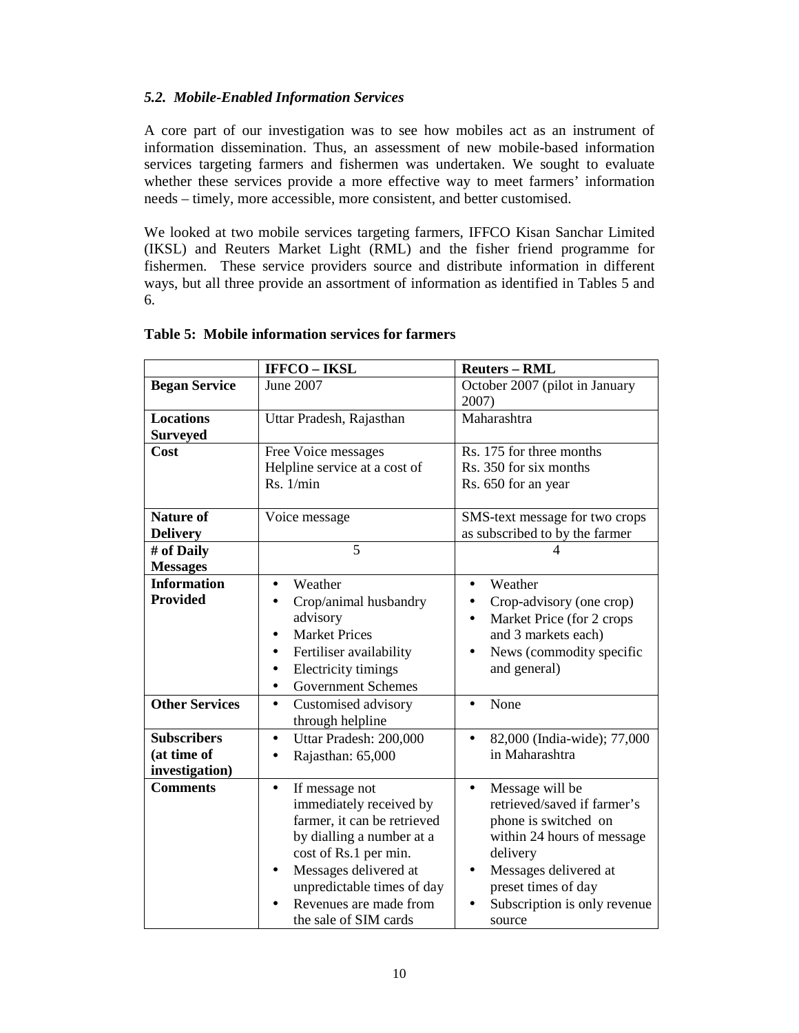### *5.2. Mobile-Enabled Information Services*

A core part of our investigation was to see how mobiles act as an instrument of information dissemination. Thus, an assessment of new mobile-based information services targeting farmers and fishermen was undertaken. We sought to evaluate whether these services provide a more effective way to meet farmers' information needs – timely, more accessible, more consistent, and better customised.

We looked at two mobile services targeting farmers, IFFCO Kisan Sanchar Limited (IKSL) and Reuters Market Light (RML) and the fisher friend programme for fishermen. These service providers source and distribute information in different ways, but all three provide an assortment of information as identified in Tables 5 and 6.

**Table 5: Mobile information services for farmers**

| | **IFFCO – IKSL** | **Reuters – RML** |
|---|---|---|
| **Began Service** | June 2007 | October 2007 (pilot in January 2007) |
| **Locations Surveyed** | Uttar Pradesh, Rajasthan | Maharashtra |
| **Cost** | Free Voice messages<br>Helpline service at a cost of Rs. 1/min | Rs. 175 for three months<br>Rs. 350 for six months<br>Rs. 650 for an year |
| **Nature of Delivery** | Voice message | SMS-text message for two crops as subscribed to by the farmer |
| **# of Daily Messages** | 5 | 4 |
| **Information Provided** | • Weather<br>• Crop/animal husbandry advisory<br>• Market Prices<br>• Fertiliser availability<br>• Electricity timings<br>• Government Schemes | • Weather<br>• Crop-advisory (one crop)<br>• Market Price (for 2 crops and 3 markets each)<br>• News (commodity specific and general) |
| **Other Services** | • Customised advisory through helpline | • None |
| **Subscribers (at time of investigation)** | • Uttar Pradesh: 200,000<br>• Rajasthan: 65,000 | • 82,000 (India-wide); 77,000 in Maharashtra |
| **Comments** | • If message not immediately received by farmer, it can be retrieved by dialling a number at a cost of Rs.1 per min.<br>• Messages delivered at unpredictable times of day<br>• Revenues are made from the sale of SIM cards | • Message will be retrieved/saved if farmer's phone is switched on within 24 hours of message delivery<br>• Messages delivered at preset times of day<br>• Subscription is only revenue source |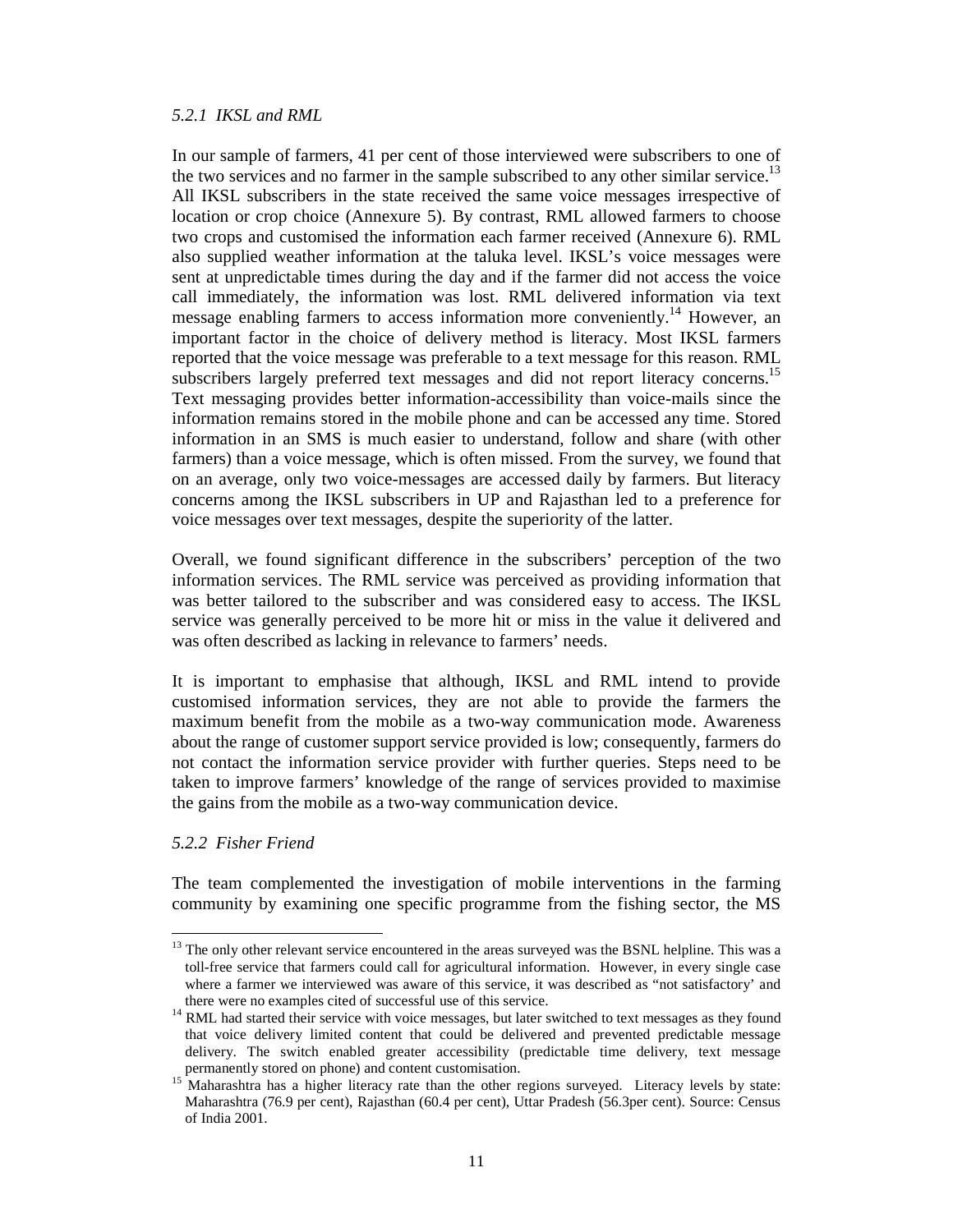*5.2.1 IKSL and RML*

In our sample of farmers, 41 per cent of those interviewed were subscribers to one of the two services and no farmer in the sample subscribed to any other similar service.[13] All IKSL subscribers in the state received the same voice messages irrespective of location or crop choice (Annexure 5). By contrast, RML allowed farmers to choose two crops and customised the information each farmer received (Annexure 6). RML also supplied weather information at the taluka level. IKSL's voice messages were sent at unpredictable times during the day and if the farmer did not access the voice call immediately, the information was lost. RML delivered information via text message enabling farmers to access information more conveniently.[14] However, an important factor in the choice of delivery method is literacy. Most IKSL farmers reported that the voice message was preferable to a text message for this reason. RML subscribers largely preferred text messages and did not report literacy concerns.[15] Text messaging provides better information-accessibility than voice-mails since the information remains stored in the mobile phone and can be accessed any time. Stored information in an SMS is much easier to understand, follow and share (with other farmers) than a voice message, which is often missed. From the survey, we found that on an average, only two voice-messages are accessed daily by farmers. But literacy concerns among the IKSL subscribers in UP and Rajasthan led to a preference for voice messages over text messages, despite the superiority of the latter.

Overall, we found significant difference in the subscribers' perception of the two information services. The RML service was perceived as providing information that was better tailored to the subscriber and was considered easy to access. The IKSL service was generally perceived to be more hit or miss in the value it delivered and was often described as lacking in relevance to farmers' needs.

It is important to emphasise that although, IKSL and RML intend to provide customised information services, they are not able to provide the farmers the maximum benefit from the mobile as a two-way communication mode. Awareness about the range of customer support service provided is low; consequently, farmers do not contact the information service provider with further queries. Steps need to be taken to improve farmers' knowledge of the range of services provided to maximise the gains from the mobile as a two-way communication device.

*5.2.2 Fisher Friend*

The team complemented the investigation of mobile interventions in the farming community by examining one specific programme from the fishing sector, the MS

---

[13] The only other relevant service encountered in the areas surveyed was the BSNL helpline. This was a toll-free service that farmers could call for agricultural information. However, in every single case where a farmer we interviewed was aware of this service, it was described as "not satisfactory' and there were no examples cited of successful use of this service.

[14] RML had started their service with voice messages, but later switched to text messages as they found that voice delivery limited content that could be delivered and prevented predictable message delivery. The switch enabled greater accessibility (predictable time delivery, text message permanently stored on phone) and content customisation.

[15] Maharashtra has a higher literacy rate than the other regions surveyed. Literacy levels by state: Maharashtra (76.9 per cent), Rajasthan (60.4 per cent), Uttar Pradesh (56.3per cent). Source: Census of India 2001.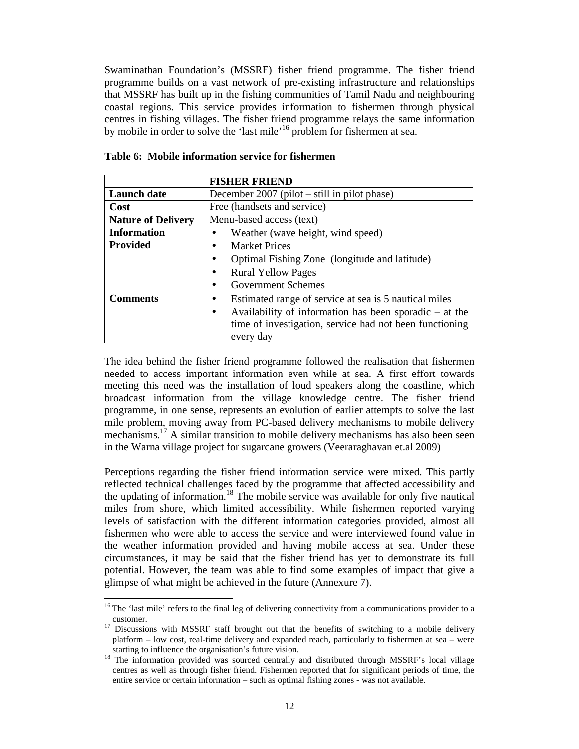Swaminathan Foundation's (MSSRF) fisher friend programme. The fisher friend programme builds on a vast network of pre-existing infrastructure and relationships that MSSRF has built up in the fishing communities of Tamil Nadu and neighbouring coastal regions. This service provides information to fishermen through physical centres in fishing villages. The fisher friend programme relays the same information by mobile in order to solve the 'last mile'[16] problem for fishermen at sea.

**Table 6: Mobile information service for fishermen**

| | **FISHER FRIEND** |
|---|---|
| **Launch date** | December 2007 (pilot – still in pilot phase) |
| **Cost** | Free (handsets and service) |
| **Nature of Delivery** | Menu-based access (text) |
| **Information Provided** | • Weather (wave height, wind speed)<br>• Market Prices<br>• Optimal Fishing Zone (longitude and latitude)<br>• Rural Yellow Pages<br>• Government Schemes |
| **Comments** | • Estimated range of service at sea is 5 nautical miles<br>• Availability of information has been sporadic – at the time of investigation, service had not been functioning every day |

The idea behind the fisher friend programme followed the realisation that fishermen needed to access important information even while at sea. A first effort towards meeting this need was the installation of loud speakers along the coastline, which broadcast information from the village knowledge centre. The fisher friend programme, in one sense, represents an evolution of earlier attempts to solve the last mile problem, moving away from PC-based delivery mechanisms to mobile delivery mechanisms.[17] A similar transition to mobile delivery mechanisms has also been seen in the Warna village project for sugarcane growers (Veeraraghavan et.al 2009)

Perceptions regarding the fisher friend information service were mixed. This partly reflected technical challenges faced by the programme that affected accessibility and the updating of information.[18] The mobile service was available for only five nautical miles from shore, which limited accessibility. While fishermen reported varying levels of satisfaction with the different information categories provided, almost all fishermen who were able to access the service and were interviewed found value in the weather information provided and having mobile access at sea. Under these circumstances, it may be said that the fisher friend has yet to demonstrate its full potential. However, the team was able to find some examples of impact that give a glimpse of what might be achieved in the future (Annexure 7).

---

[16] The 'last mile' refers to the final leg of delivering connectivity from a communications provider to a customer.

[17] Discussions with MSSRF staff brought out that the benefits of switching to a mobile delivery platform – low cost, real-time delivery and expanded reach, particularly to fishermen at sea – were starting to influence the organisation's future vision.

[18] The information provided was sourced centrally and distributed through MSSRF's local village centres as well as through fisher friend. Fishermen reported that for significant periods of time, the entire service or certain information – such as optimal fishing zones - was not available.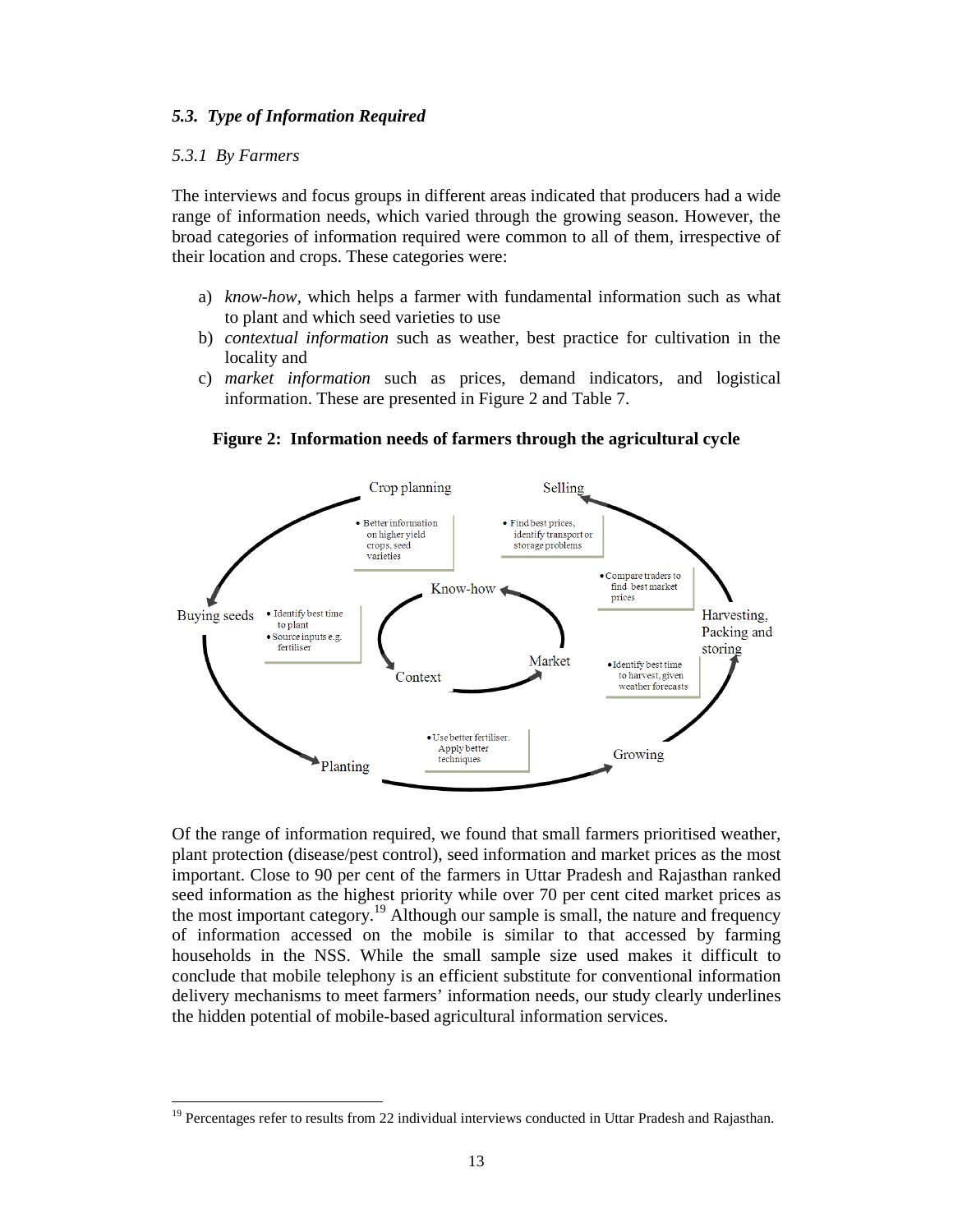### *5.3. Type of Information Required*

#### *5.3.1 By Farmers*

The interviews and focus groups in different areas indicated that producers had a wide range of information needs, which varied through the growing season. However, the broad categories of information required were common to all of them, irrespective of their location and crops. These categories were:

a) *know-how*, which helps a farmer with fundamental information such as what to plant and which seed varieties to use
b) *contextual information* such as weather, best practice for cultivation in the locality and
c) *market information* such as prices, demand indicators, and logistical information. These are presented in Figure 2 and Table 7.

**Figure 2: Information needs of farmers through the agricultural cycle**

Crop planning
- Better information on higher yield crops, seed varieties

Selling
- Find best prices, identify transport or storage problems
- Compare traders to find best market prices

Buying seeds
- Identify best time to plant
- Source inputs e.g. fertiliser

Know-how

Context

Market

Harvesting, Packing and storing
- Identify best time to harvest, given weather forecasts

Planting
- Use better fertiliser. Apply better techniques

Growing

Of the range of information required, we found that small farmers prioritised weather, plant protection (disease/pest control), seed information and market prices as the most important. Close to 90 per cent of the farmers in Uttar Pradesh and Rajasthan ranked seed information as the highest priority while over 70 per cent cited market prices as the most important category.[19] Although our sample is small, the nature and frequency of information accessed on the mobile is similar to that accessed by farming households in the NSS. While the small sample size used makes it difficult to conclude that mobile telephony is an efficient substitute for conventional information delivery mechanisms to meet farmers' information needs, our study clearly underlines the hidden potential of mobile-based agricultural information services.

[19] Percentages refer to results from 22 individual interviews conducted in Uttar Pradesh and Rajasthan.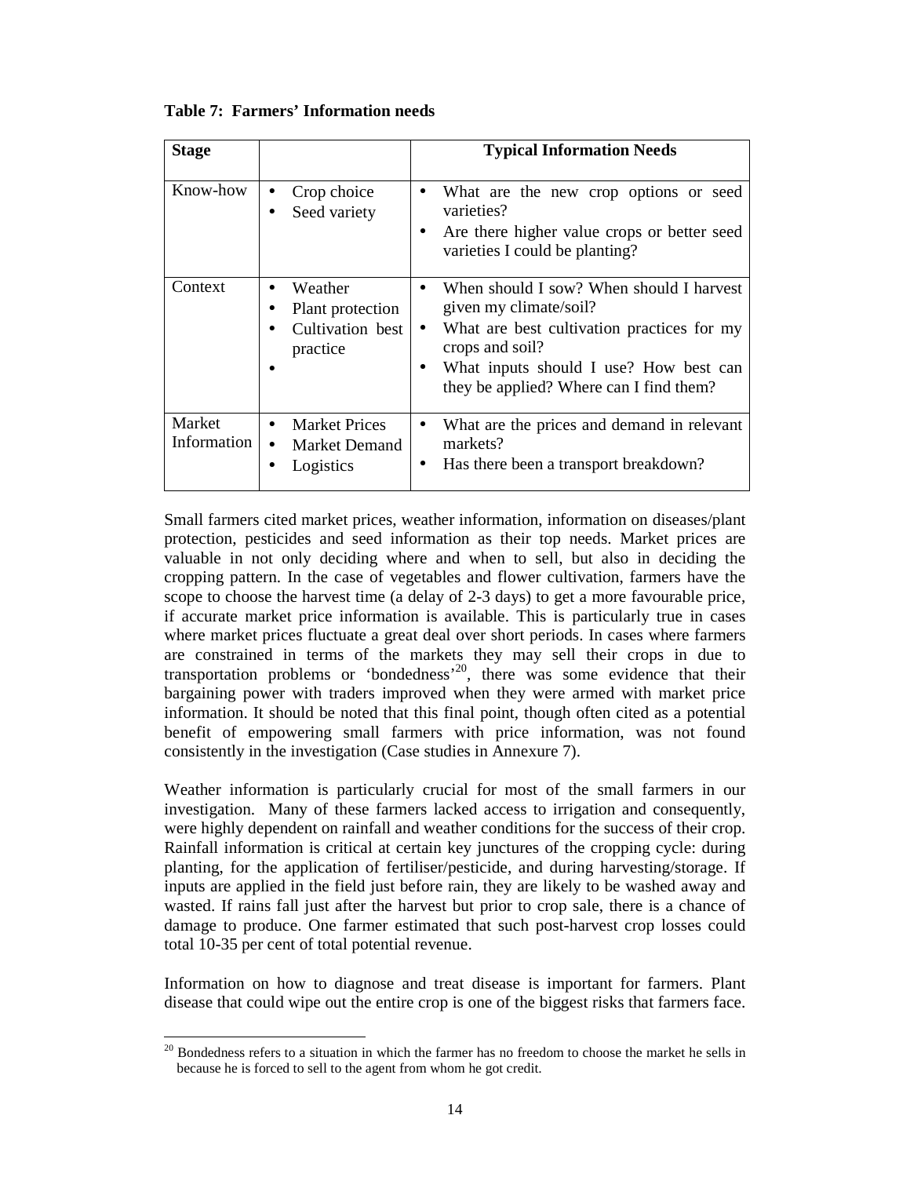**Table 7: Farmers' Information needs**

| Stage | | Typical Information Needs |
|---|---|---|
| Know-how | • Crop choice<br>• Seed variety | • What are the new crop options or seed varieties?<br>• Are there higher value crops or better seed varieties I could be planting? |
| Context | • Weather<br>• Plant protection<br>• Cultivation best practice<br>• | • When should I sow? When should I harvest given my climate/soil?<br>• What are best cultivation practices for my crops and soil?<br>• What inputs should I use? How best can they be applied? Where can I find them? |
| Market Information | • Market Prices<br>• Market Demand<br>• Logistics | • What are the prices and demand in relevant markets?<br>• Has there been a transport breakdown? |

Small farmers cited market prices, weather information, information on diseases/plant protection, pesticides and seed information as their top needs. Market prices are valuable in not only deciding where and when to sell, but also in deciding the cropping pattern. In the case of vegetables and flower cultivation, farmers have the scope to choose the harvest time (a delay of 2-3 days) to get a more favourable price, if accurate market price information is available. This is particularly true in cases where market prices fluctuate a great deal over short periods. In cases where farmers are constrained in terms of the markets they may sell their crops in due to transportation problems or 'bondedness'[20], there was some evidence that their bargaining power with traders improved when they were armed with market price information. It should be noted that this final point, though often cited as a potential benefit of empowering small farmers with price information, was not found consistently in the investigation (Case studies in Annexure 7).

Weather information is particularly crucial for most of the small farmers in our investigation. Many of these farmers lacked access to irrigation and consequently, were highly dependent on rainfall and weather conditions for the success of their crop. Rainfall information is critical at certain key junctures of the cropping cycle: during planting, for the application of fertiliser/pesticide, and during harvesting/storage. If inputs are applied in the field just before rain, they are likely to be washed away and wasted. If rains fall just after the harvest but prior to crop sale, there is a chance of damage to produce. One farmer estimated that such post-harvest crop losses could total 10-35 per cent of total potential revenue.

Information on how to diagnose and treat disease is important for farmers. Plant disease that could wipe out the entire crop is one of the biggest risks that farmers face.

---

[20] Bondedness refers to a situation in which the farmer has no freedom to choose the market he sells in because he is forced to sell to the agent from whom he got credit.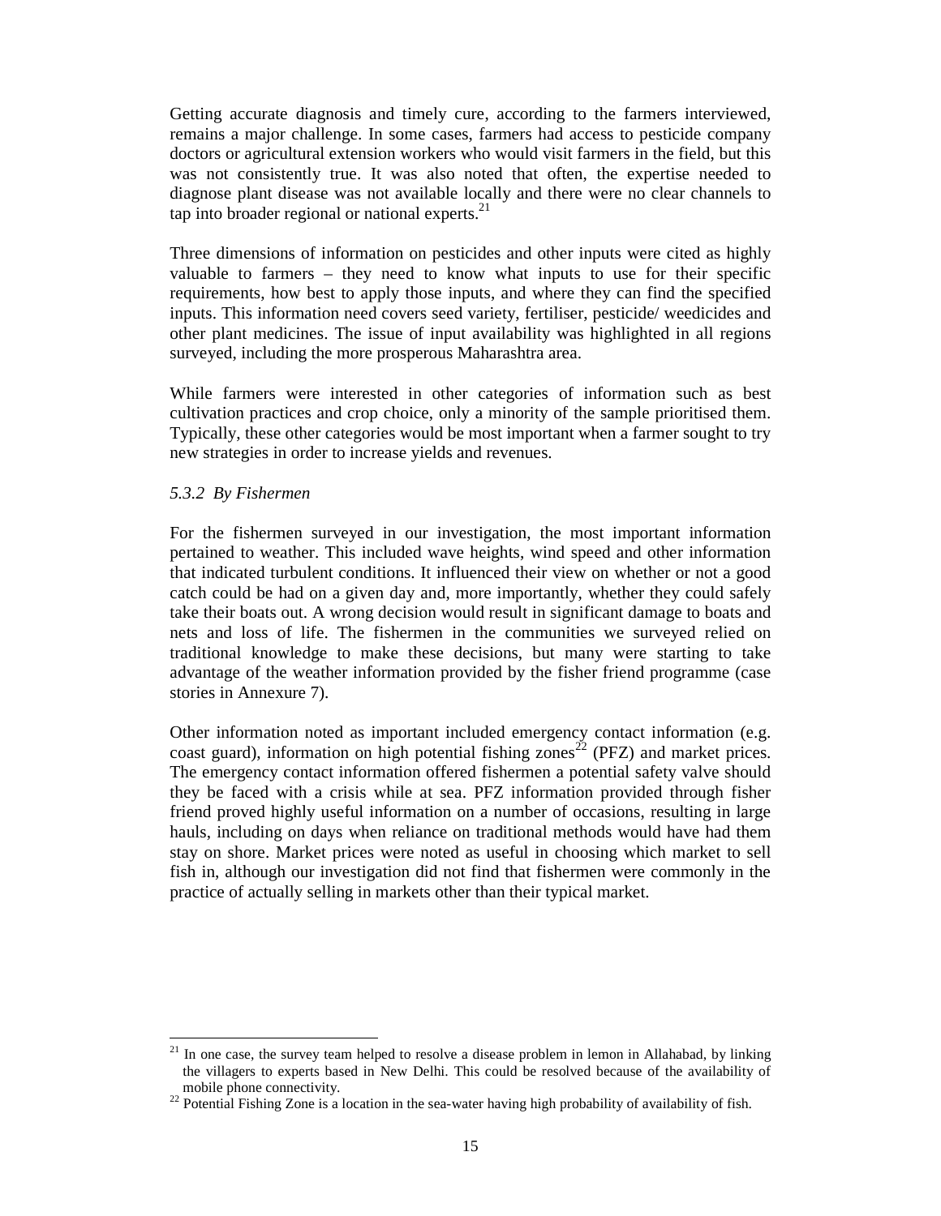Getting accurate diagnosis and timely cure, according to the farmers interviewed, remains a major challenge. In some cases, farmers had access to pesticide company doctors or agricultural extension workers who would visit farmers in the field, but this was not consistently true. It was also noted that often, the expertise needed to diagnose plant disease was not available locally and there were no clear channels to tap into broader regional or national experts.[21]

Three dimensions of information on pesticides and other inputs were cited as highly valuable to farmers – they need to know what inputs to use for their specific requirements, how best to apply those inputs, and where they can find the specified inputs. This information need covers seed variety, fertiliser, pesticide/ weedicides and other plant medicines. The issue of input availability was highlighted in all regions surveyed, including the more prosperous Maharashtra area.

While farmers were interested in other categories of information such as best cultivation practices and crop choice, only a minority of the sample prioritised them. Typically, these other categories would be most important when a farmer sought to try new strategies in order to increase yields and revenues.

### *5.3.2 By Fishermen*

For the fishermen surveyed in our investigation, the most important information pertained to weather. This included wave heights, wind speed and other information that indicated turbulent conditions. It influenced their view on whether or not a good catch could be had on a given day and, more importantly, whether they could safely take their boats out. A wrong decision would result in significant damage to boats and nets and loss of life. The fishermen in the communities we surveyed relied on traditional knowledge to make these decisions, but many were starting to take advantage of the weather information provided by the fisher friend programme (case stories in Annexure 7).

Other information noted as important included emergency contact information (e.g. coast guard), information on high potential fishing zones[22] (PFZ) and market prices. The emergency contact information offered fishermen a potential safety valve should they be faced with a crisis while at sea. PFZ information provided through fisher friend proved highly useful information on a number of occasions, resulting in large hauls, including on days when reliance on traditional methods would have had them stay on shore. Market prices were noted as useful in choosing which market to sell fish in, although our investigation did not find that fishermen were commonly in the practice of actually selling in markets other than their typical market.

---

[21] In one case, the survey team helped to resolve a disease problem in lemon in Allahabad, by linking the villagers to experts based in New Delhi. This could be resolved because of the availability of mobile phone connectivity.

[22] Potential Fishing Zone is a location in the sea-water having high probability of availability of fish.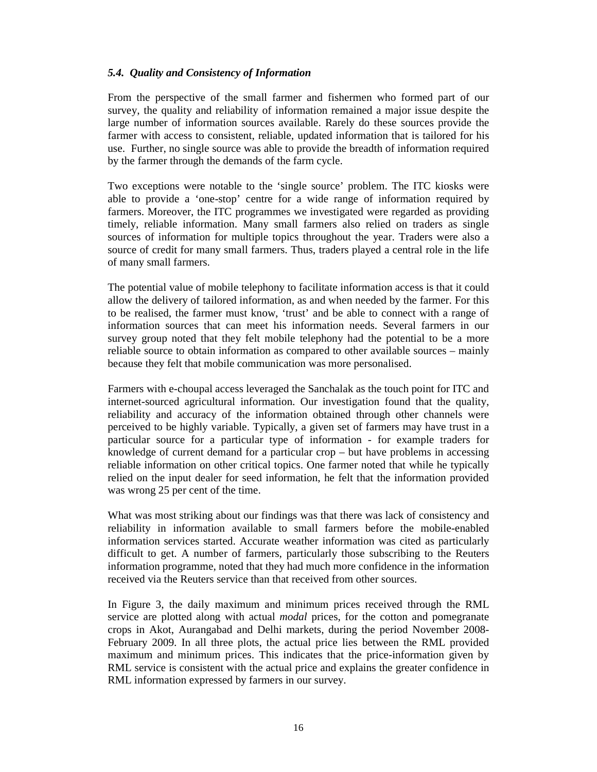### *5.4. Quality and Consistency of Information*

From the perspective of the small farmer and fishermen who formed part of our survey, the quality and reliability of information remained a major issue despite the large number of information sources available. Rarely do these sources provide the farmer with access to consistent, reliable, updated information that is tailored for his use. Further, no single source was able to provide the breadth of information required by the farmer through the demands of the farm cycle.

Two exceptions were notable to the 'single source' problem. The ITC kiosks were able to provide a 'one-stop' centre for a wide range of information required by farmers. Moreover, the ITC programmes we investigated were regarded as providing timely, reliable information. Many small farmers also relied on traders as single sources of information for multiple topics throughout the year. Traders were also a source of credit for many small farmers. Thus, traders played a central role in the life of many small farmers.

The potential value of mobile telephony to facilitate information access is that it could allow the delivery of tailored information, as and when needed by the farmer. For this to be realised, the farmer must know, 'trust' and be able to connect with a range of information sources that can meet his information needs. Several farmers in our survey group noted that they felt mobile telephony had the potential to be a more reliable source to obtain information as compared to other available sources – mainly because they felt that mobile communication was more personalised.

Farmers with e-choupal access leveraged the Sanchalak as the touch point for ITC and internet-sourced agricultural information. Our investigation found that the quality, reliability and accuracy of the information obtained through other channels were perceived to be highly variable. Typically, a given set of farmers may have trust in a particular source for a particular type of information - for example traders for knowledge of current demand for a particular crop – but have problems in accessing reliable information on other critical topics. One farmer noted that while he typically relied on the input dealer for seed information, he felt that the information provided was wrong 25 per cent of the time.

What was most striking about our findings was that there was lack of consistency and reliability in information available to small farmers before the mobile-enabled information services started. Accurate weather information was cited as particularly difficult to get. A number of farmers, particularly those subscribing to the Reuters information programme, noted that they had much more confidence in the information received via the Reuters service than that received from other sources.

In Figure 3, the daily maximum and minimum prices received through the RML service are plotted along with actual *modal* prices, for the cotton and pomegranate crops in Akot, Aurangabad and Delhi markets, during the period November 2008-February 2009. In all three plots, the actual price lies between the RML provided maximum and minimum prices. This indicates that the price-information given by RML service is consistent with the actual price and explains the greater confidence in RML information expressed by farmers in our survey.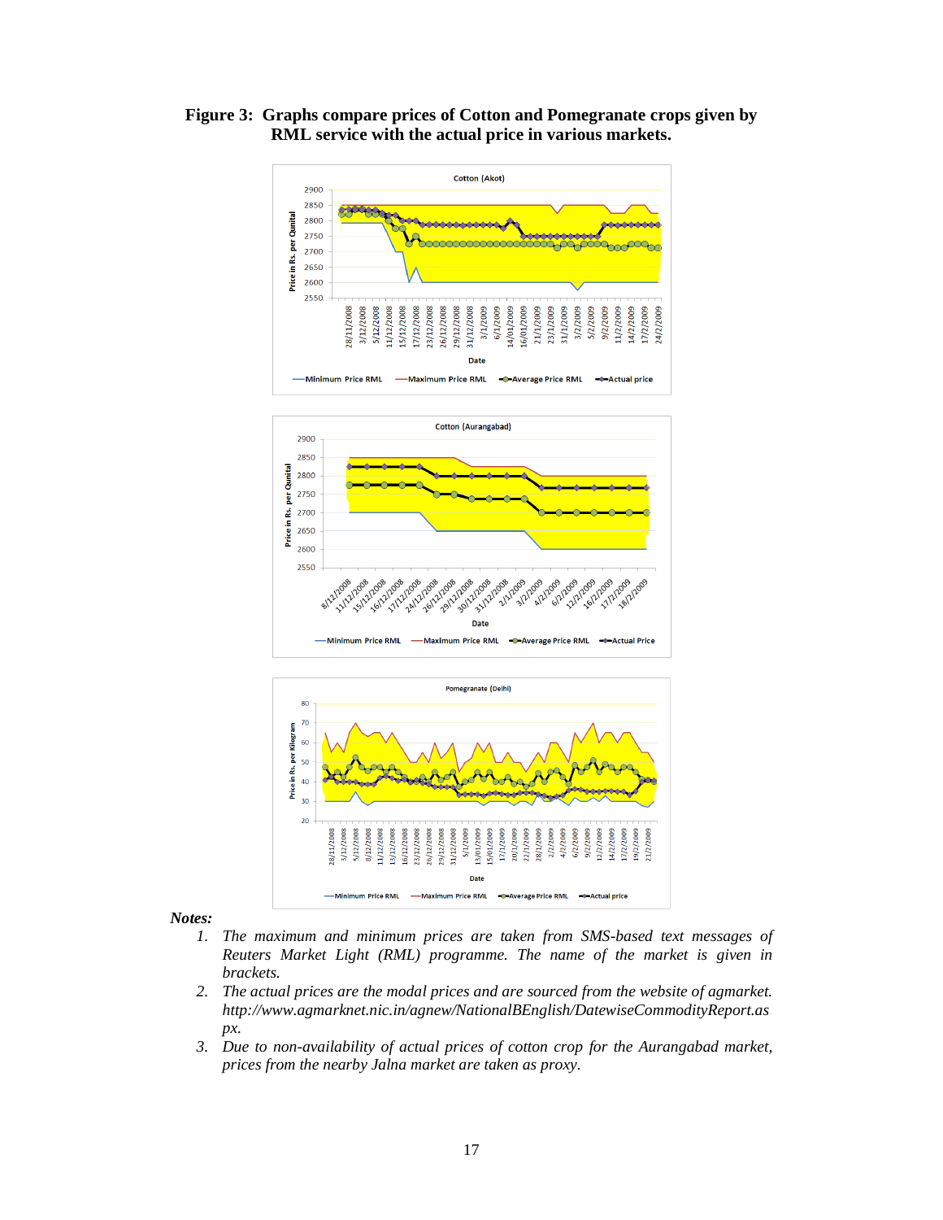**Figure 3: Graphs compare prices of Cotton and Pomegranate crops given by RML service with the actual price in various markets.**

***Notes:***

1. *The maximum and minimum prices are taken from SMS-based text messages of Reuters Market Light (RML) programme. The name of the market is given in brackets.*
2. *The actual prices are the modal prices and are sourced from the website of agmarket. http://www.agmarknet.nic.in/agnew/NationalBEnglish/DatewiseCommodityReport.aspx.*
3. *Due to non-availability of actual prices of cotton crop for the Aurangabad market, prices from the nearby Jalna market are taken as proxy.*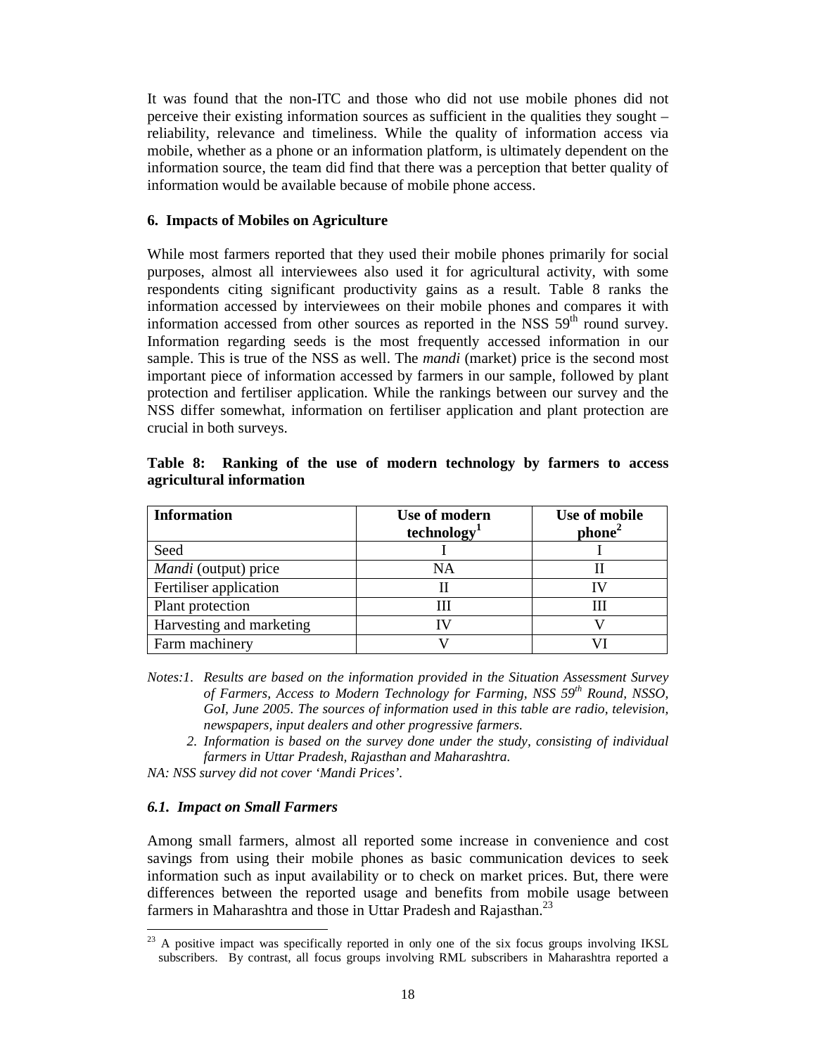It was found that the non-ITC and those who did not use mobile phones did not perceive their existing information sources as sufficient in the qualities they sought – reliability, relevance and timeliness. While the quality of information access via mobile, whether as a phone or an information platform, is ultimately dependent on the information source, the team did find that there was a perception that better quality of information would be available because of mobile phone access.

## 6. Impacts of Mobiles on Agriculture

While most farmers reported that they used their mobile phones primarily for social purposes, almost all interviewees also used it for agricultural activity, with some respondents citing significant productivity gains as a result. Table 8 ranks the information accessed by interviewees on their mobile phones and compares it with information accessed from other sources as reported in the NSS 59th round survey. Information regarding seeds is the most frequently accessed information in our sample. This is true of the NSS as well. The *mandi* (market) price is the second most important piece of information accessed by farmers in our sample, followed by plant protection and fertiliser application. While the rankings between our survey and the NSS differ somewhat, information on fertiliser application and plant protection are crucial in both surveys.

**Table 8: Ranking of the use of modern technology by farmers to access agricultural information**

| Information | Use of modern technology[1] | Use of mobile phone[2] |
|---|---|---|
| Seed | I | I |
| *Mandi* (output) price | NA | II |
| Fertiliser application | II | IV |
| Plant protection | III | III |
| Harvesting and marketing | IV | V |
| Farm machinery | V | VI |

*Notes:1. Results are based on the information provided in the Situation Assessment Survey of Farmers, Access to Modern Technology for Farming, NSS 59th Round, NSSO, GoI, June 2005. The sources of information used in this table are radio, television, newspapers, input dealers and other progressive farmers.*

*2. Information is based on the survey done under the study, consisting of individual farmers in Uttar Pradesh, Rajasthan and Maharashtra.*

*NA: NSS survey did not cover 'Mandi Prices'.*

### *6.1. Impact on Small Farmers*

Among small farmers, almost all reported some increase in convenience and cost savings from using their mobile phones as basic communication devices to seek information such as input availability or to check on market prices. But, there were differences between the reported usage and benefits from mobile usage between farmers in Maharashtra and those in Uttar Pradesh and Rajasthan.[23]

[23] A positive impact was specifically reported in only one of the six focus groups involving IKSL subscribers. By contrast, all focus groups involving RML subscribers in Maharashtra reported a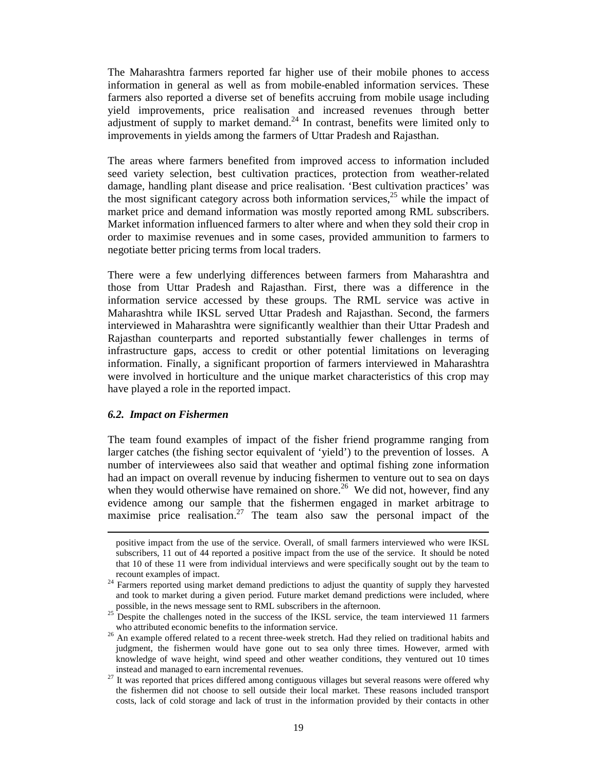The Maharashtra farmers reported far higher use of their mobile phones to access information in general as well as from mobile-enabled information services. These farmers also reported a diverse set of benefits accruing from mobile usage including yield improvements, price realisation and increased revenues through better adjustment of supply to market demand.[24] In contrast, benefits were limited only to improvements in yields among the farmers of Uttar Pradesh and Rajasthan.

The areas where farmers benefited from improved access to information included seed variety selection, best cultivation practices, protection from weather-related damage, handling plant disease and price realisation. 'Best cultivation practices' was the most significant category across both information services,[25] while the impact of market price and demand information was mostly reported among RML subscribers. Market information influenced farmers to alter where and when they sold their crop in order to maximise revenues and in some cases, provided ammunition to farmers to negotiate better pricing terms from local traders.

There were a few underlying differences between farmers from Maharashtra and those from Uttar Pradesh and Rajasthan. First, there was a difference in the information service accessed by these groups. The RML service was active in Maharashtra while IKSL served Uttar Pradesh and Rajasthan. Second, the farmers interviewed in Maharashtra were significantly wealthier than their Uttar Pradesh and Rajasthan counterparts and reported substantially fewer challenges in terms of infrastructure gaps, access to credit or other potential limitations on leveraging information. Finally, a significant proportion of farmers interviewed in Maharashtra were involved in horticulture and the unique market characteristics of this crop may have played a role in the reported impact.

### *6.2. Impact on Fishermen*

The team found examples of impact of the fisher friend programme ranging from larger catches (the fishing sector equivalent of 'yield') to the prevention of losses. A number of interviewees also said that weather and optimal fishing zone information had an impact on overall revenue by inducing fishermen to venture out to sea on days when they would otherwise have remained on shore.[26] We did not, however, find any evidence among our sample that the fishermen engaged in market arbitrage to maximise price realisation.[27] The team also saw the personal impact of the

---

positive impact from the use of the service. Overall, of small farmers interviewed who were IKSL subscribers, 11 out of 44 reported a positive impact from the use of the service. It should be noted that 10 of these 11 were from individual interviews and were specifically sought out by the team to recount examples of impact.

[24] Farmers reported using market demand predictions to adjust the quantity of supply they harvested and took to market during a given period. Future market demand predictions were included, where possible, in the news message sent to RML subscribers in the afternoon.

[25] Despite the challenges noted in the success of the IKSL service, the team interviewed 11 farmers who attributed economic benefits to the information service.

[26] An example offered related to a recent three-week stretch. Had they relied on traditional habits and judgment, the fishermen would have gone out to sea only three times. However, armed with knowledge of wave height, wind speed and other weather conditions, they ventured out 10 times instead and managed to earn incremental revenues.

[27] It was reported that prices differed among contiguous villages but several reasons were offered why the fishermen did not choose to sell outside their local market. These reasons included transport costs, lack of cold storage and lack of trust in the information provided by their contacts in other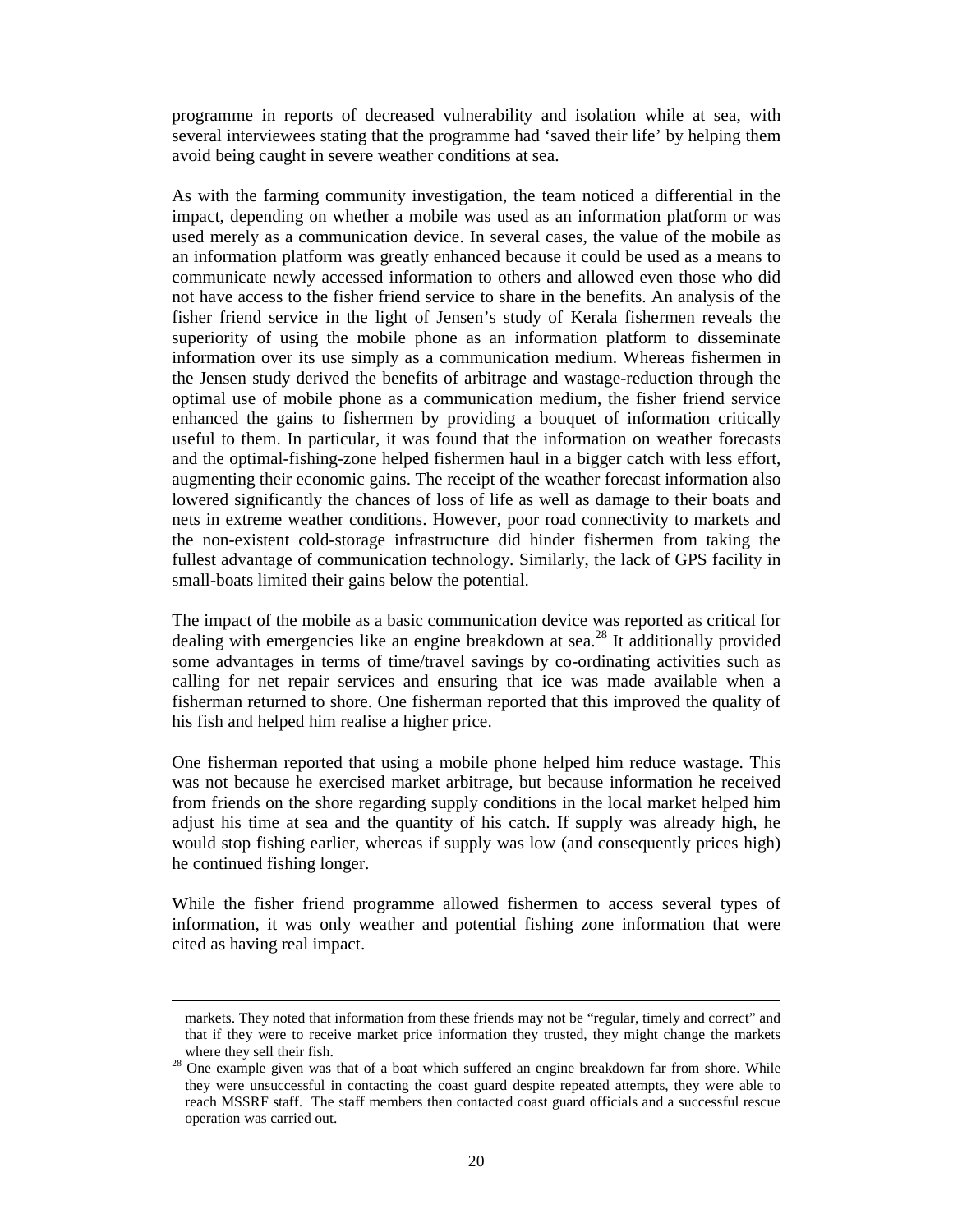programme in reports of decreased vulnerability and isolation while at sea, with several interviewees stating that the programme had 'saved their life' by helping them avoid being caught in severe weather conditions at sea.

As with the farming community investigation, the team noticed a differential in the impact, depending on whether a mobile was used as an information platform or was used merely as a communication device. In several cases, the value of the mobile as an information platform was greatly enhanced because it could be used as a means to communicate newly accessed information to others and allowed even those who did not have access to the fisher friend service to share in the benefits. An analysis of the fisher friend service in the light of Jensen's study of Kerala fishermen reveals the superiority of using the mobile phone as an information platform to disseminate information over its use simply as a communication medium. Whereas fishermen in the Jensen study derived the benefits of arbitrage and wastage-reduction through the optimal use of mobile phone as a communication medium, the fisher friend service enhanced the gains to fishermen by providing a bouquet of information critically useful to them. In particular, it was found that the information on weather forecasts and the optimal-fishing-zone helped fishermen haul in a bigger catch with less effort, augmenting their economic gains. The receipt of the weather forecast information also lowered significantly the chances of loss of life as well as damage to their boats and nets in extreme weather conditions. However, poor road connectivity to markets and the non-existent cold-storage infrastructure did hinder fishermen from taking the fullest advantage of communication technology. Similarly, the lack of GPS facility in small-boats limited their gains below the potential.

The impact of the mobile as a basic communication device was reported as critical for dealing with emergencies like an engine breakdown at sea.[28] It additionally provided some advantages in terms of time/travel savings by co-ordinating activities such as calling for net repair services and ensuring that ice was made available when a fisherman returned to shore. One fisherman reported that this improved the quality of his fish and helped him realise a higher price.

One fisherman reported that using a mobile phone helped him reduce wastage. This was not because he exercised market arbitrage, but because information he received from friends on the shore regarding supply conditions in the local market helped him adjust his time at sea and the quantity of his catch. If supply was already high, he would stop fishing earlier, whereas if supply was low (and consequently prices high) he continued fishing longer.

While the fisher friend programme allowed fishermen to access several types of information, it was only weather and potential fishing zone information that were cited as having real impact.

---

markets. They noted that information from these friends may not be "regular, timely and correct" and that if they were to receive market price information they trusted, they might change the markets where they sell their fish.

[28] One example given was that of a boat which suffered an engine breakdown far from shore. While they were unsuccessful in contacting the coast guard despite repeated attempts, they were able to reach MSSRF staff. The staff members then contacted coast guard officials and a successful rescue operation was carried out.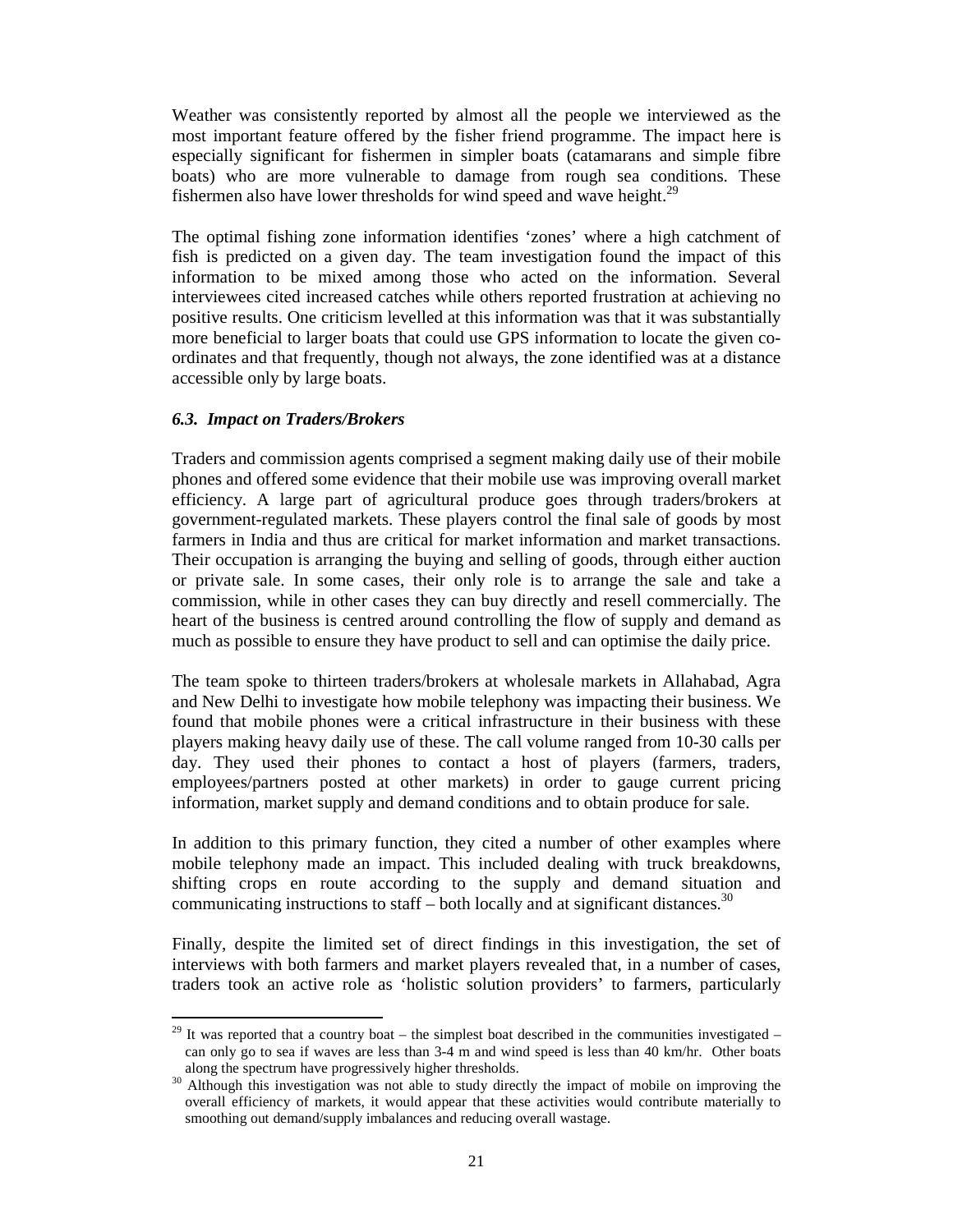Weather was consistently reported by almost all the people we interviewed as the most important feature offered by the fisher friend programme. The impact here is especially significant for fishermen in simpler boats (catamarans and simple fibre boats) who are more vulnerable to damage from rough sea conditions. These fishermen also have lower thresholds for wind speed and wave height.[29]

The optimal fishing zone information identifies 'zones' where a high catchment of fish is predicted on a given day. The team investigation found the impact of this information to be mixed among those who acted on the information. Several interviewees cited increased catches while others reported frustration at achieving no positive results. One criticism levelled at this information was that it was substantially more beneficial to larger boats that could use GPS information to locate the given co-ordinates and that frequently, though not always, the zone identified was at a distance accessible only by large boats.

### *6.3. Impact on Traders/Brokers*

Traders and commission agents comprised a segment making daily use of their mobile phones and offered some evidence that their mobile use was improving overall market efficiency. A large part of agricultural produce goes through traders/brokers at government-regulated markets. These players control the final sale of goods by most farmers in India and thus are critical for market information and market transactions. Their occupation is arranging the buying and selling of goods, through either auction or private sale. In some cases, their only role is to arrange the sale and take a commission, while in other cases they can buy directly and resell commercially. The heart of the business is centred around controlling the flow of supply and demand as much as possible to ensure they have product to sell and can optimise the daily price.

The team spoke to thirteen traders/brokers at wholesale markets in Allahabad, Agra and New Delhi to investigate how mobile telephony was impacting their business. We found that mobile phones were a critical infrastructure in their business with these players making heavy daily use of these. The call volume ranged from 10-30 calls per day. They used their phones to contact a host of players (farmers, traders, employees/partners posted at other markets) in order to gauge current pricing information, market supply and demand conditions and to obtain produce for sale.

In addition to this primary function, they cited a number of other examples where mobile telephony made an impact. This included dealing with truck breakdowns, shifting crops en route according to the supply and demand situation and communicating instructions to staff – both locally and at significant distances.[30]

Finally, despite the limited set of direct findings in this investigation, the set of interviews with both farmers and market players revealed that, in a number of cases, traders took an active role as 'holistic solution providers' to farmers, particularly

---

[29] It was reported that a country boat – the simplest boat described in the communities investigated – can only go to sea if waves are less than 3-4 m and wind speed is less than 40 km/hr. Other boats along the spectrum have progressively higher thresholds.

[30] Although this investigation was not able to study directly the impact of mobile on improving the overall efficiency of markets, it would appear that these activities would contribute materially to smoothing out demand/supply imbalances and reducing overall wastage.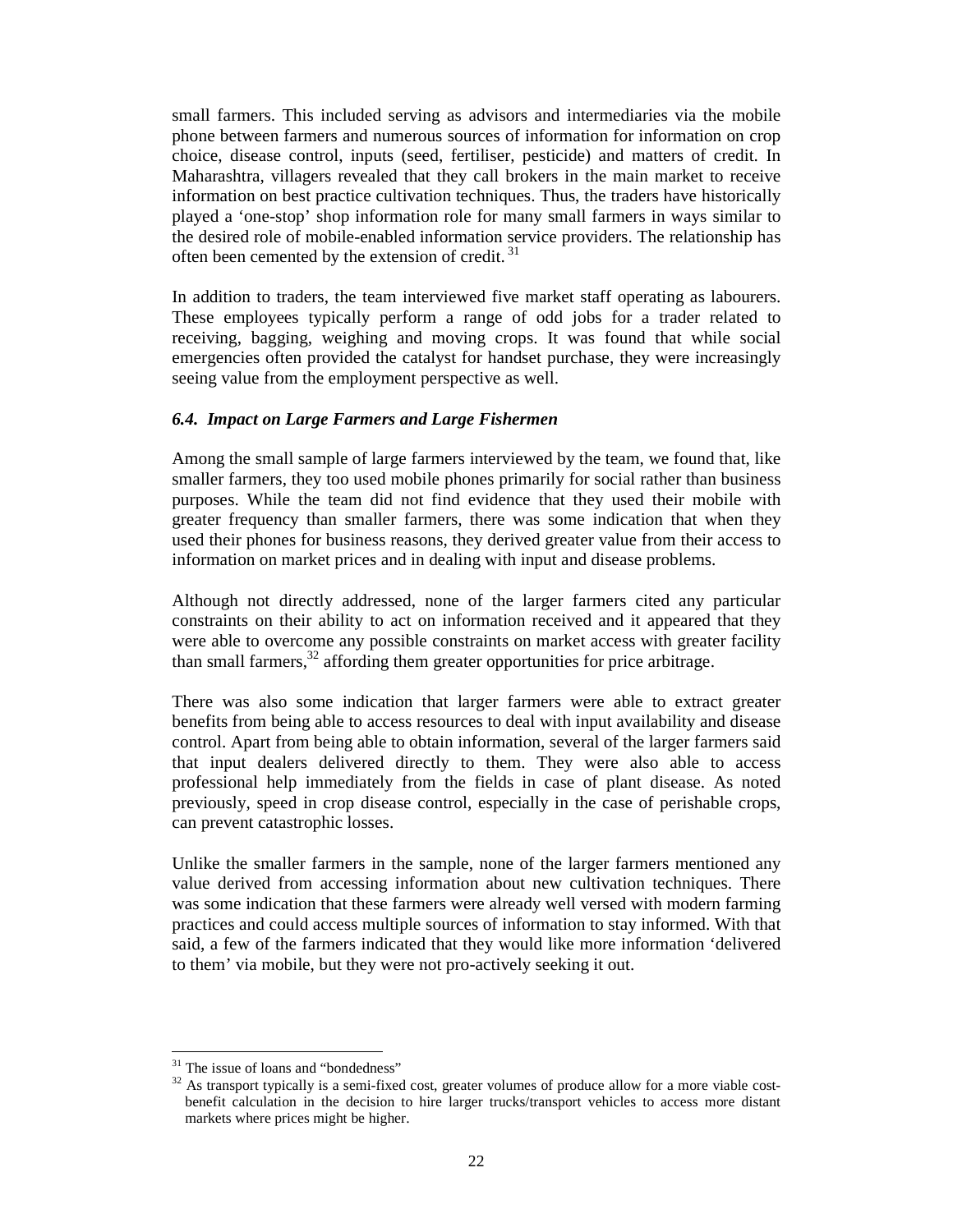small farmers. This included serving as advisors and intermediaries via the mobile phone between farmers and numerous sources of information for information on crop choice, disease control, inputs (seed, fertiliser, pesticide) and matters of credit. In Maharashtra, villagers revealed that they call brokers in the main market to receive information on best practice cultivation techniques. Thus, the traders have historically played a 'one-stop' shop information role for many small farmers in ways similar to the desired role of mobile-enabled information service providers. The relationship has often been cemented by the extension of credit. [31]

In addition to traders, the team interviewed five market staff operating as labourers. These employees typically perform a range of odd jobs for a trader related to receiving, bagging, weighing and moving crops. It was found that while social emergencies often provided the catalyst for handset purchase, they were increasingly seeing value from the employment perspective as well.

### *6.4. Impact on Large Farmers and Large Fishermen*

Among the small sample of large farmers interviewed by the team, we found that, like smaller farmers, they too used mobile phones primarily for social rather than business purposes. While the team did not find evidence that they used their mobile with greater frequency than smaller farmers, there was some indication that when they used their phones for business reasons, they derived greater value from their access to information on market prices and in dealing with input and disease problems.

Although not directly addressed, none of the larger farmers cited any particular constraints on their ability to act on information received and it appeared that they were able to overcome any possible constraints on market access with greater facility than small farmers,[32] affording them greater opportunities for price arbitrage.

There was also some indication that larger farmers were able to extract greater benefits from being able to access resources to deal with input availability and disease control. Apart from being able to obtain information, several of the larger farmers said that input dealers delivered directly to them. They were also able to access professional help immediately from the fields in case of plant disease. As noted previously, speed in crop disease control, especially in the case of perishable crops, can prevent catastrophic losses.

Unlike the smaller farmers in the sample, none of the larger farmers mentioned any value derived from accessing information about new cultivation techniques. There was some indication that these farmers were already well versed with modern farming practices and could access multiple sources of information to stay informed. With that said, a few of the farmers indicated that they would like more information 'delivered to them' via mobile, but they were not pro-actively seeking it out.

---

[31] The issue of loans and "bondedness"

[32] As transport typically is a semi-fixed cost, greater volumes of produce allow for a more viable cost-benefit calculation in the decision to hire larger trucks/transport vehicles to access more distant markets where prices might be higher.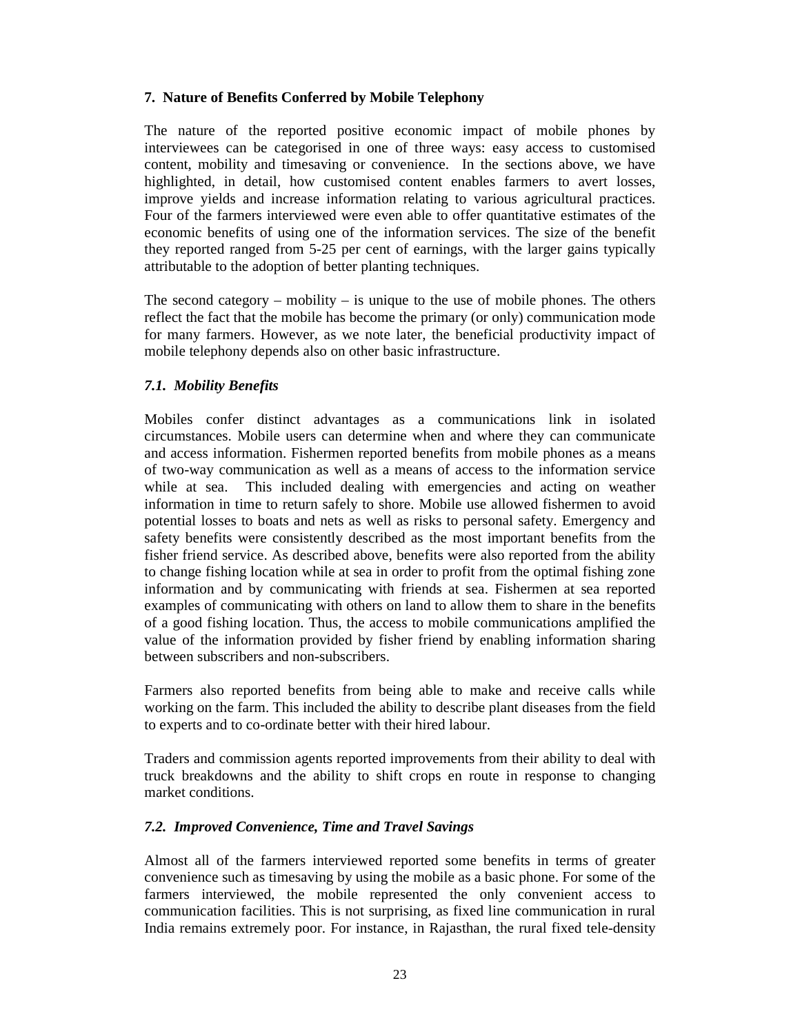## 7. Nature of Benefits Conferred by Mobile Telephony

The nature of the reported positive economic impact of mobile phones by interviewees can be categorised in one of three ways: easy access to customised content, mobility and timesaving or convenience. In the sections above, we have highlighted, in detail, how customised content enables farmers to avert losses, improve yields and increase information relating to various agricultural practices. Four of the farmers interviewed were even able to offer quantitative estimates of the economic benefits of using one of the information services. The size of the benefit they reported ranged from 5-25 per cent of earnings, with the larger gains typically attributable to the adoption of better planting techniques.

The second category – mobility – is unique to the use of mobile phones. The others reflect the fact that the mobile has become the primary (or only) communication mode for many farmers. However, as we note later, the beneficial productivity impact of mobile telephony depends also on other basic infrastructure.

### *7.1. Mobility Benefits*

Mobiles confer distinct advantages as a communications link in isolated circumstances. Mobile users can determine when and where they can communicate and access information. Fishermen reported benefits from mobile phones as a means of two-way communication as well as a means of access to the information service while at sea. This included dealing with emergencies and acting on weather information in time to return safely to shore. Mobile use allowed fishermen to avoid potential losses to boats and nets as well as risks to personal safety. Emergency and safety benefits were consistently described as the most important benefits from the fisher friend service. As described above, benefits were also reported from the ability to change fishing location while at sea in order to profit from the optimal fishing zone information and by communicating with friends at sea. Fishermen at sea reported examples of communicating with others on land to allow them to share in the benefits of a good fishing location. Thus, the access to mobile communications amplified the value of the information provided by fisher friend by enabling information sharing between subscribers and non-subscribers.

Farmers also reported benefits from being able to make and receive calls while working on the farm. This included the ability to describe plant diseases from the field to experts and to co-ordinate better with their hired labour.

Traders and commission agents reported improvements from their ability to deal with truck breakdowns and the ability to shift crops en route in response to changing market conditions.

### *7.2. Improved Convenience, Time and Travel Savings*

Almost all of the farmers interviewed reported some benefits in terms of greater convenience such as timesaving by using the mobile as a basic phone. For some of the farmers interviewed, the mobile represented the only convenient access to communication facilities. This is not surprising, as fixed line communication in rural India remains extremely poor. For instance, in Rajasthan, the rural fixed tele-density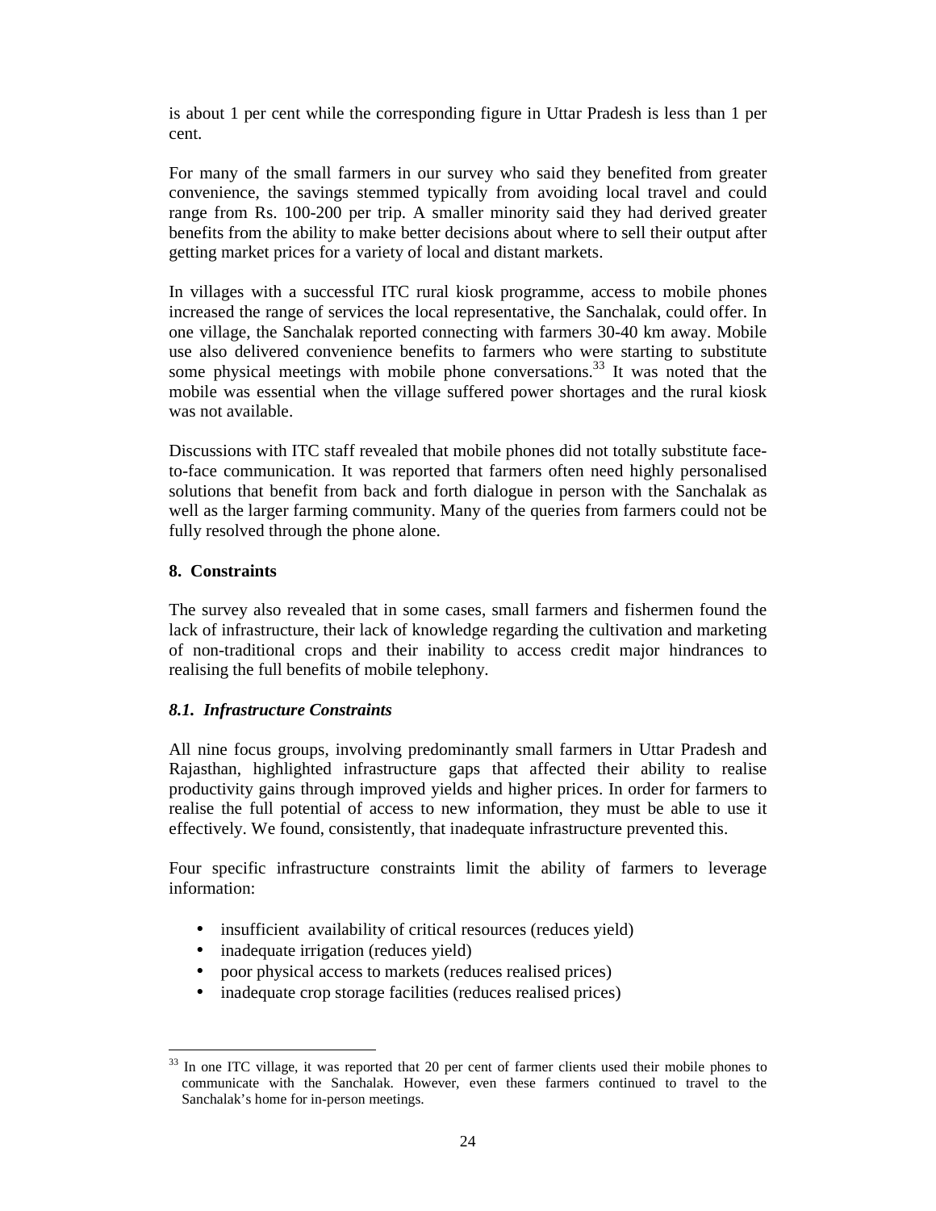is about 1 per cent while the corresponding figure in Uttar Pradesh is less than 1 per cent.

For many of the small farmers in our survey who said they benefited from greater convenience, the savings stemmed typically from avoiding local travel and could range from Rs. 100-200 per trip. A smaller minority said they had derived greater benefits from the ability to make better decisions about where to sell their output after getting market prices for a variety of local and distant markets.

In villages with a successful ITC rural kiosk programme, access to mobile phones increased the range of services the local representative, the Sanchalak, could offer. In one village, the Sanchalak reported connecting with farmers 30-40 km away. Mobile use also delivered convenience benefits to farmers who were starting to substitute some physical meetings with mobile phone conversations.[33] It was noted that the mobile was essential when the village suffered power shortages and the rural kiosk was not available.

Discussions with ITC staff revealed that mobile phones did not totally substitute face-to-face communication. It was reported that farmers often need highly personalised solutions that benefit from back and forth dialogue in person with the Sanchalak as well as the larger farming community. Many of the queries from farmers could not be fully resolved through the phone alone.

## 8. Constraints

The survey also revealed that in some cases, small farmers and fishermen found the lack of infrastructure, their lack of knowledge regarding the cultivation and marketing of non-traditional crops and their inability to access credit major hindrances to realising the full benefits of mobile telephony.

### *8.1. Infrastructure Constraints*

All nine focus groups, involving predominantly small farmers in Uttar Pradesh and Rajasthan, highlighted infrastructure gaps that affected their ability to realise productivity gains through improved yields and higher prices. In order for farmers to realise the full potential of access to new information, they must be able to use it effectively. We found, consistently, that inadequate infrastructure prevented this.

Four specific infrastructure constraints limit the ability of farmers to leverage information:

- insufficient availability of critical resources (reduces yield)
- inadequate irrigation (reduces yield)
- poor physical access to markets (reduces realised prices)
- inadequate crop storage facilities (reduces realised prices)

[33] In one ITC village, it was reported that 20 per cent of farmer clients used their mobile phones to communicate with the Sanchalak. However, even these farmers continued to travel to the Sanchalak's home for in-person meetings.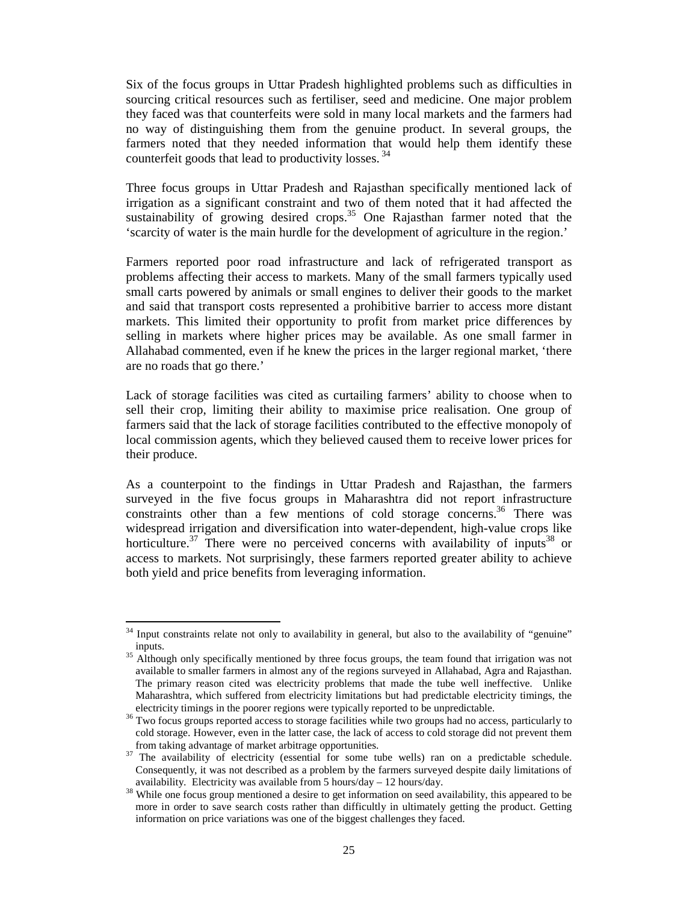Six of the focus groups in Uttar Pradesh highlighted problems such as difficulties in sourcing critical resources such as fertiliser, seed and medicine. One major problem they faced was that counterfeits were sold in many local markets and the farmers had no way of distinguishing them from the genuine product. In several groups, the farmers noted that they needed information that would help them identify these counterfeit goods that lead to productivity losses. [34]

Three focus groups in Uttar Pradesh and Rajasthan specifically mentioned lack of irrigation as a significant constraint and two of them noted that it had affected the sustainability of growing desired crops.[35] One Rajasthan farmer noted that the 'scarcity of water is the main hurdle for the development of agriculture in the region.'

Farmers reported poor road infrastructure and lack of refrigerated transport as problems affecting their access to markets. Many of the small farmers typically used small carts powered by animals or small engines to deliver their goods to the market and said that transport costs represented a prohibitive barrier to access more distant markets. This limited their opportunity to profit from market price differences by selling in markets where higher prices may be available. As one small farmer in Allahabad commented, even if he knew the prices in the larger regional market, 'there are no roads that go there.'

Lack of storage facilities was cited as curtailing farmers' ability to choose when to sell their crop, limiting their ability to maximise price realisation. One group of farmers said that the lack of storage facilities contributed to the effective monopoly of local commission agents, which they believed caused them to receive lower prices for their produce.

As a counterpoint to the findings in Uttar Pradesh and Rajasthan, the farmers surveyed in the five focus groups in Maharashtra did not report infrastructure constraints other than a few mentions of cold storage concerns.[36] There was widespread irrigation and diversification into water-dependent, high-value crops like horticulture.[37] There were no perceived concerns with availability of inputs[38] or access to markets. Not surprisingly, these farmers reported greater ability to achieve both yield and price benefits from leveraging information.

---

[34] Input constraints relate not only to availability in general, but also to the availability of "genuine" inputs.

[35] Although only specifically mentioned by three focus groups, the team found that irrigation was not available to smaller farmers in almost any of the regions surveyed in Allahabad, Agra and Rajasthan. The primary reason cited was electricity problems that made the tube well ineffective. Unlike Maharashtra, which suffered from electricity limitations but had predictable electricity timings, the electricity timings in the poorer regions were typically reported to be unpredictable.

[36] Two focus groups reported access to storage facilities while two groups had no access, particularly to cold storage. However, even in the latter case, the lack of access to cold storage did not prevent them from taking advantage of market arbitrage opportunities.

[37] The availability of electricity (essential for some tube wells) ran on a predictable schedule. Consequently, it was not described as a problem by the farmers surveyed despite daily limitations of availability. Electricity was available from 5 hours/day – 12 hours/day.

[38] While one focus group mentioned a desire to get information on seed availability, this appeared to be more in order to save search costs rather than difficultly in ultimately getting the product. Getting information on price variations was one of the biggest challenges they faced.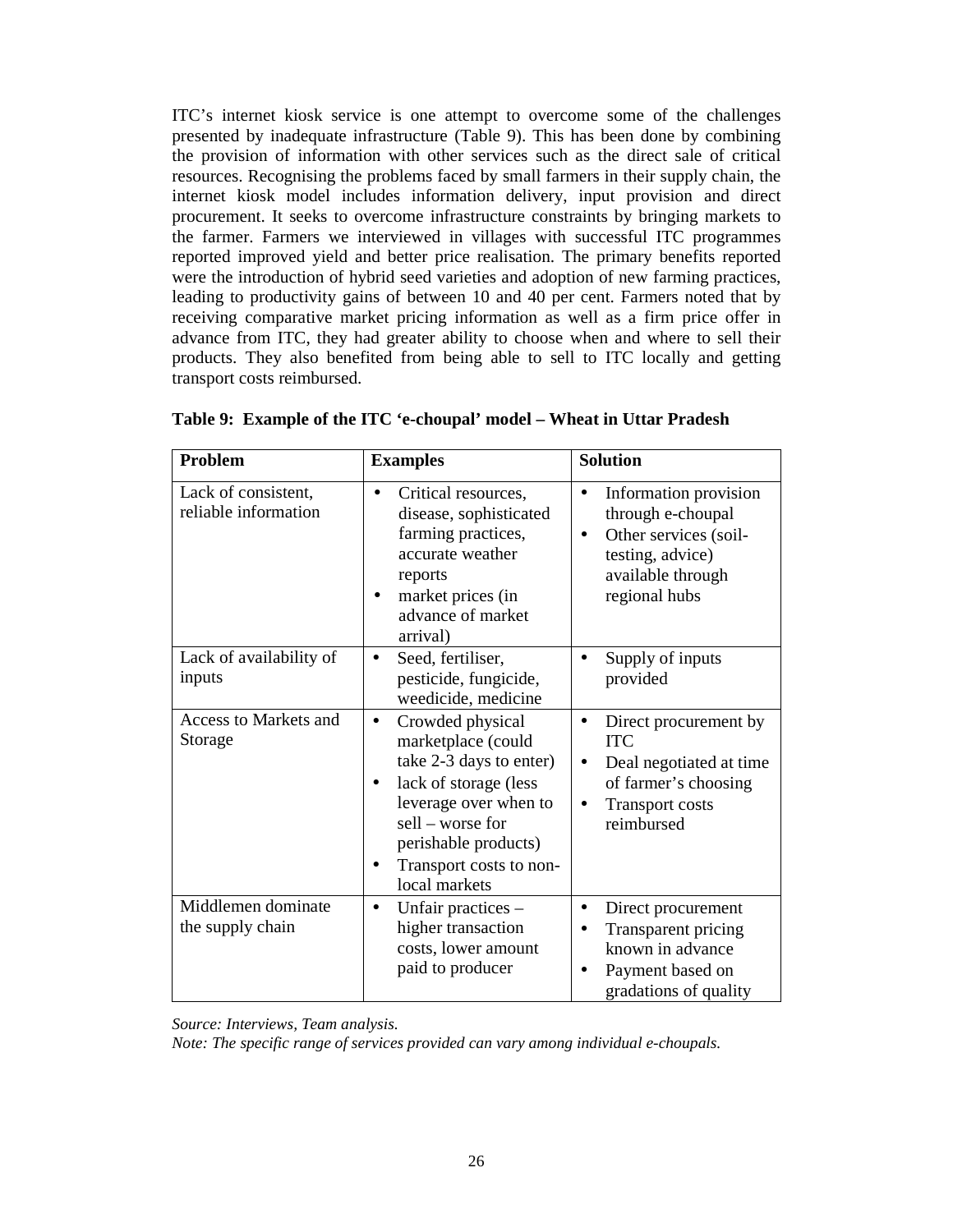ITC's internet kiosk service is one attempt to overcome some of the challenges presented by inadequate infrastructure (Table 9). This has been done by combining the provision of information with other services such as the direct sale of critical resources. Recognising the problems faced by small farmers in their supply chain, the internet kiosk model includes information delivery, input provision and direct procurement. It seeks to overcome infrastructure constraints by bringing markets to the farmer. Farmers we interviewed in villages with successful ITC programmes reported improved yield and better price realisation. The primary benefits reported were the introduction of hybrid seed varieties and adoption of new farming practices, leading to productivity gains of between 10 and 40 per cent. Farmers noted that by receiving comparative market pricing information as well as a firm price offer in advance from ITC, they had greater ability to choose when and where to sell their products. They also benefited from being able to sell to ITC locally and getting transport costs reimbursed.

**Table 9: Example of the ITC 'e-choupal' model – Wheat in Uttar Pradesh**

| Problem | Examples | Solution |
|---|---|---|
| Lack of consistent, reliable information | • Critical resources, disease, sophisticated farming practices, accurate weather reports<br>• market prices (in advance of market arrival) | • Information provision through e-choupal<br>• Other services (soil-testing, advice) available through regional hubs |
| Lack of availability of inputs | • Seed, fertiliser, pesticide, fungicide, weedicide, medicine | • Supply of inputs provided |
| Access to Markets and Storage | • Crowded physical marketplace (could take 2-3 days to enter)<br>• lack of storage (less leverage over when to sell – worse for perishable products)<br>• Transport costs to non-local markets | • Direct procurement by ITC<br>• Deal negotiated at time of farmer's choosing<br>• Transport costs reimbursed |
| Middlemen dominate the supply chain | • Unfair practices – higher transaction costs, lower amount paid to producer | • Direct procurement<br>• Transparent pricing known in advance<br>• Payment based on gradations of quality |

*Source: Interviews, Team analysis.*
*Note: The specific range of services provided can vary among individual e-choupals.*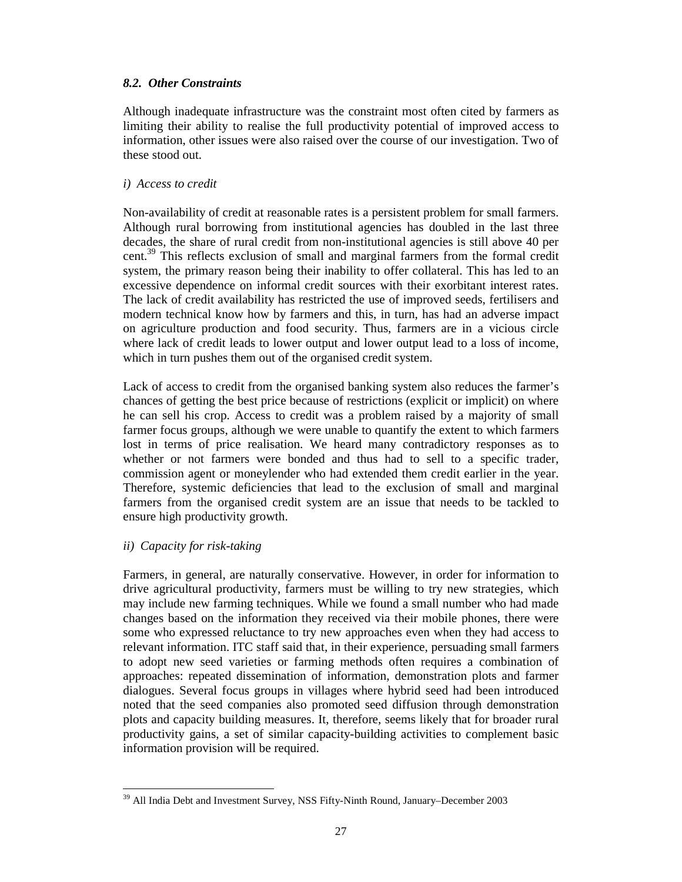### *8.2. Other Constraints*

Although inadequate infrastructure was the constraint most often cited by farmers as limiting their ability to realise the full productivity potential of improved access to information, other issues were also raised over the course of our investigation. Two of these stood out.

*i) Access to credit*

Non-availability of credit at reasonable rates is a persistent problem for small farmers. Although rural borrowing from institutional agencies has doubled in the last three decades, the share of rural credit from non-institutional agencies is still above 40 per cent.[39] This reflects exclusion of small and marginal farmers from the formal credit system, the primary reason being their inability to offer collateral. This has led to an excessive dependence on informal credit sources with their exorbitant interest rates. The lack of credit availability has restricted the use of improved seeds, fertilisers and modern technical know how by farmers and this, in turn, has had an adverse impact on agriculture production and food security. Thus, farmers are in a vicious circle where lack of credit leads to lower output and lower output lead to a loss of income, which in turn pushes them out of the organised credit system.

Lack of access to credit from the organised banking system also reduces the farmer's chances of getting the best price because of restrictions (explicit or implicit) on where he can sell his crop. Access to credit was a problem raised by a majority of small farmer focus groups, although we were unable to quantify the extent to which farmers lost in terms of price realisation. We heard many contradictory responses as to whether or not farmers were bonded and thus had to sell to a specific trader, commission agent or moneylender who had extended them credit earlier in the year. Therefore, systemic deficiencies that lead to the exclusion of small and marginal farmers from the organised credit system are an issue that needs to be tackled to ensure high productivity growth.

*ii) Capacity for risk-taking*

Farmers, in general, are naturally conservative. However, in order for information to drive agricultural productivity, farmers must be willing to try new strategies, which may include new farming techniques. While we found a small number who had made changes based on the information they received via their mobile phones, there were some who expressed reluctance to try new approaches even when they had access to relevant information. ITC staff said that, in their experience, persuading small farmers to adopt new seed varieties or farming methods often requires a combination of approaches: repeated dissemination of information, demonstration plots and farmer dialogues. Several focus groups in villages where hybrid seed had been introduced noted that the seed companies also promoted seed diffusion through demonstration plots and capacity building measures. It, therefore, seems likely that for broader rural productivity gains, a set of similar capacity-building activities to complement basic information provision will be required.

---

[39] All India Debt and Investment Survey, NSS Fifty-Ninth Round, January–December 2003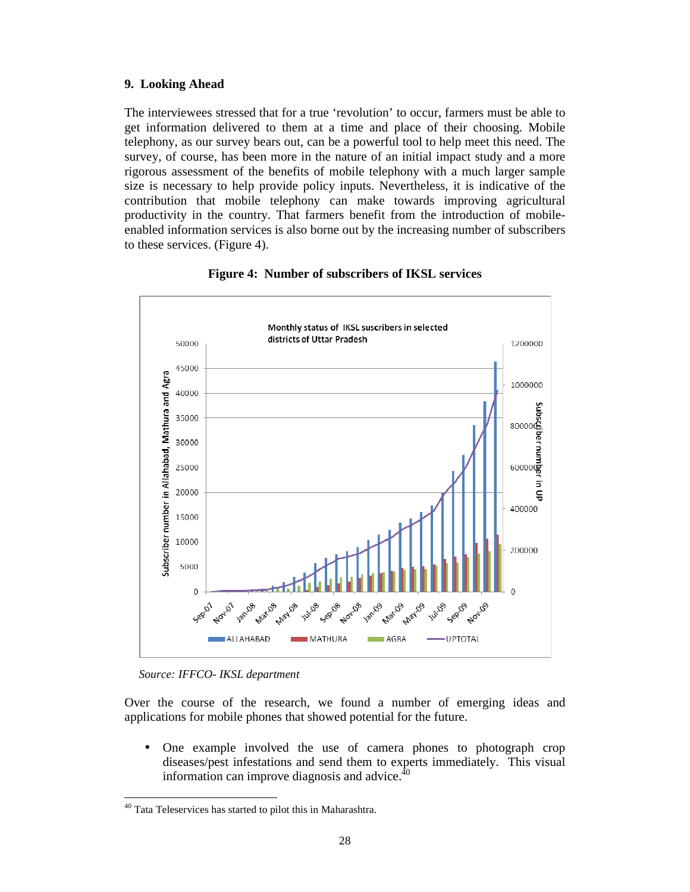## 9. Looking Ahead

The interviewees stressed that for a true 'revolution' to occur, farmers must be able to get information delivered to them at a time and place of their choosing. Mobile telephony, as our survey bears out, can be a powerful tool to help meet this need. The survey, of course, has been more in the nature of an initial impact study and a more rigorous assessment of the benefits of mobile telephony with a much larger sample size is necessary to help provide policy inputs. Nevertheless, it is indicative of the contribution that mobile telephony can make towards improving agricultural productivity in the country. That farmers benefit from the introduction of mobile-enabled information services is also borne out by the increasing number of subscribers to these services. (Figure 4).

**Figure 4: Number of subscribers of IKSL services**

*Source: IFFCO- IKSL department*

Over the course of the research, we found a number of emerging ideas and applications for mobile phones that showed potential for the future.

- One example involved the use of camera phones to photograph crop diseases/pest infestations and send them to experts immediately. This visual information can improve diagnosis and advice.[40]

[40] Tata Teleservices has started to pilot this in Maharashtra.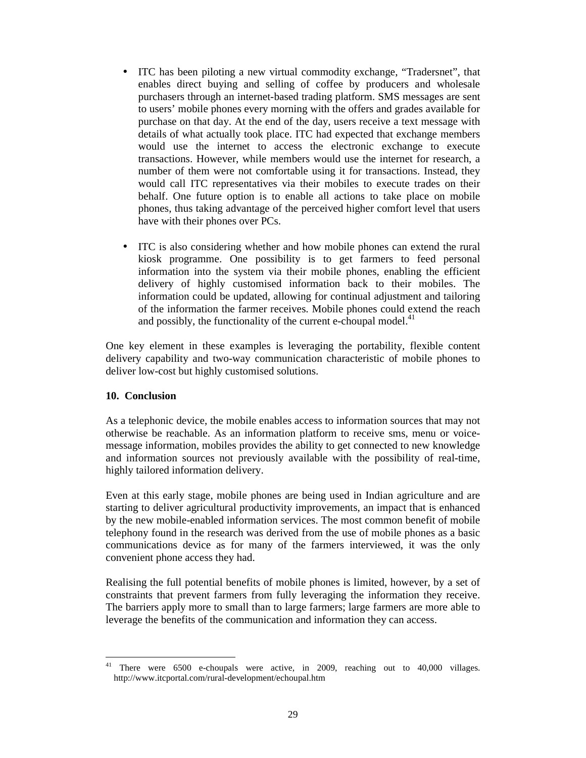- ITC has been piloting a new virtual commodity exchange, "Tradersnet", that enables direct buying and selling of coffee by producers and wholesale purchasers through an internet-based trading platform. SMS messages are sent to users' mobile phones every morning with the offers and grades available for purchase on that day. At the end of the day, users receive a text message with details of what actually took place. ITC had expected that exchange members would use the internet to access the electronic exchange to execute transactions. However, while members would use the internet for research, a number of them were not comfortable using it for transactions. Instead, they would call ITC representatives via their mobiles to execute trades on their behalf. One future option is to enable all actions to take place on mobile phones, thus taking advantage of the perceived higher comfort level that users have with their phones over PCs.

- ITC is also considering whether and how mobile phones can extend the rural kiosk programme. One possibility is to get farmers to feed personal information into the system via their mobile phones, enabling the efficient delivery of highly customised information back to their mobiles. The information could be updated, allowing for continual adjustment and tailoring of the information the farmer receives. Mobile phones could extend the reach and possibly, the functionality of the current e-choupal model.[41]

One key element in these examples is leveraging the portability, flexible content delivery capability and two-way communication characteristic of mobile phones to deliver low-cost but highly customised solutions.

## 10. Conclusion

As a telephonic device, the mobile enables access to information sources that may not otherwise be reachable. As an information platform to receive sms, menu or voice-message information, mobiles provides the ability to get connected to new knowledge and information sources not previously available with the possibility of real-time, highly tailored information delivery.

Even at this early stage, mobile phones are being used in Indian agriculture and are starting to deliver agricultural productivity improvements, an impact that is enhanced by the new mobile-enabled information services. The most common benefit of mobile telephony found in the research was derived from the use of mobile phones as a basic communications device as for many of the farmers interviewed, it was the only convenient phone access they had.

Realising the full potential benefits of mobile phones is limited, however, by a set of constraints that prevent farmers from fully leveraging the information they receive. The barriers apply more to small than to large farmers; large farmers are more able to leverage the benefits of the communication and information they can access.

---

[41] There were 6500 e-choupals were active, in 2009, reaching out to 40,000 villages. http://www.itcportal.com/rural-development/echoupal.htm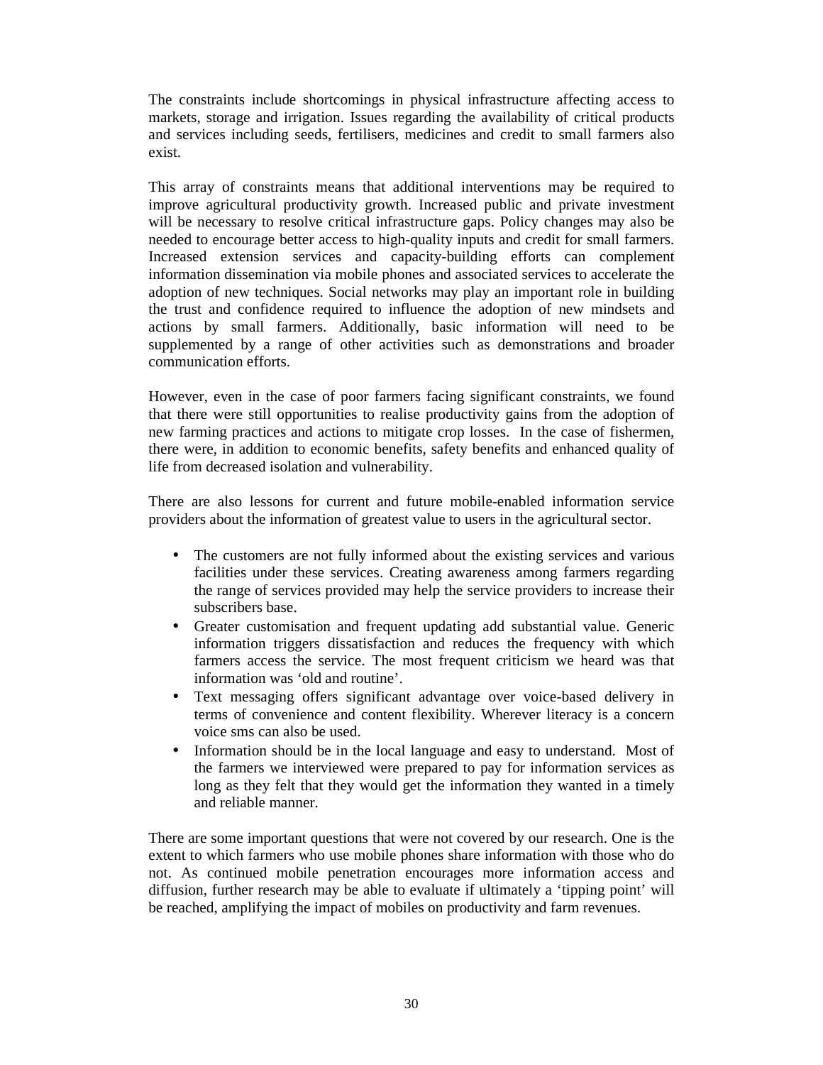The constraints include shortcomings in physical infrastructure affecting access to markets, storage and irrigation. Issues regarding the availability of critical products and services including seeds, fertilisers, medicines and credit to small farmers also exist.

This array of constraints means that additional interventions may be required to improve agricultural productivity growth. Increased public and private investment will be necessary to resolve critical infrastructure gaps. Policy changes may also be needed to encourage better access to high-quality inputs and credit for small farmers. Increased extension services and capacity-building efforts can complement information dissemination via mobile phones and associated services to accelerate the adoption of new techniques. Social networks may play an important role in building the trust and confidence required to influence the adoption of new mindsets and actions by small farmers. Additionally, basic information will need to be supplemented by a range of other activities such as demonstrations and broader communication efforts.

However, even in the case of poor farmers facing significant constraints, we found that there were still opportunities to realise productivity gains from the adoption of new farming practices and actions to mitigate crop losses. In the case of fishermen, there were, in addition to economic benefits, safety benefits and enhanced quality of life from decreased isolation and vulnerability.

There are also lessons for current and future mobile-enabled information service providers about the information of greatest value to users in the agricultural sector.

- The customers are not fully informed about the existing services and various facilities under these services. Creating awareness among farmers regarding the range of services provided may help the service providers to increase their subscribers base.
- Greater customisation and frequent updating add substantial value. Generic information triggers dissatisfaction and reduces the frequency with which farmers access the service. The most frequent criticism we heard was that information was 'old and routine'.
- Text messaging offers significant advantage over voice-based delivery in terms of convenience and content flexibility. Wherever literacy is a concern voice sms can also be used.
- Information should be in the local language and easy to understand. Most of the farmers we interviewed were prepared to pay for information services as long as they felt that they would get the information they wanted in a timely and reliable manner.

There are some important questions that were not covered by our research. One is the extent to which farmers who use mobile phones share information with those who do not. As continued mobile penetration encourages more information access and diffusion, further research may be able to evaluate if ultimately a 'tipping point' will be reached, amplifying the impact of mobiles on productivity and farm revenues.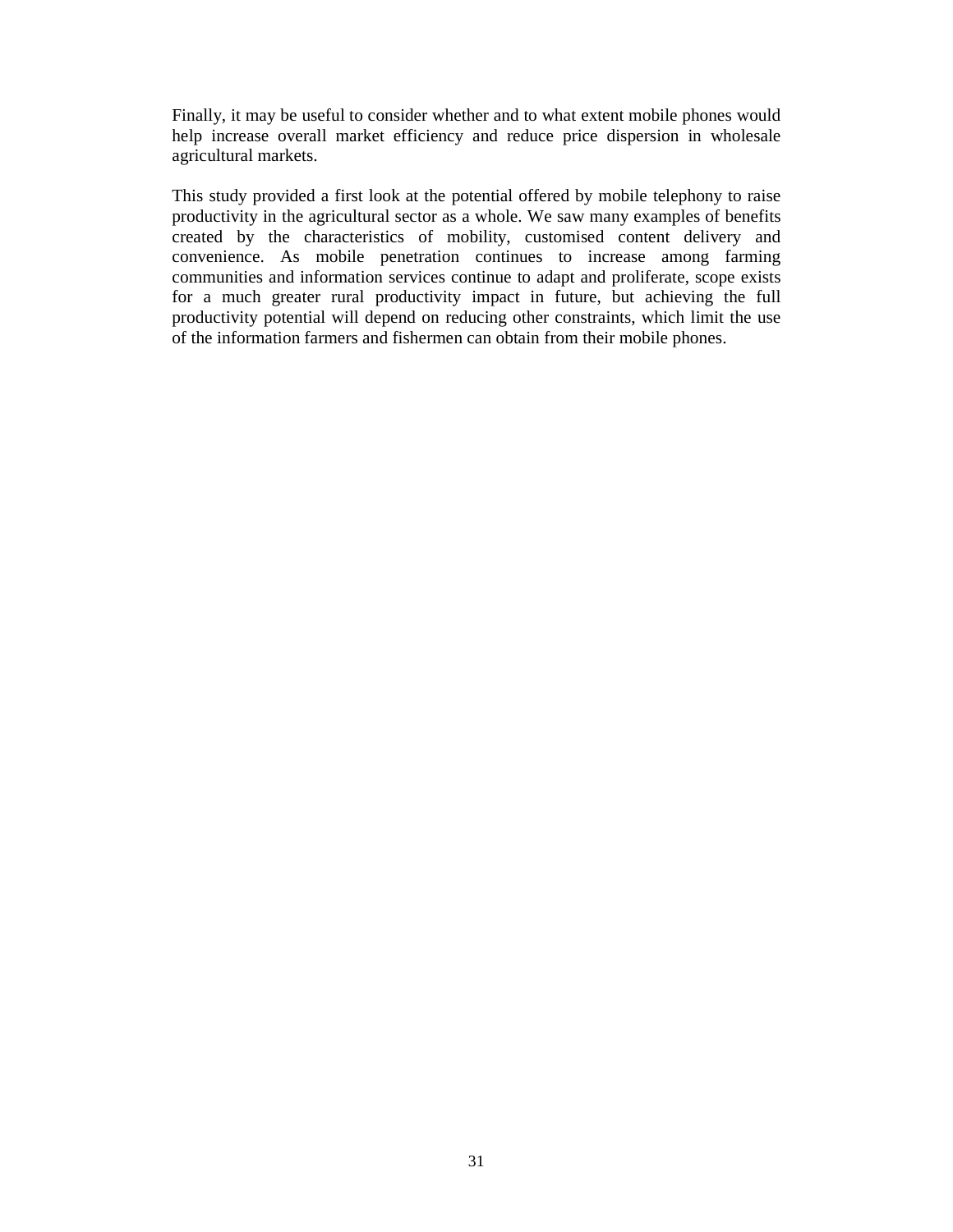Finally, it may be useful to consider whether and to what extent mobile phones would help increase overall market efficiency and reduce price dispersion in wholesale agricultural markets.

This study provided a first look at the potential offered by mobile telephony to raise productivity in the agricultural sector as a whole. We saw many examples of benefits created by the characteristics of mobility, customised content delivery and convenience. As mobile penetration continues to increase among farming communities and information services continue to adapt and proliferate, scope exists for a much greater rural productivity impact in future, but achieving the full productivity potential will depend on reducing other constraints, which limit the use of the information farmers and fishermen can obtain from their mobile phones.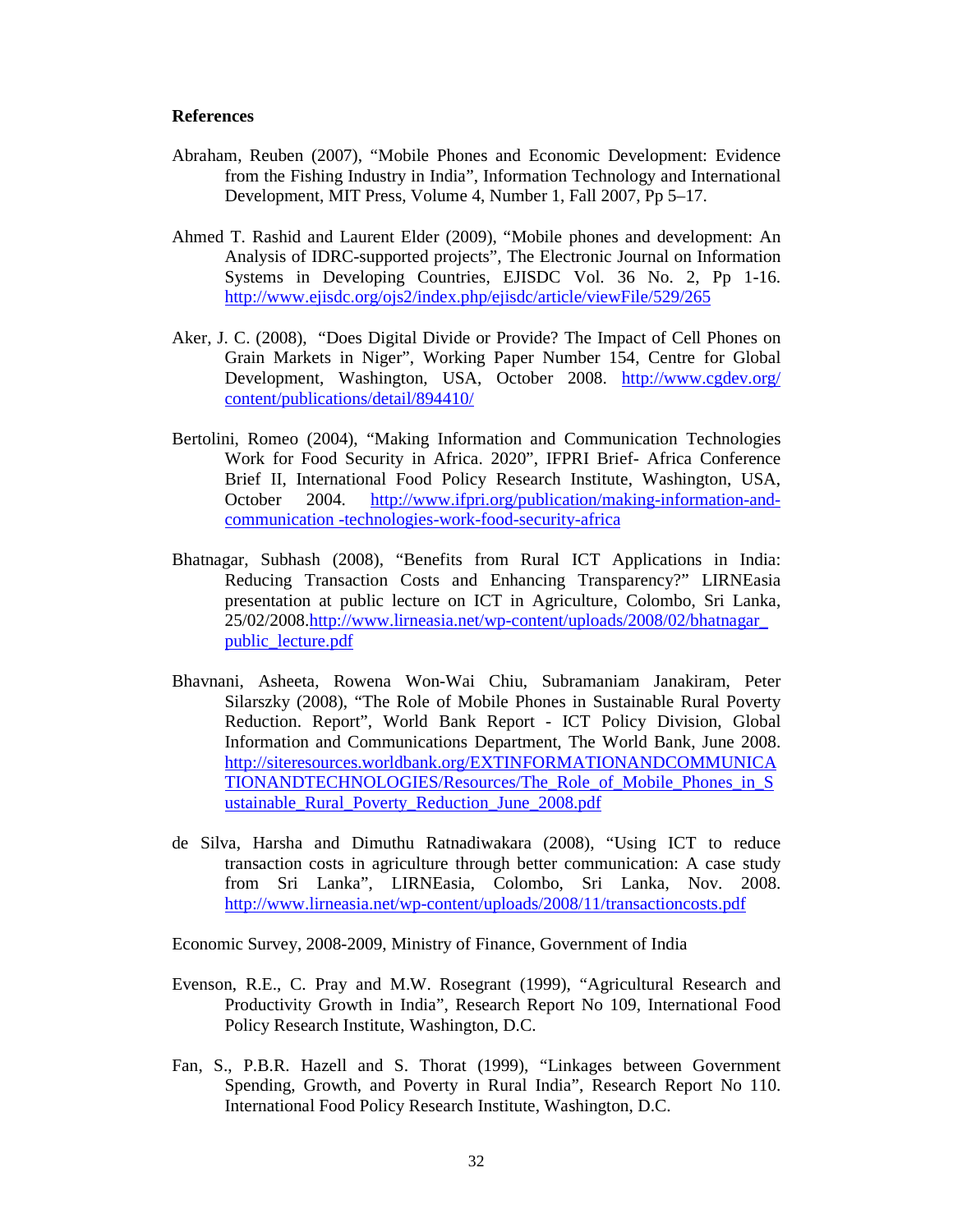**References**

Abraham, Reuben (2007), “Mobile Phones and Economic Development: Evidence from the Fishing Industry in India”, Information Technology and International Development, MIT Press, Volume 4, Number 1, Fall 2007, Pp 5–17.

Ahmed T. Rashid and Laurent Elder (2009), “Mobile phones and development: An Analysis of IDRC-supported projects”, The Electronic Journal on Information Systems in Developing Countries, EJISDC Vol. 36 No. 2, Pp 1-16. http://www.ejisdc.org/ojs2/index.php/ejisdc/article/viewFile/529/265

Aker, J. C. (2008), “Does Digital Divide or Provide? The Impact of Cell Phones on Grain Markets in Niger”, Working Paper Number 154, Centre for Global Development, Washington, USA, October 2008. http://www.cgdev.org/content/publications/detail/894410/

Bertolini, Romeo (2004), “Making Information and Communication Technologies Work for Food Security in Africa. 2020”, IFPRI Brief- Africa Conference Brief II, International Food Policy Research Institute, Washington, USA, October 2004. http://www.ifpri.org/publication/making-information-and-communication -technologies-work-food-security-africa

Bhatnagar, Subhash (2008), “Benefits from Rural ICT Applications in India: Reducing Transaction Costs and Enhancing Transparency?” LIRNEasia presentation at public lecture on ICT in Agriculture, Colombo, Sri Lanka, 25/02/2008.http://www.lirneasia.net/wp-content/uploads/2008/02/bhatnagar_public_lecture.pdf

Bhavnani, Asheeta, Rowena Won-Wai Chiu, Subramaniam Janakiram, Peter Silarszky (2008), “The Role of Mobile Phones in Sustainable Rural Poverty Reduction. Report”, World Bank Report - ICT Policy Division, Global Information and Communications Department, The World Bank, June 2008. http://siteresources.worldbank.org/EXTINFORMATIONANDCOMMUNICATIONANDTECHNOLOGIES/Resources/The_Role_of_Mobile_Phones_in_Sustainable_Rural_Poverty_Reduction_June_2008.pdf

de Silva, Harsha and Dimuthu Ratnadiwakara (2008), “Using ICT to reduce transaction costs in agriculture through better communication: A case study from Sri Lanka”, LIRNEasia, Colombo, Sri Lanka, Nov. 2008. http://www.lirneasia.net/wp-content/uploads/2008/11/transactioncosts.pdf

Economic Survey, 2008-2009, Ministry of Finance, Government of India

Evenson, R.E., C. Pray and M.W. Rosegrant (1999), “Agricultural Research and Productivity Growth in India”, Research Report No 109, International Food Policy Research Institute, Washington, D.C.

Fan, S., P.B.R. Hazell and S. Thorat (1999), “Linkages between Government Spending, Growth, and Poverty in Rural India”, Research Report No 110. International Food Policy Research Institute, Washington, D.C.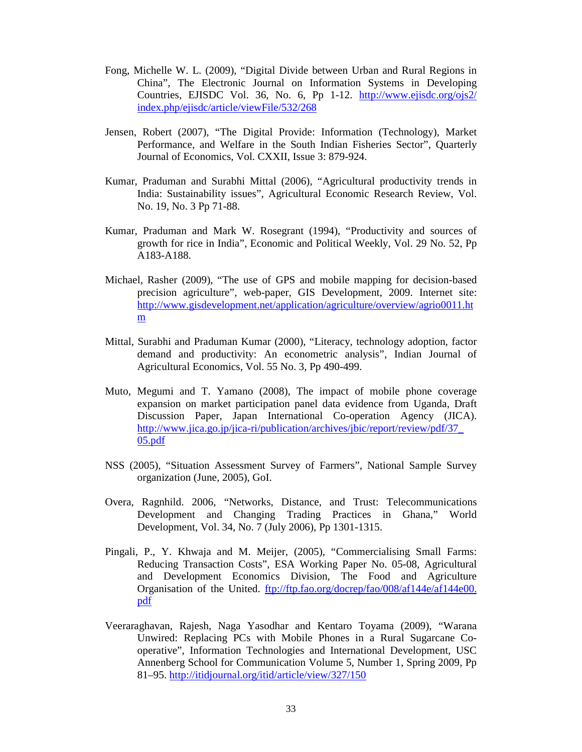Fong, Michelle W. L. (2009), "Digital Divide between Urban and Rural Regions in China", The Electronic Journal on Information Systems in Developing Countries, EJISDC Vol. 36, No. 6, Pp 1-12. http://www.ejisdc.org/ojs2/index.php/ejisdc/article/viewFile/532/268

Jensen, Robert (2007), "The Digital Provide: Information (Technology), Market Performance, and Welfare in the South Indian Fisheries Sector", Quarterly Journal of Economics, Vol. CXXII, Issue 3: 879-924.

Kumar, Praduman and Surabhi Mittal (2006), "Agricultural productivity trends in India: Sustainability issues", Agricultural Economic Research Review, Vol. No. 19, No. 3 Pp 71-88.

Kumar, Praduman and Mark W. Rosegrant (1994), "Productivity and sources of growth for rice in India", Economic and Political Weekly, Vol. 29 No. 52, Pp A183-A188.

Michael, Rasher (2009), "The use of GPS and mobile mapping for decision-based precision agriculture", web-paper, GIS Development, 2009. Internet site: http://www.gisdevelopment.net/application/agriculture/overview/agrio0011.htm

Mittal, Surabhi and Praduman Kumar (2000), "Literacy, technology adoption, factor demand and productivity: An econometric analysis", Indian Journal of Agricultural Economics, Vol. 55 No. 3, Pp 490-499.

Muto, Megumi and T. Yamano (2008), The impact of mobile phone coverage expansion on market participation panel data evidence from Uganda, Draft Discussion Paper, Japan International Co-operation Agency (JICA). http://www.jica.go.jp/jica-ri/publication/archives/jbic/report/review/pdf/37_05.pdf

NSS (2005), "Situation Assessment Survey of Farmers", National Sample Survey organization (June, 2005), GoI.

Overa, Ragnhild. 2006, "Networks, Distance, and Trust: Telecommunications Development and Changing Trading Practices in Ghana," World Development, Vol. 34, No. 7 (July 2006), Pp 1301-1315.

Pingali, P., Y. Khwaja and M. Meijer, (2005), "Commercialising Small Farms: Reducing Transaction Costs", ESA Working Paper No. 05-08, Agricultural and Development Economics Division, The Food and Agriculture Organisation of the United. ftp://ftp.fao.org/docrep/fao/008/af144e/af144e00.pdf

Veeraraghavan, Rajesh, Naga Yasodhar and Kentaro Toyama (2009), "Warana Unwired: Replacing PCs with Mobile Phones in a Rural Sugarcane Co-operative", Information Technologies and International Development, USC Annenberg School for Communication Volume 5, Number 1, Spring 2009, Pp 81–95. http://itidjournal.org/itid/article/view/327/150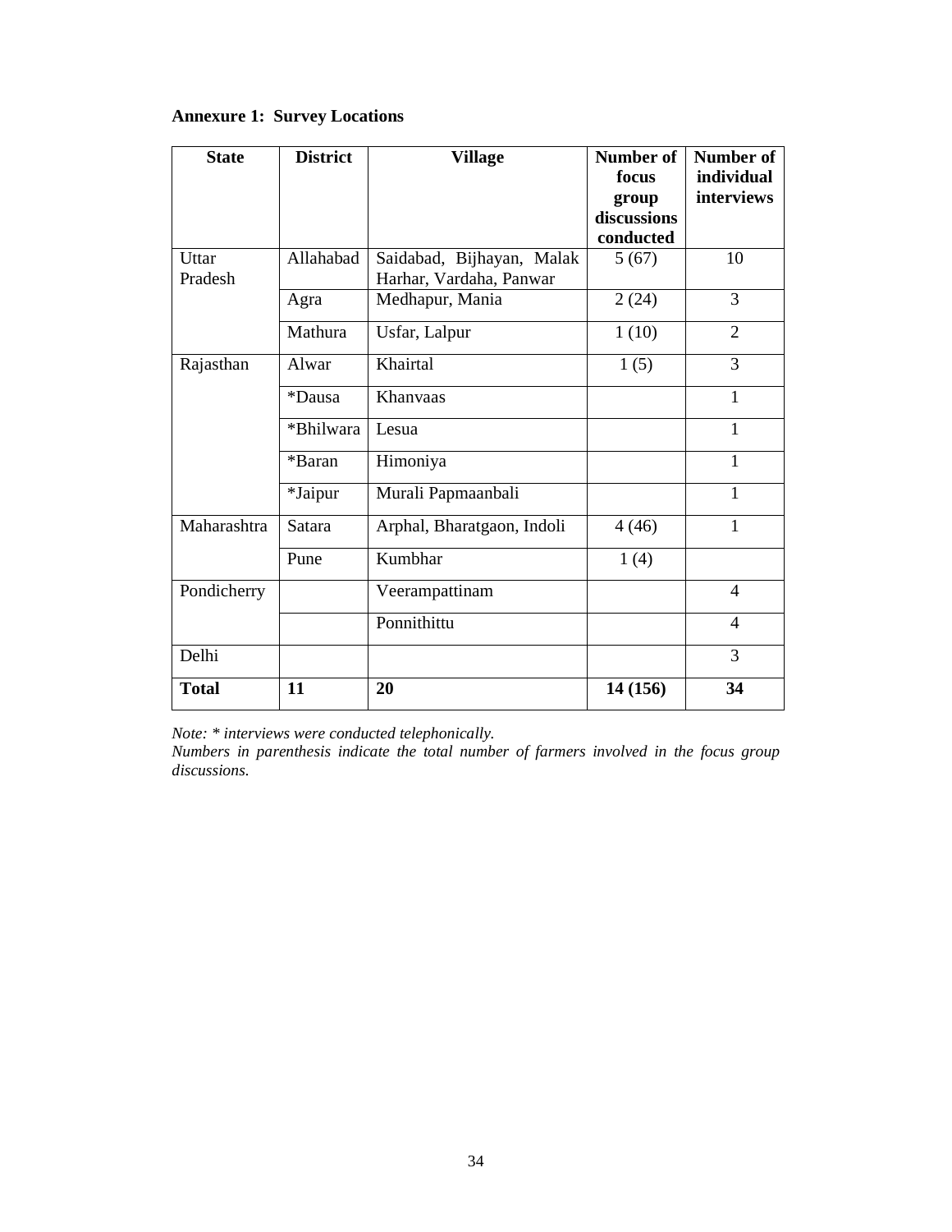**Annexure 1: Survey Locations**

| State | District | Village | Number of focus group discussions conducted | Number of individual interviews |
|---|---|---|---|---|
| Uttar Pradesh | Allahabad | Saidabad, Bijhayan, Malak Harhar, Vardaha, Panwar | 5 (67) | 10 |
| | Agra | Medhapur, Mania | 2 (24) | 3 |
| | Mathura | Usfar, Lalpur | 1 (10) | 2 |
| Rajasthan | Alwar | Khairtal | 1 (5) | 3 |
| | *Dausa | Khanvaas | | 1 |
| | *Bhilwara | Lesua | | 1 |
| | *Baran | Himoniya | | 1 |
| | *Jaipur | Murali Papmaanbali | | 1 |
| Maharashtra | Satara | Arphal, Bharatgaon, Indoli | 4 (46) | 1 |
| | Pune | Kumbhar | 1 (4) | |
| Pondicherry | | Veerampattinam | | 4 |
| | | Ponnithittu | | 4 |
| Delhi | | | | 3 |
| **Total** | **11** | **20** | **14 (156)** | **34** |

*Note: * interviews were conducted telephonically.*
*Numbers in parenthesis indicate the total number of farmers involved in the focus group discussions.*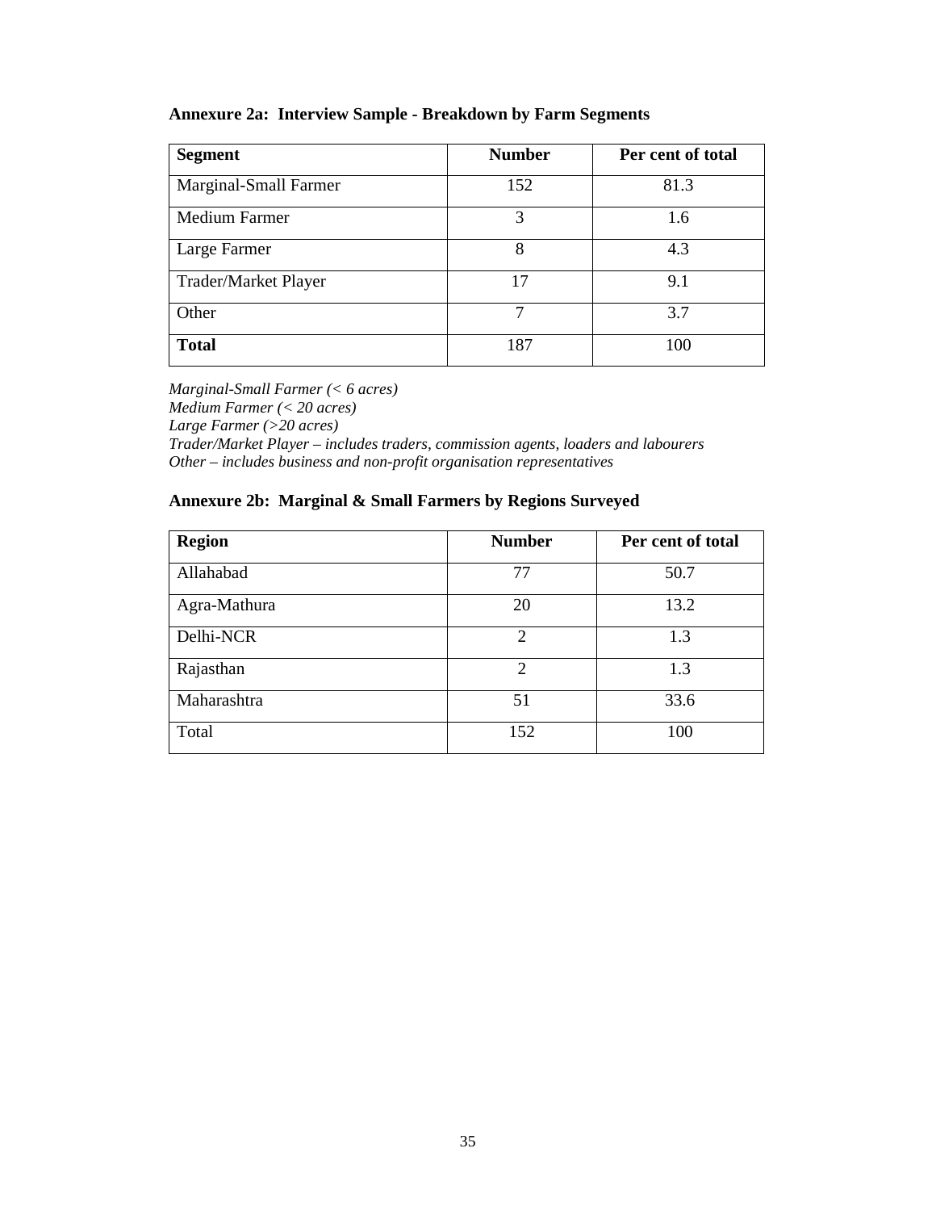**Annexure 2a: Interview Sample - Breakdown by Farm Segments**

| **Segment** | **Number** | **Per cent of total** |
| --- | --- | --- |
| Marginal-Small Farmer | 152 | 81.3 |
| Medium Farmer | 3 | 1.6 |
| Large Farmer | 8 | 4.3 |
| Trader/Market Player | 17 | 9.1 |
| Other | 7 | 3.7 |
| **Total** | 187 | 100 |

*Marginal-Small Farmer (< 6 acres)*
*Medium Farmer (< 20 acres)*
*Large Farmer (>20 acres)*
*Trader/Market Player – includes traders, commission agents, loaders and labourers*
*Other – includes business and non-profit organisation representatives*

**Annexure 2b: Marginal & Small Farmers by Regions Surveyed**

| **Region** | **Number** | **Per cent of total** |
| --- | --- | --- |
| Allahabad | 77 | 50.7 |
| Agra-Mathura | 20 | 13.2 |
| Delhi-NCR | 2 | 1.3 |
| Rajasthan | 2 | 1.3 |
| Maharashtra | 51 | 33.6 |
| Total | 152 | 100 |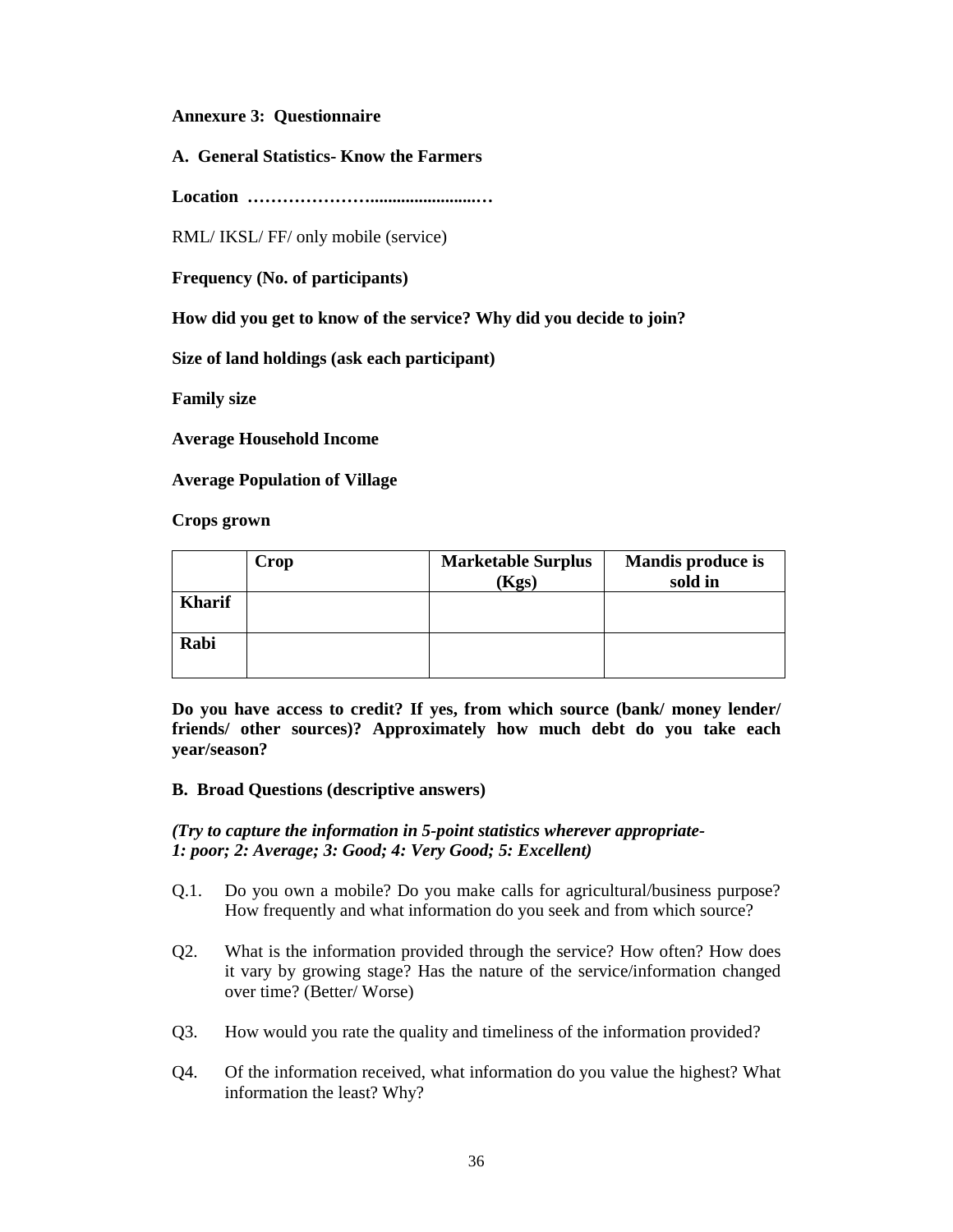**Annexure 3: Questionnaire**

**A. General Statistics- Know the Farmers**

**Location …………………………………….…**

RML/ IKSL/ FF/ only mobile (service)

**Frequency (No. of participants)**

**How did you get to know of the service? Why did you decide to join?**

**Size of land holdings (ask each participant)**

**Family size**

**Average Household Income**

**Average Population of Village**

**Crops grown**

| | Crop | Marketable Surplus (Kgs) | Mandis produce is sold in |
|---|---|---|---|
| **Kharif** | | | |
| **Rabi** | | | |

**Do you have access to credit? If yes, from which source (bank/ money lender/ friends/ other sources)? Approximately how much debt do you take each year/season?**

**B. Broad Questions (descriptive answers)**

***(Try to capture the information in 5-point statistics wherever appropriate- 1: poor; 2: Average; 3: Good; 4: Very Good; 5: Excellent)***

Q.1. Do you own a mobile? Do you make calls for agricultural/business purpose? How frequently and what information do you seek and from which source?

Q2. What is the information provided through the service? How often? How does it vary by growing stage? Has the nature of the service/information changed over time? (Better/ Worse)

Q3. How would you rate the quality and timeliness of the information provided?

Q4. Of the information received, what information do you value the highest? What information the least? Why?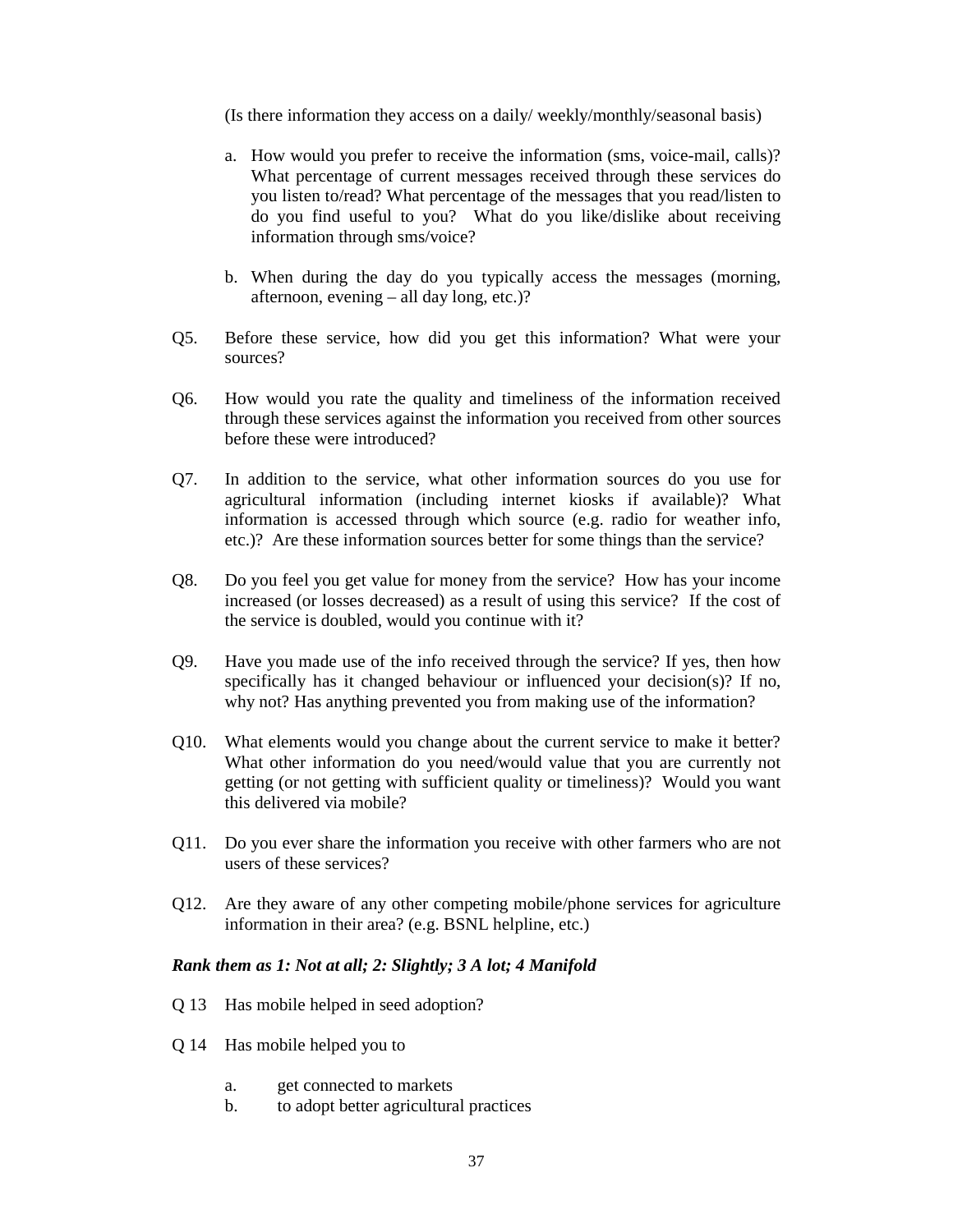(Is there information they access on a daily/ weekly/monthly/seasonal basis)

a. How would you prefer to receive the information (sms, voice-mail, calls)? What percentage of current messages received through these services do you listen to/read? What percentage of the messages that you read/listen to do you find useful to you? What do you like/dislike about receiving information through sms/voice?

b. When during the day do you typically access the messages (morning, afternoon, evening – all day long, etc.)?

Q5. Before these service, how did you get this information? What were your sources?

Q6. How would you rate the quality and timeliness of the information received through these services against the information you received from other sources before these were introduced?

Q7. In addition to the service, what other information sources do you use for agricultural information (including internet kiosks if available)? What information is accessed through which source (e.g. radio for weather info, etc.)? Are these information sources better for some things than the service?

Q8. Do you feel you get value for money from the service? How has your income increased (or losses decreased) as a result of using this service? If the cost of the service is doubled, would you continue with it?

Q9. Have you made use of the info received through the service? If yes, then how specifically has it changed behaviour or influenced your decision(s)? If no, why not? Has anything prevented you from making use of the information?

Q10. What elements would you change about the current service to make it better? What other information do you need/would value that you are currently not getting (or not getting with sufficient quality or timeliness)? Would you want this delivered via mobile?

Q11. Do you ever share the information you receive with other farmers who are not users of these services?

Q12. Are they aware of any other competing mobile/phone services for agriculture information in their area? (e.g. BSNL helpline, etc.)

***Rank them as 1: Not at all; 2: Slightly; 3 A lot; 4 Manifold***

Q 13 Has mobile helped in seed adoption?

Q 14 Has mobile helped you to

a. get connected to markets
b. to adopt better agricultural practices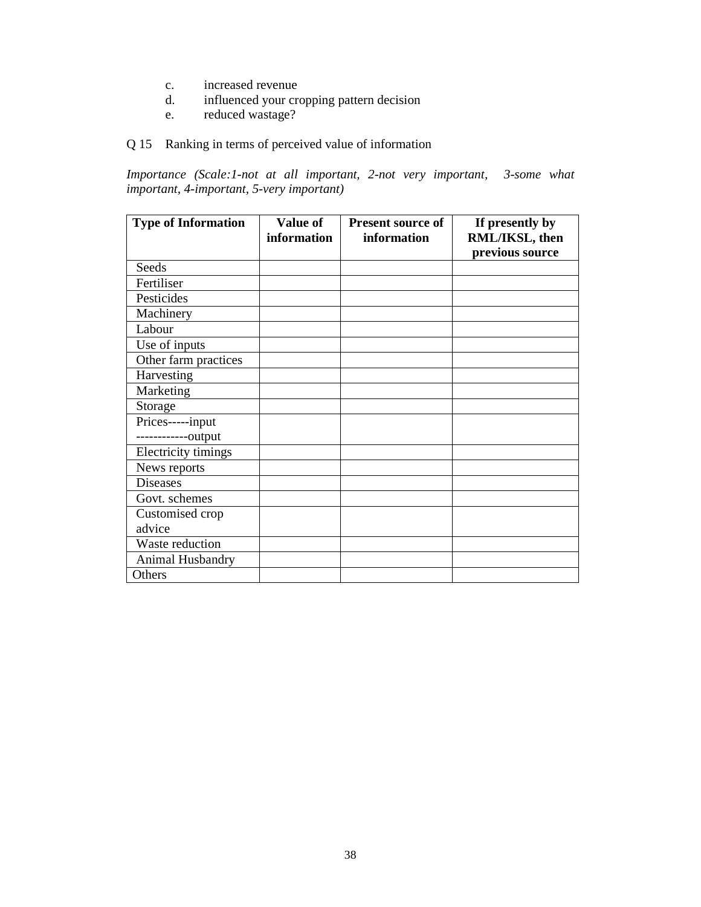c. increased revenue
d. influenced your cropping pattern decision
e. reduced wastage?

Q 15 Ranking in terms of perceived value of information

*Importance (Scale:1-not at all important, 2-not very important, 3-some what important, 4-important, 5-very important)*

| **Type of Information** | **Value of information** | **Present source of information** | **If presently by RML/IKSL, then previous source** |
|---|---|---|---|
| Seeds | | | |
| Fertiliser | | | |
| Pesticides | | | |
| Machinery | | | |
| Labour | | | |
| Use of inputs | | | |
| Other farm practices | | | |
| Harvesting | | | |
| Marketing | | | |
| Storage | | | |
| Prices-----input<br>------------output | | | |
| Electricity timings | | | |
| News reports | | | |
| Diseases | | | |
| Govt. schemes | | | |
| Customised crop advice | | | |
| Waste reduction | | | |
| Animal Husbandry | | | |
| Others | | | |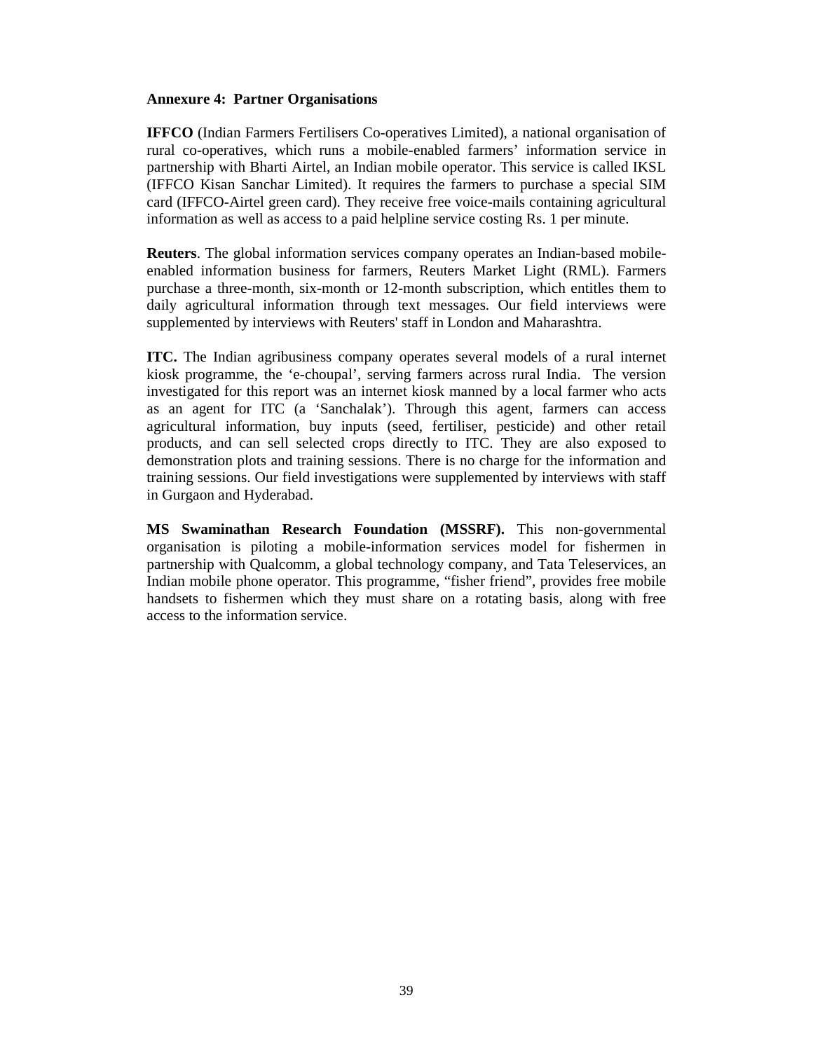**Annexure 4: Partner Organisations**

**IFFCO** (Indian Farmers Fertilisers Co-operatives Limited), a national organisation of rural co-operatives, which runs a mobile-enabled farmers' information service in partnership with Bharti Airtel, an Indian mobile operator. This service is called IKSL (IFFCO Kisan Sanchar Limited). It requires the farmers to purchase a special SIM card (IFFCO-Airtel green card). They receive free voice-mails containing agricultural information as well as access to a paid helpline service costing Rs. 1 per minute.

**Reuters**. The global information services company operates an Indian-based mobile-enabled information business for farmers, Reuters Market Light (RML). Farmers purchase a three-month, six-month or 12-month subscription, which entitles them to daily agricultural information through text messages. Our field interviews were supplemented by interviews with Reuters' staff in London and Maharashtra.

**ITC.** The Indian agribusiness company operates several models of a rural internet kiosk programme, the 'e-choupal', serving farmers across rural India. The version investigated for this report was an internet kiosk manned by a local farmer who acts as an agent for ITC (a 'Sanchalak'). Through this agent, farmers can access agricultural information, buy inputs (seed, fertiliser, pesticide) and other retail products, and can sell selected crops directly to ITC. They are also exposed to demonstration plots and training sessions. There is no charge for the information and training sessions. Our field investigations were supplemented by interviews with staff in Gurgaon and Hyderabad.

**MS Swaminathan Research Foundation (MSSRF).** This non-governmental organisation is piloting a mobile-information services model for fishermen in partnership with Qualcomm, a global technology company, and Tata Teleservices, an Indian mobile phone operator. This programme, "fisher friend", provides free mobile handsets to fishermen which they must share on a rotating basis, along with free access to the information service.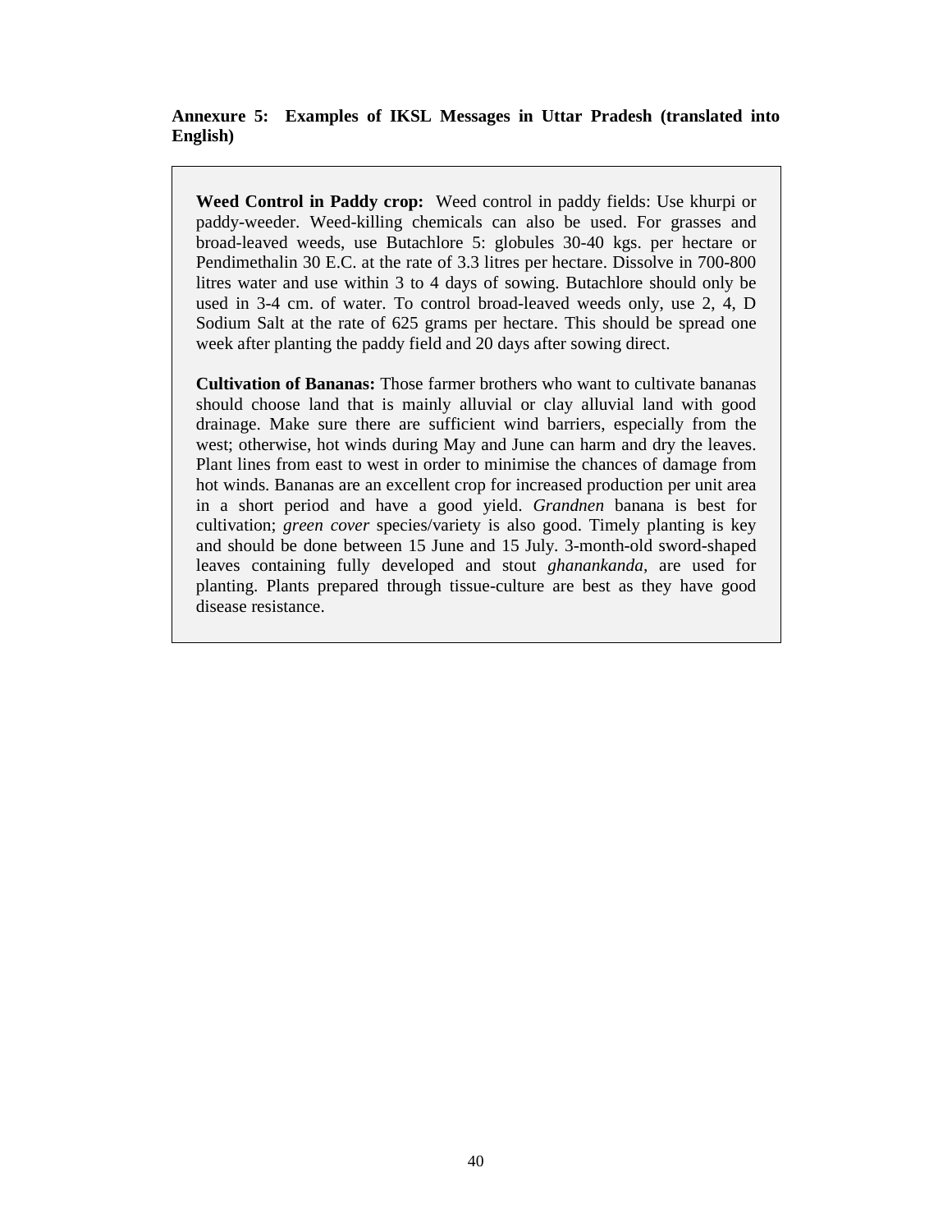**Annexure 5: Examples of IKSL Messages in Uttar Pradesh (translated into English)**

**Weed Control in Paddy crop:** Weed control in paddy fields: Use khurpi or paddy-weeder. Weed-killing chemicals can also be used. For grasses and broad-leaved weeds, use Butachlore 5: globules 30-40 kgs. per hectare or Pendimethalin 30 E.C. at the rate of 3.3 litres per hectare. Dissolve in 700-800 litres water and use within 3 to 4 days of sowing. Butachlore should only be used in 3-4 cm. of water. To control broad-leaved weeds only, use 2, 4, D Sodium Salt at the rate of 625 grams per hectare. This should be spread one week after planting the paddy field and 20 days after sowing direct.

**Cultivation of Bananas:** Those farmer brothers who want to cultivate bananas should choose land that is mainly alluvial or clay alluvial land with good drainage. Make sure there are sufficient wind barriers, especially from the west; otherwise, hot winds during May and June can harm and dry the leaves. Plant lines from east to west in order to minimise the chances of damage from hot winds. Bananas are an excellent crop for increased production per unit area in a short period and have a good yield. *Grandnen* banana is best for cultivation; *green cover* species/variety is also good. Timely planting is key and should be done between 15 June and 15 July. 3-month-old sword-shaped leaves containing fully developed and stout *ghanankanda*, are used for planting. Plants prepared through tissue-culture are best as they have good disease resistance.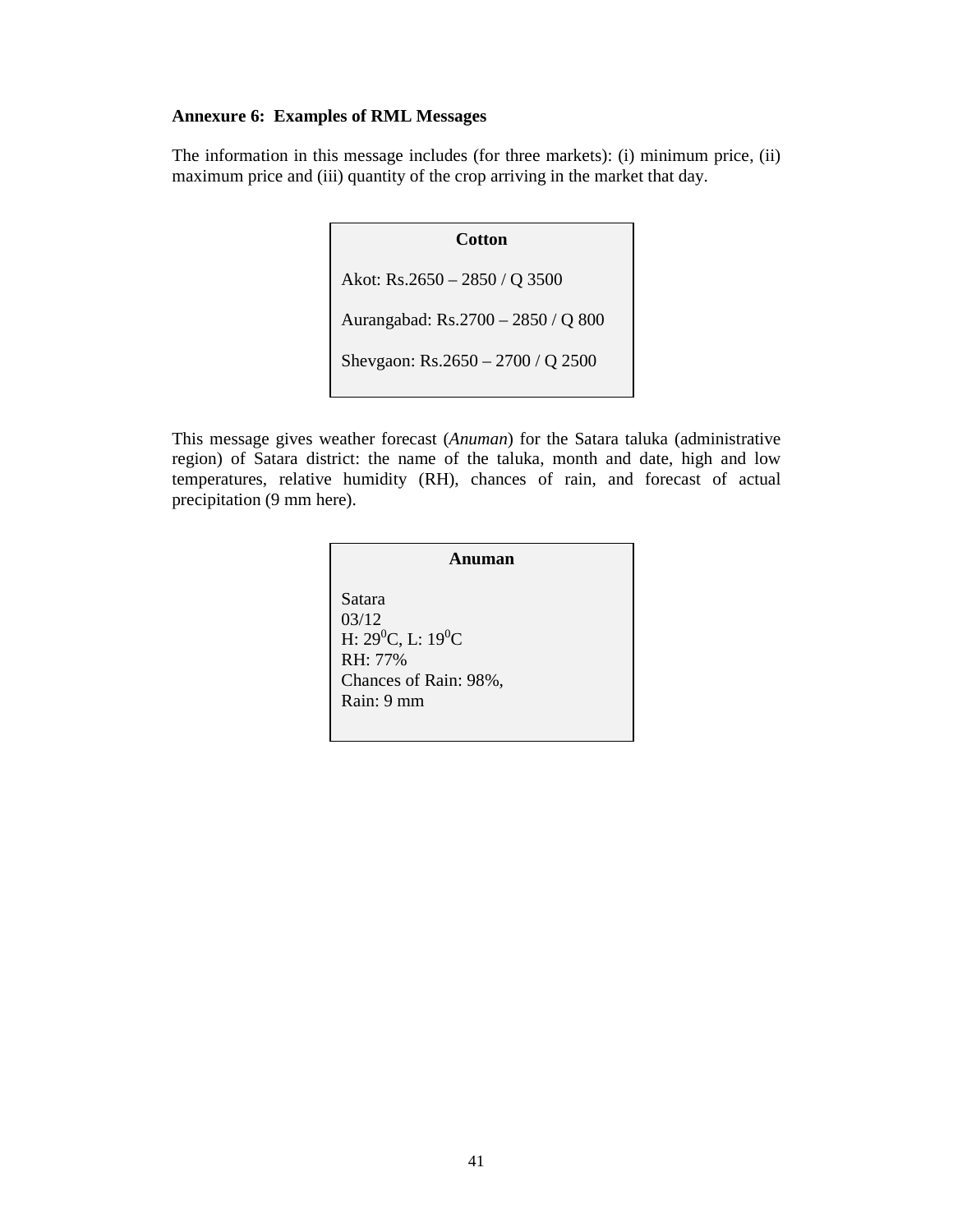**Annexure 6: Examples of RML Messages**

The information in this message includes (for three markets): (i) minimum price, (ii) maximum price and (iii) quantity of the crop arriving in the market that day.

> **Cotton**
>
> Akot: Rs.2650 – 2850 / Q 3500
>
> Aurangabad: Rs.2700 – 2850 / Q 800
>
> Shevgaon: Rs.2650 – 2700 / Q 2500

This message gives weather forecast (*Anuman*) for the Satara taluka (administrative region) of Satara district: the name of the taluka, month and date, high and low temperatures, relative humidity (RH), chances of rain, and forecast of actual precipitation (9 mm here).

> **Anuman**
>
> Satara
> 03/12
> H: $29^0$C, L: $19^0$C
> RH: 77%
> Chances of Rain: 98%,
> Rain: 9 mm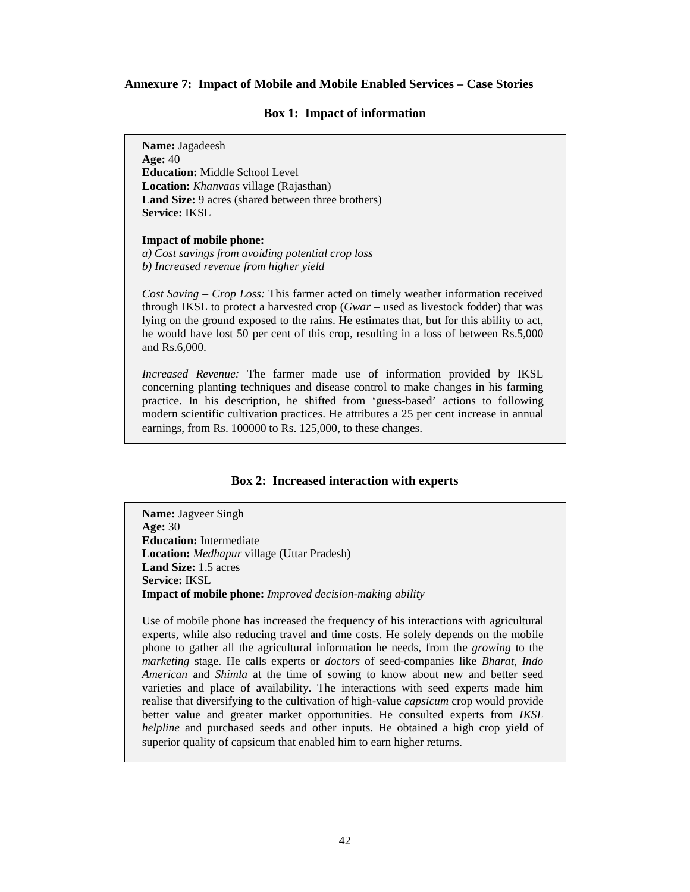## Annexure 7: Impact of Mobile and Mobile Enabled Services – Case Stories

### Box 1: Impact of information

**Name:** Jagadeesh
**Age:** 40
**Education:** Middle School Level
**Location:** *Khanvaas* village (Rajasthan)
**Land Size:** 9 acres (shared between three brothers)
**Service:** IKSL

**Impact of mobile phone:**
*a) Cost savings from avoiding potential crop loss*
*b) Increased revenue from higher yield*

*Cost Saving – Crop Loss:* This farmer acted on timely weather information received through IKSL to protect a harvested crop (*Gwar* – used as livestock fodder) that was lying on the ground exposed to the rains. He estimates that, but for this ability to act, he would have lost 50 per cent of this crop, resulting in a loss of between Rs.5,000 and Rs.6,000.

*Increased Revenue:* The farmer made use of information provided by IKSL concerning planting techniques and disease control to make changes in his farming practice. In his description, he shifted from 'guess-based' actions to following modern scientific cultivation practices. He attributes a 25 per cent increase in annual earnings, from Rs. 100000 to Rs. 125,000, to these changes.

### Box 2: Increased interaction with experts

**Name:** Jagveer Singh
**Age:** 30
**Education:** Intermediate
**Location:** *Medhapur* village (Uttar Pradesh)
**Land Size:** 1.5 acres
**Service:** IKSL
**Impact of mobile phone:** *Improved decision-making ability*

Use of mobile phone has increased the frequency of his interactions with agricultural experts, while also reducing travel and time costs. He solely depends on the mobile phone to gather all the agricultural information he needs, from the *growing* to the *marketing* stage. He calls experts or *doctors* of seed-companies like *Bharat*, *Indo American* and *Shimla* at the time of sowing to know about new and better seed varieties and place of availability. The interactions with seed experts made him realise that diversifying to the cultivation of high-value *capsicum* crop would provide better value and greater market opportunities. He consulted experts from *IKSL helpline* and purchased seeds and other inputs. He obtained a high crop yield of superior quality of capsicum that enabled him to earn higher returns.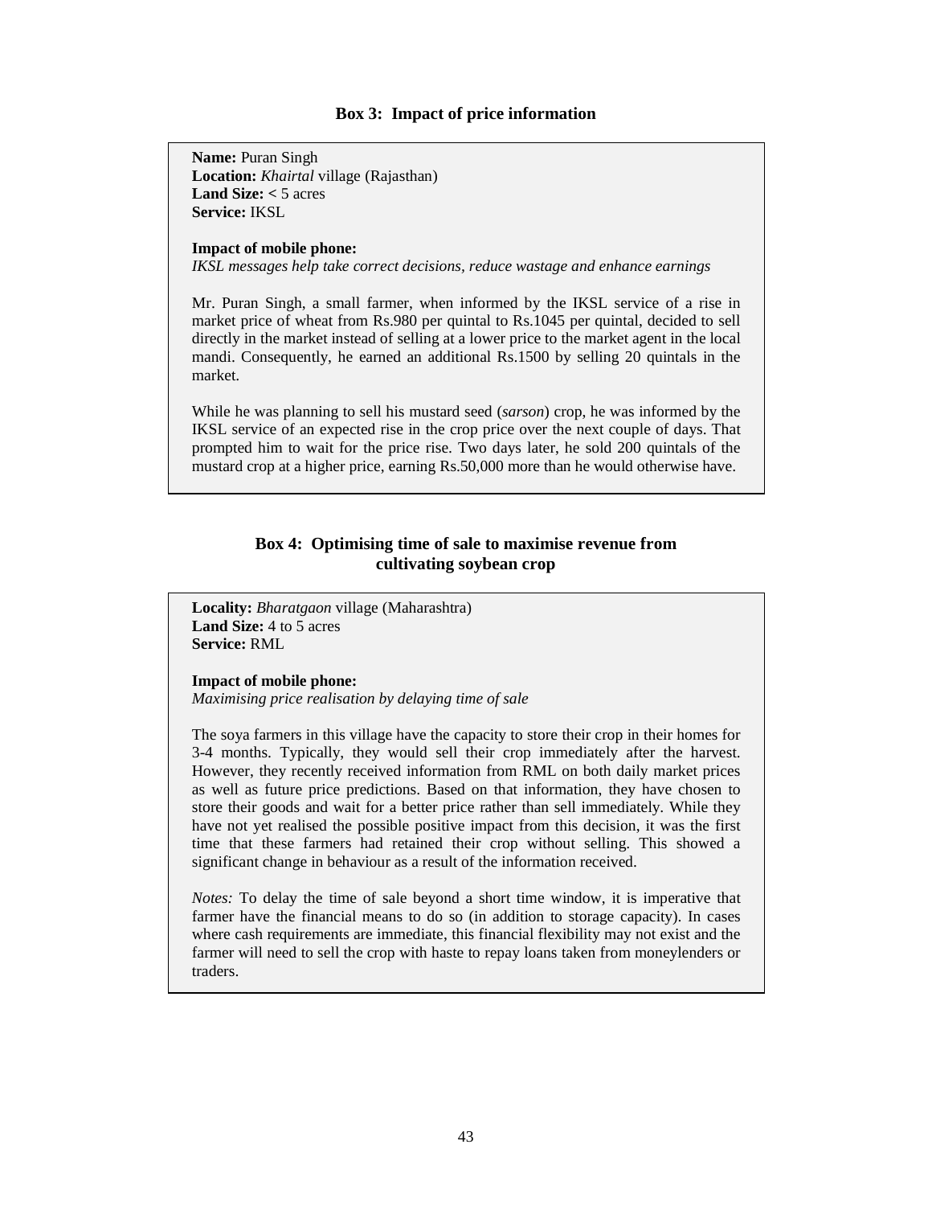### Box 3: Impact of price information

**Name:** Puran Singh
**Location:** *Khairtal* village (Rajasthan)
**Land Size:** < 5 acres
**Service:** IKSL

**Impact of mobile phone:**
*IKSL messages help take correct decisions, reduce wastage and enhance earnings*

Mr. Puran Singh, a small farmer, when informed by the IKSL service of a rise in market price of wheat from Rs.980 per quintal to Rs.1045 per quintal, decided to sell directly in the market instead of selling at a lower price to the market agent in the local mandi. Consequently, he earned an additional Rs.1500 by selling 20 quintals in the market.

While he was planning to sell his mustard seed (*sarson*) crop, he was informed by the IKSL service of an expected rise in the crop price over the next couple of days. That prompted him to wait for the price rise. Two days later, he sold 200 quintals of the mustard crop at a higher price, earning Rs.50,000 more than he would otherwise have.

### Box 4: Optimising time of sale to maximise revenue from cultivating soybean crop

**Locality:** *Bharatgaon* village (Maharashtra)
**Land Size:** 4 to 5 acres
**Service:** RML

**Impact of mobile phone:**
*Maximising price realisation by delaying time of sale*

The soya farmers in this village have the capacity to store their crop in their homes for 3-4 months. Typically, they would sell their crop immediately after the harvest. However, they recently received information from RML on both daily market prices as well as future price predictions. Based on that information, they have chosen to store their goods and wait for a better price rather than sell immediately. While they have not yet realised the possible positive impact from this decision, it was the first time that these farmers had retained their crop without selling. This showed a significant change in behaviour as a result of the information received.

*Notes:* To delay the time of sale beyond a short time window, it is imperative that farmer have the financial means to do so (in addition to storage capacity). In cases where cash requirements are immediate, this financial flexibility may not exist and the farmer will need to sell the crop with haste to repay loans taken from moneylenders or traders.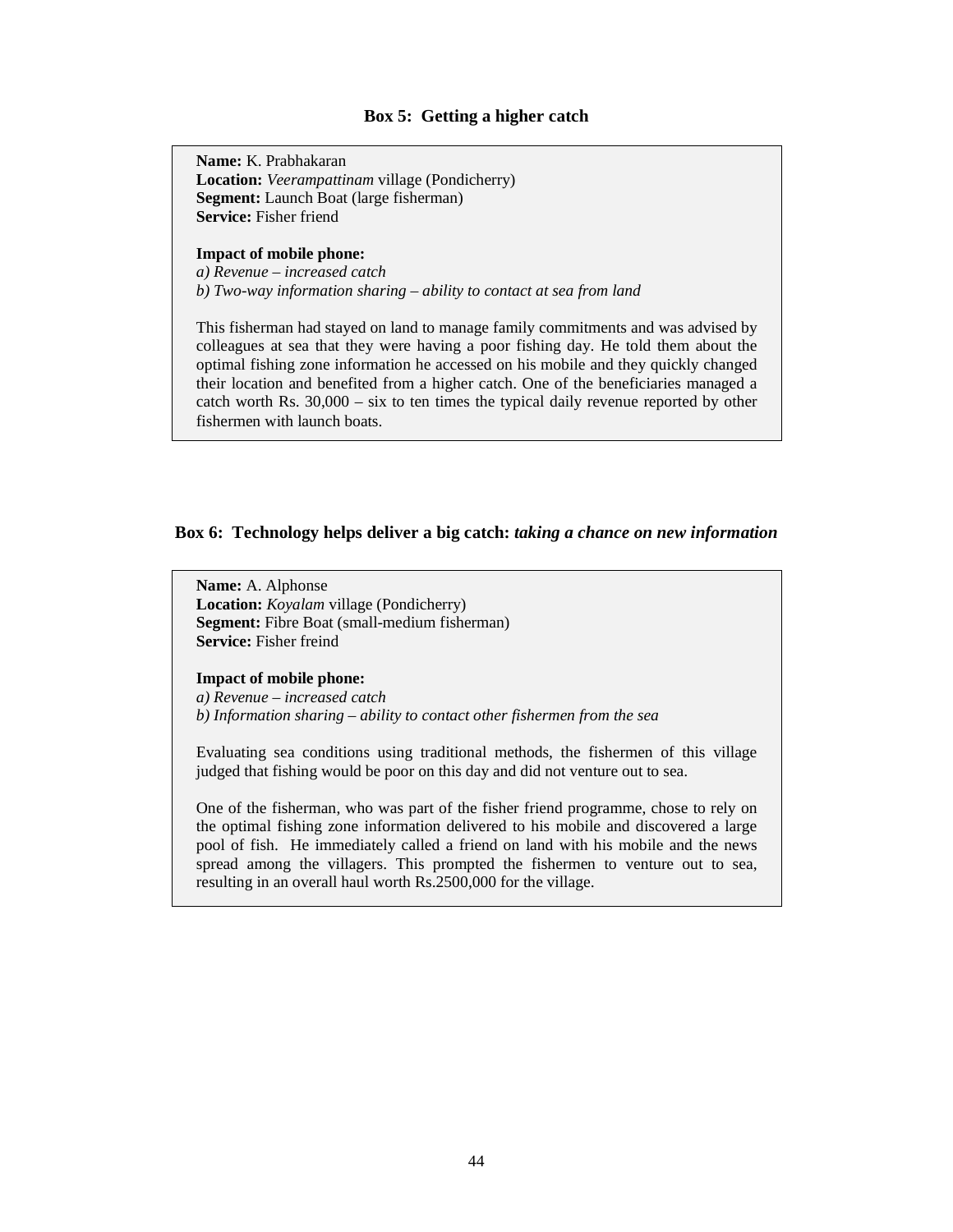### Box 5: Getting a higher catch

**Name:** K. Prabhakaran
**Location:** *Veerampattinam* village (Pondicherry)
**Segment:** Launch Boat (large fisherman)
**Service:** Fisher friend

**Impact of mobile phone:**
*a) Revenue – increased catch*
*b) Two-way information sharing – ability to contact at sea from land*

This fisherman had stayed on land to manage family commitments and was advised by colleagues at sea that they were having a poor fishing day. He told them about the optimal fishing zone information he accessed on his mobile and they quickly changed their location and benefited from a higher catch. One of the beneficiaries managed a catch worth Rs. 30,000 – six to ten times the typical daily revenue reported by other fishermen with launch boats.

### Box 6: Technology helps deliver a big catch: *taking a chance on new information*

**Name:** A. Alphonse
**Location:** *Koyalam* village (Pondicherry)
**Segment:** Fibre Boat (small-medium fisherman)
**Service:** Fisher freind

**Impact of mobile phone:**
*a) Revenue – increased catch*
*b) Information sharing – ability to contact other fishermen from the sea*

Evaluating sea conditions using traditional methods, the fishermen of this village judged that fishing would be poor on this day and did not venture out to sea.

One of the fisherman, who was part of the fisher friend programme, chose to rely on the optimal fishing zone information delivered to his mobile and discovered a large pool of fish. He immediately called a friend on land with his mobile and the news spread among the villagers. This prompted the fishermen to venture out to sea, resulting in an overall haul worth Rs.2500,000 for the village.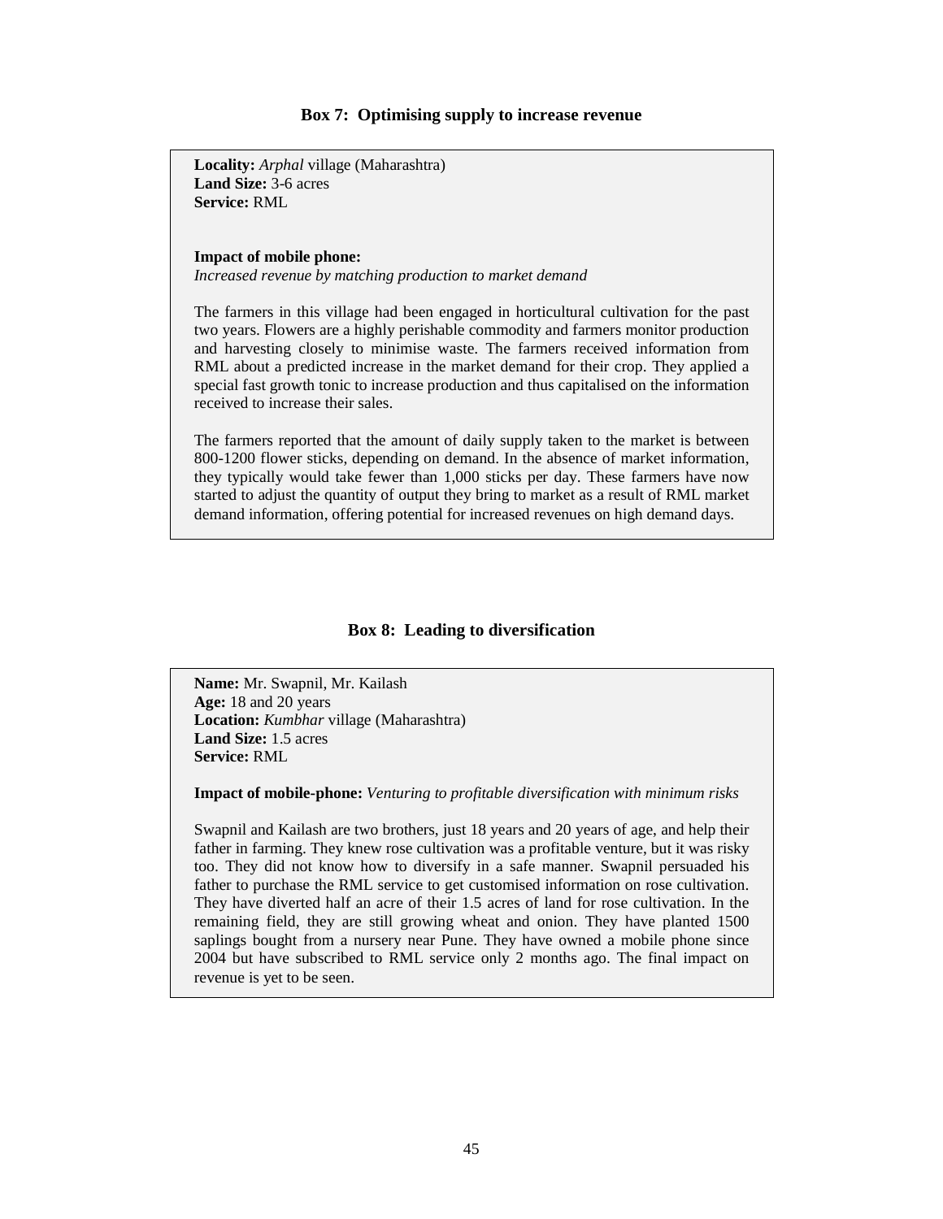### Box 7: Optimising supply to increase revenue

**Locality:** *Arphal* village (Maharashtra)
**Land Size:** 3-6 acres
**Service:** RML

**Impact of mobile phone:**
*Increased revenue by matching production to market demand*

The farmers in this village had been engaged in horticultural cultivation for the past two years. Flowers are a highly perishable commodity and farmers monitor production and harvesting closely to minimise waste. The farmers received information from RML about a predicted increase in the market demand for their crop. They applied a special fast growth tonic to increase production and thus capitalised on the information received to increase their sales.

The farmers reported that the amount of daily supply taken to the market is between 800-1200 flower sticks, depending on demand. In the absence of market information, they typically would take fewer than 1,000 sticks per day. These farmers have now started to adjust the quantity of output they bring to market as a result of RML market demand information, offering potential for increased revenues on high demand days.

### Box 8: Leading to diversification

**Name:** Mr. Swapnil, Mr. Kailash
**Age:** 18 and 20 years
**Location:** *Kumbhar* village (Maharashtra)
**Land Size:** 1.5 acres
**Service:** RML

**Impact of mobile-phone:** *Venturing to profitable diversification with minimum risks*

Swapnil and Kailash are two brothers, just 18 years and 20 years of age, and help their father in farming. They knew rose cultivation was a profitable venture, but it was risky too. They did not know how to diversify in a safe manner. Swapnil persuaded his father to purchase the RML service to get customised information on rose cultivation. They have diverted half an acre of their 1.5 acres of land for rose cultivation. In the remaining field, they are still growing wheat and onion. They have planted 1500 saplings bought from a nursery near Pune. They have owned a mobile phone since 2004 but have subscribed to RML service only 2 months ago. The final impact on revenue is yet to be seen.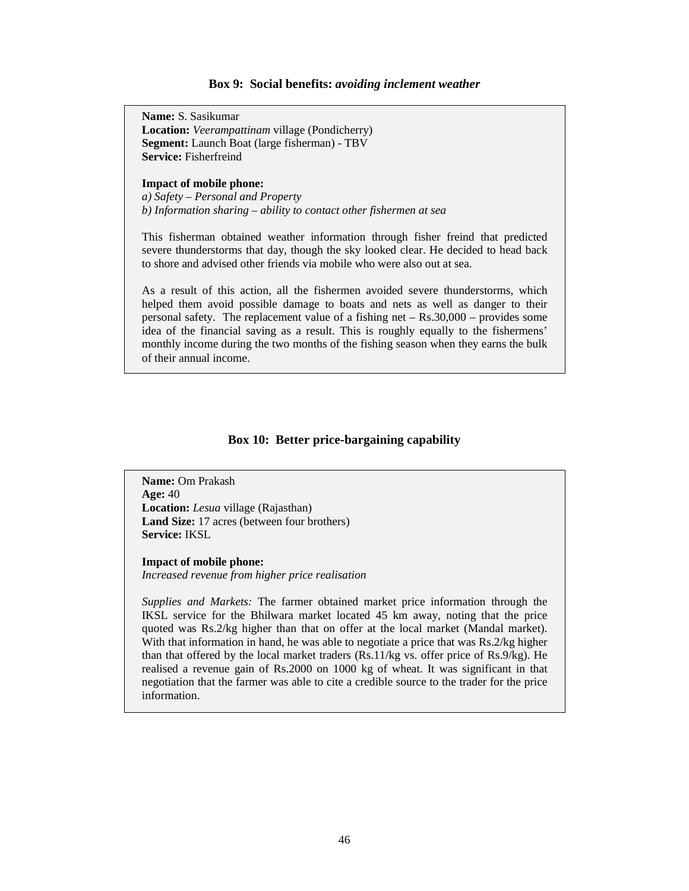### Box 9: Social benefits: *avoiding inclement weather*

**Name:** S. Sasikumar
**Location:** *Veerampattinam* village (Pondicherry)
**Segment:** Launch Boat (large fisherman) - TBV
**Service:** Fisherfreind

**Impact of mobile phone:**
*a) Safety – Personal and Property*
*b) Information sharing – ability to contact other fishermen at sea*

This fisherman obtained weather information through fisher freind that predicted severe thunderstorms that day, though the sky looked clear. He decided to head back to shore and advised other friends via mobile who were also out at sea.

As a result of this action, all the fishermen avoided severe thunderstorms, which helped them avoid possible damage to boats and nets as well as danger to their personal safety. The replacement value of a fishing net – Rs.30,000 – provides some idea of the financial saving as a result. This is roughly equally to the fishermens' monthly income during the two months of the fishing season when they earns the bulk of their annual income.

### Box 10: Better price-bargaining capability

**Name:** Om Prakash
**Age:** 40
**Location:** *Lesua* village (Rajasthan)
**Land Size:** 17 acres (between four brothers)
**Service:** IKSL

**Impact of mobile phone:**
*Increased revenue from higher price realisation*

*Supplies and Markets:* The farmer obtained market price information through the IKSL service for the Bhilwara market located 45 km away, noting that the price quoted was Rs.2/kg higher than that on offer at the local market (Mandal market). With that information in hand, he was able to negotiate a price that was Rs.2/kg higher than that offered by the local market traders (Rs.11/kg vs. offer price of Rs.9/kg). He realised a revenue gain of Rs.2000 on 1000 kg of wheat. It was significant in that negotiation that the farmer was able to cite a credible source to the trader for the price information.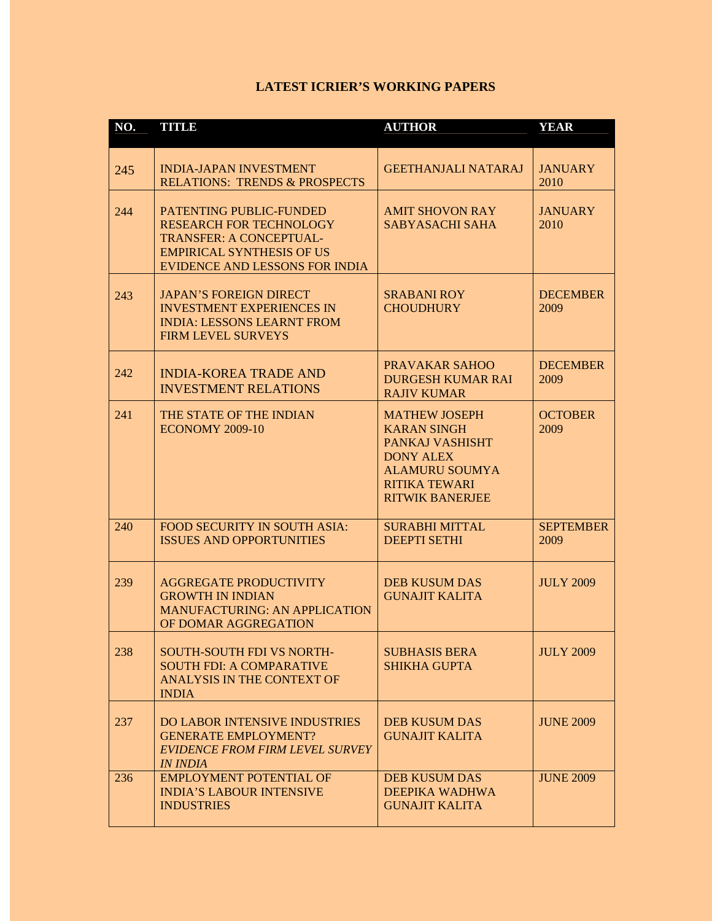# LATEST ICRIER'S WORKING PAPERS

| NO. | TITLE | AUTHOR | YEAR |
|---|---|---|---|
| 245 | INDIA-JAPAN INVESTMENT RELATIONS: TRENDS & PROSPECTS | GEETHANJALI NATARAJ | JANUARY 2010 |
| 244 | PATENTING PUBLIC-FUNDED RESEARCH FOR TECHNOLOGY TRANSFER: A CONCEPTUAL-EMPIRICAL SYNTHESIS OF US EVIDENCE AND LESSONS FOR INDIA | AMIT SHOVON RAY<br>SABYASACHI SAHA | JANUARY 2010 |
| 243 | JAPAN'S FOREIGN DIRECT INVESTMENT EXPERIENCES IN INDIA: LESSONS LEARNT FROM FIRM LEVEL SURVEYS | SRABANI ROY CHOUDHURY | DECEMBER 2009 |
| 242 | INDIA-KOREA TRADE AND INVESTMENT RELATIONS | PRAVAKAR SAHOO<br>DURGESH KUMAR RAI<br>RAJIV KUMAR | DECEMBER 2009 |
| 241 | THE STATE OF THE INDIAN ECONOMY 2009-10 | MATHEW JOSEPH<br>KARAN SINGH<br>PANKAJ VASHISHT<br>DONY ALEX<br>ALAMURU SOUMYA<br>RITIKA TEWARI<br>RITWIK BANERJEE | OCTOBER 2009 |
| 240 | FOOD SECURITY IN SOUTH ASIA: ISSUES AND OPPORTUNITIES | SURABHI MITTAL<br>DEEPTI SETHI | SEPTEMBER 2009 |
| 239 | AGGREGATE PRODUCTIVITY GROWTH IN INDIAN MANUFACTURING: AN APPLICATION OF DOMAR AGGREGATION | DEB KUSUM DAS<br>GUNAJIT KALITA | JULY 2009 |
| 238 | SOUTH-SOUTH FDI VS NORTH-SOUTH FDI: A COMPARATIVE ANALYSIS IN THE CONTEXT OF INDIA | SUBHASIS BERA<br>SHIKHA GUPTA | JULY 2009 |
| 237 | DO LABOR INTENSIVE INDUSTRIES GENERATE EMPLOYMENT? *EVIDENCE FROM FIRM LEVEL SURVEY IN INDIA* | DEB KUSUM DAS<br>GUNAJIT KALITA | JUNE 2009 |
| 236 | EMPLOYMENT POTENTIAL OF INDIA'S LABOUR INTENSIVE INDUSTRIES | DEB KUSUM DAS<br>DEEPIKA WADHWA<br>GUNAJIT KALITA | JUNE 2009 |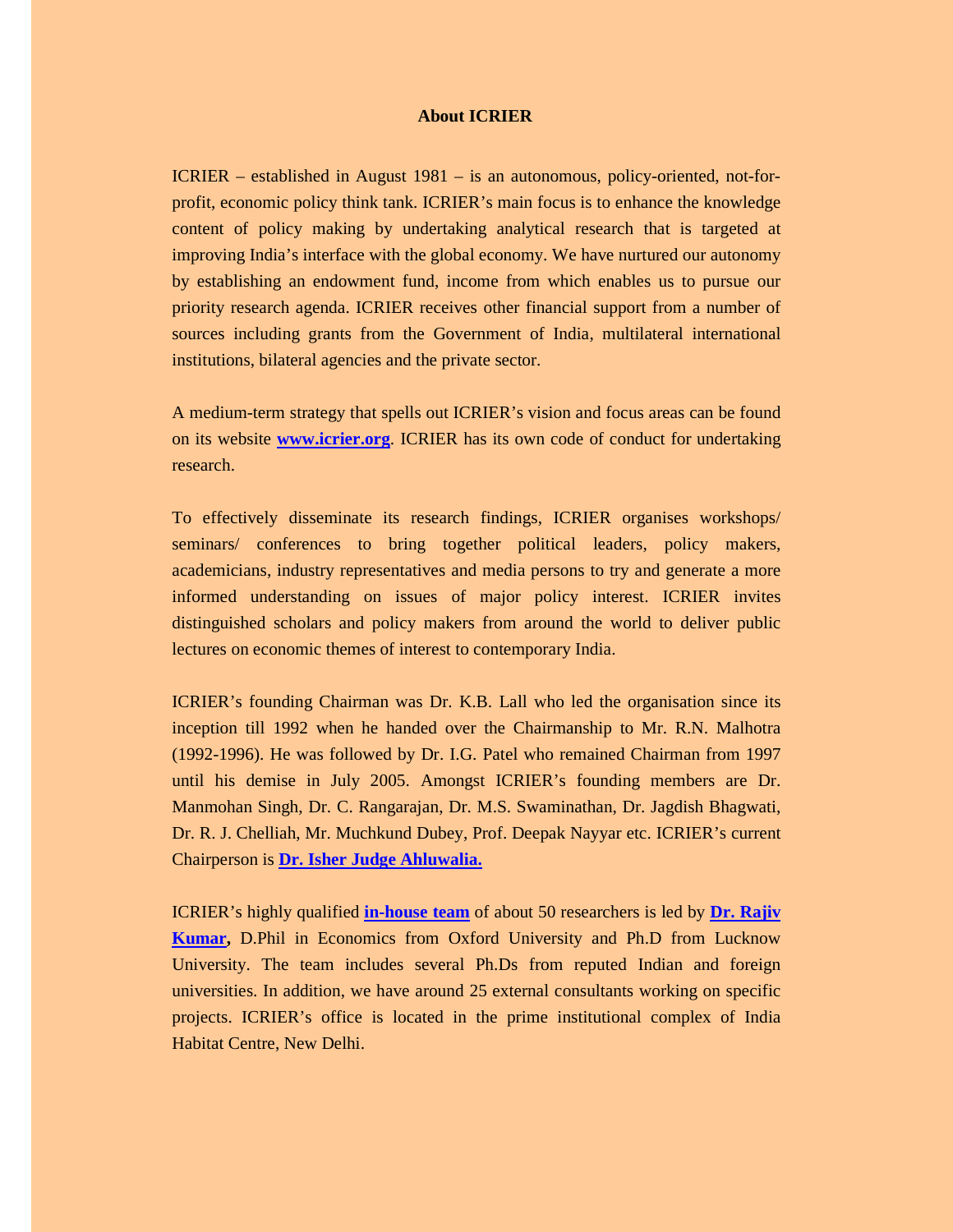## About ICRIER

ICRIER – established in August 1981 – is an autonomous, policy-oriented, not-for-profit, economic policy think tank. ICRIER's main focus is to enhance the knowledge content of policy making by undertaking analytical research that is targeted at improving India's interface with the global economy. We have nurtured our autonomy by establishing an endowment fund, income from which enables us to pursue our priority research agenda. ICRIER receives other financial support from a number of sources including grants from the Government of India, multilateral international institutions, bilateral agencies and the private sector.

A medium-term strategy that spells out ICRIER's vision and focus areas can be found on its website **www.icrier.org**. ICRIER has its own code of conduct for undertaking research.

To effectively disseminate its research findings, ICRIER organises workshops/ seminars/ conferences to bring together political leaders, policy makers, academicians, industry representatives and media persons to try and generate a more informed understanding on issues of major policy interest. ICRIER invites distinguished scholars and policy makers from around the world to deliver public lectures on economic themes of interest to contemporary India.

ICRIER's founding Chairman was Dr. K.B. Lall who led the organisation since its inception till 1992 when he handed over the Chairmanship to Mr. R.N. Malhotra (1992-1996). He was followed by Dr. I.G. Patel who remained Chairman from 1997 until his demise in July 2005. Amongst ICRIER's founding members are Dr. Manmohan Singh, Dr. C. Rangarajan, Dr. M.S. Swaminathan, Dr. Jagdish Bhagwati, Dr. R. J. Chelliah, Mr. Muchkund Dubey, Prof. Deepak Nayyar etc. ICRIER's current Chairperson is **Dr. Isher Judge Ahluwalia.**

ICRIER's highly qualified **in-house team** of about 50 researchers is led by **Dr. Rajiv Kumar,** D.Phil in Economics from Oxford University and Ph.D from Lucknow University. The team includes several Ph.Ds from reputed Indian and foreign universities. In addition, we have around 25 external consultants working on specific projects. ICRIER's office is located in the prime institutional complex of India Habitat Centre, New Delhi.